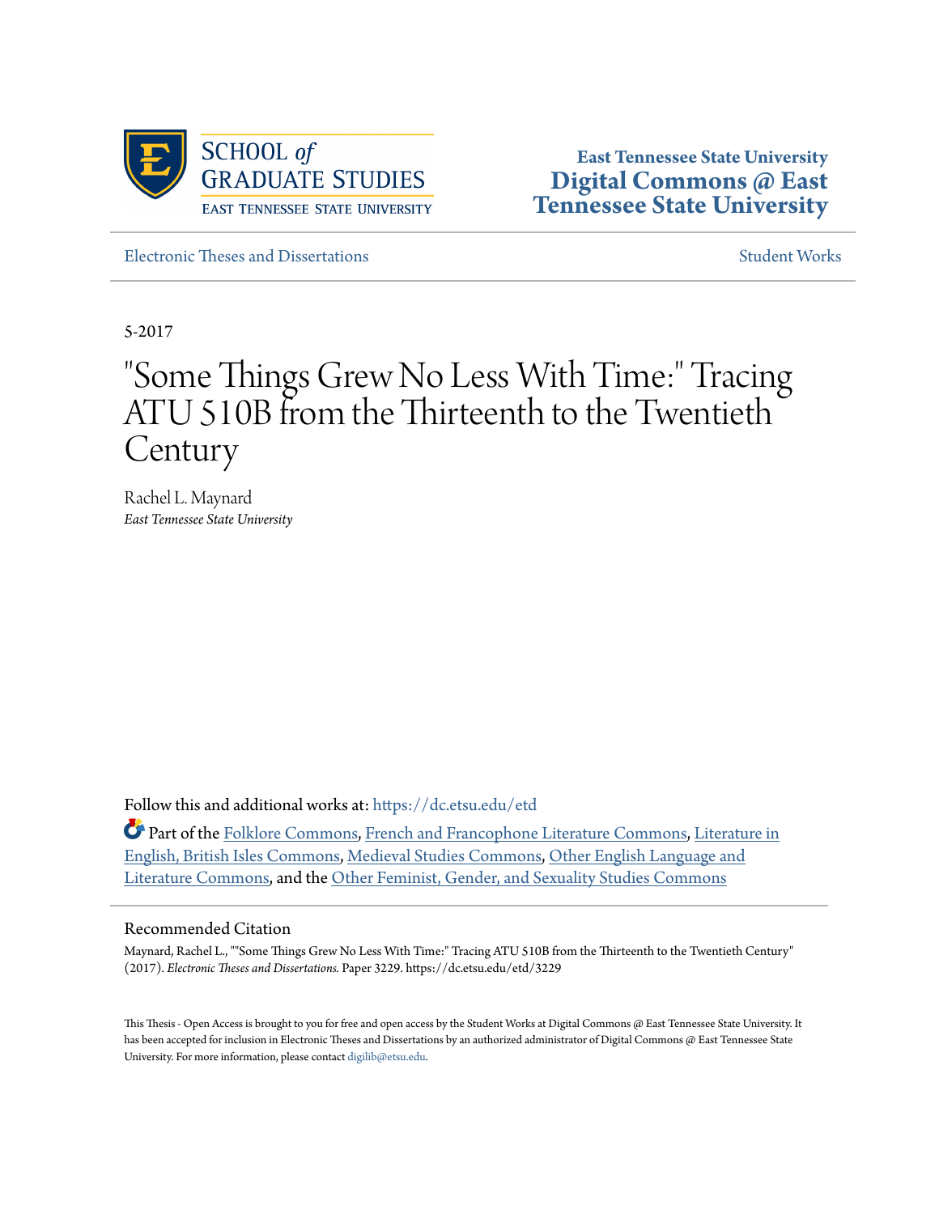SCHOOL *of* GRADUATE STUDIES
EAST TENNESSEE STATE UNIVERSITY

**East Tennessee State University**
**Digital Commons @ East Tennessee State University**

Electronic Theses and Dissertations | Student Works

5-2017

# "Some Things Grew No Less With Time:" Tracing ATU 510B from the Thirteenth to the Twentieth Century

Rachel L. Maynard
*East Tennessee State University*

Follow this and additional works at: https://dc.etsu.edu/etd

Part of the Folklore Commons, French and Francophone Literature Commons, Literature in English, British Isles Commons, Medieval Studies Commons, Other English Language and Literature Commons, and the Other Feminist, Gender, and Sexuality Studies Commons

## Recommended Citation

Maynard, Rachel L., ""Some Things Grew No Less With Time:" Tracing ATU 510B from the Thirteenth to the Twentieth Century" (2017). *Electronic Theses and Dissertations.* Paper 3229. https://dc.etsu.edu/etd/3229

This Thesis - Open Access is brought to you for free and open access by the Student Works at Digital Commons @ East Tennessee State University. It has been accepted for inclusion in Electronic Theses and Dissertations by an authorized administrator of Digital Commons @ East Tennessee State University. For more information, please contact digilib@etsu.edu.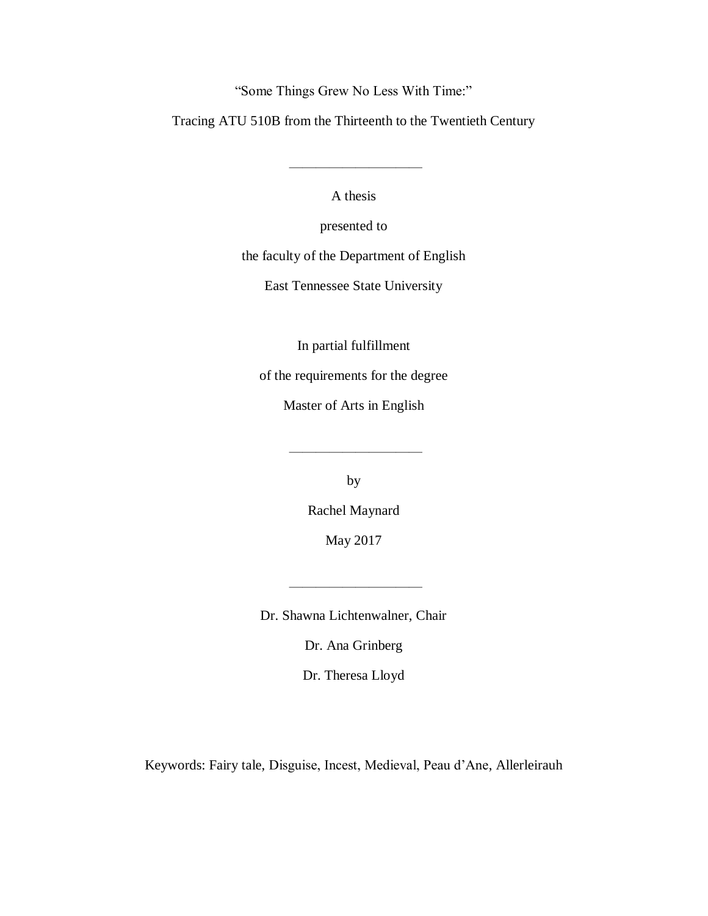"Some Things Grew No Less With Time:"

Tracing ATU 510B from the Thirteenth to the Twentieth Century

---

A thesis

presented to

the faculty of the Department of English

East Tennessee State University

In partial fulfillment

of the requirements for the degree

Master of Arts in English

---

by

Rachel Maynard

May 2017

---

Dr. Shawna Lichtenwalner, Chair

Dr. Ana Grinberg

Dr. Theresa Lloyd

Keywords: Fairy tale, Disguise, Incest, Medieval, Peau d'Ane, Allerleirauh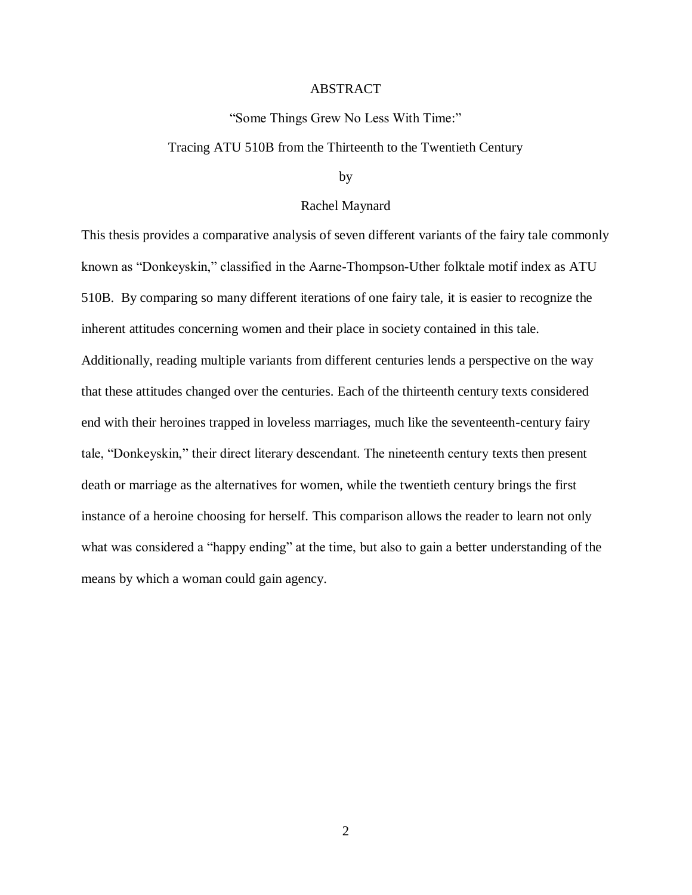# ABSTRACT

## "Some Things Grew No Less With Time:"

## Tracing ATU 510B from the Thirteenth to the Twentieth Century

by

Rachel Maynard

This thesis provides a comparative analysis of seven different variants of the fairy tale commonly known as "Donkeyskin," classified in the Aarne-Thompson-Uther folktale motif index as ATU 510B. By comparing so many different iterations of one fairy tale, it is easier to recognize the inherent attitudes concerning women and their place in society contained in this tale. Additionally, reading multiple variants from different centuries lends a perspective on the way that these attitudes changed over the centuries. Each of the thirteenth century texts considered end with their heroines trapped in loveless marriages, much like the seventeenth-century fairy tale, "Donkeyskin," their direct literary descendant. The nineteenth century texts then present death or marriage as the alternatives for women, while the twentieth century brings the first instance of a heroine choosing for herself. This comparison allows the reader to learn not only what was considered a "happy ending" at the time, but also to gain a better understanding of the means by which a woman could gain agency.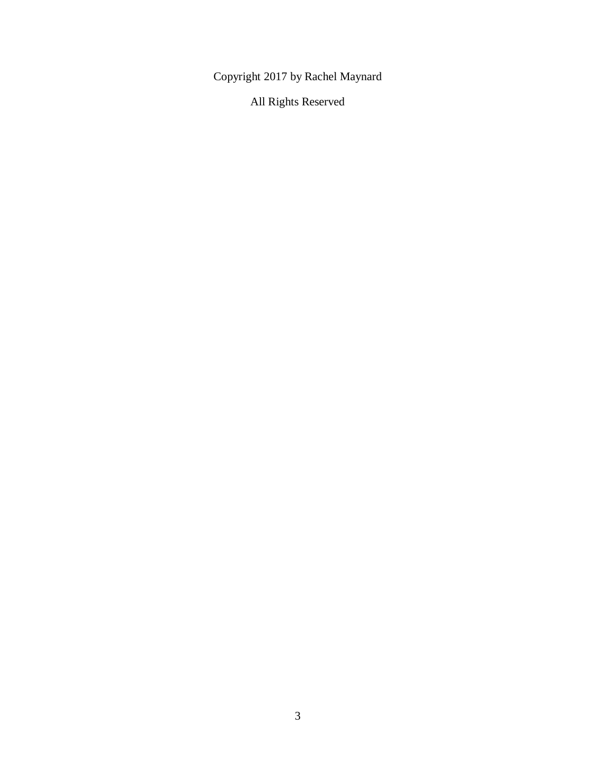Copyright 2017 by Rachel Maynard

All Rights Reserved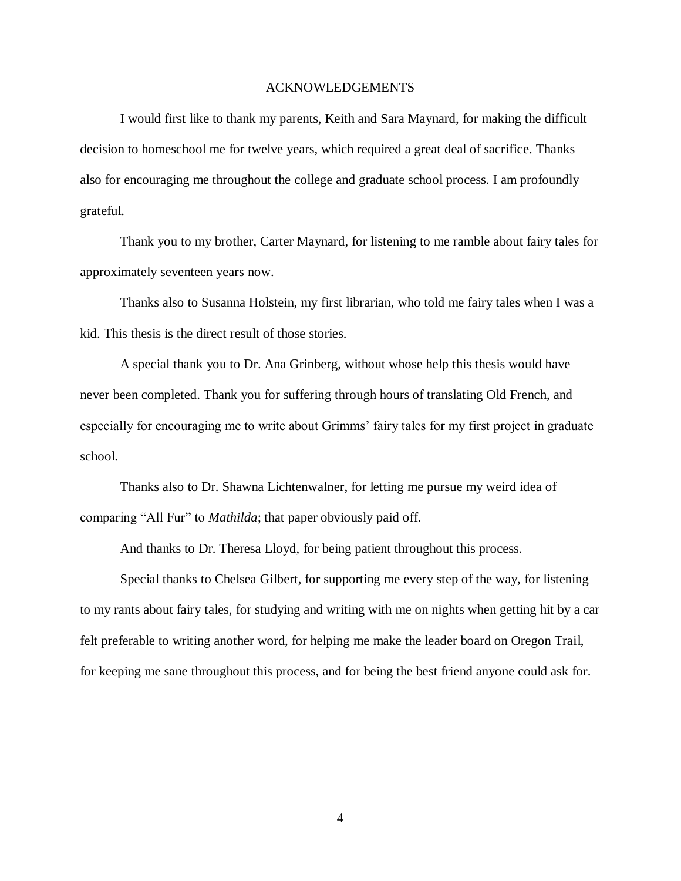# ACKNOWLEDGEMENTS

I would first like to thank my parents, Keith and Sara Maynard, for making the difficult decision to homeschool me for twelve years, which required a great deal of sacrifice. Thanks also for encouraging me throughout the college and graduate school process. I am profoundly grateful.

Thank you to my brother, Carter Maynard, for listening to me ramble about fairy tales for approximately seventeen years now.

Thanks also to Susanna Holstein, my first librarian, who told me fairy tales when I was a kid. This thesis is the direct result of those stories.

A special thank you to Dr. Ana Grinberg, without whose help this thesis would have never been completed. Thank you for suffering through hours of translating Old French, and especially for encouraging me to write about Grimms' fairy tales for my first project in graduate school.

Thanks also to Dr. Shawna Lichtenwalner, for letting me pursue my weird idea of comparing "All Fur" to *Mathilda*; that paper obviously paid off.

And thanks to Dr. Theresa Lloyd, for being patient throughout this process.

Special thanks to Chelsea Gilbert, for supporting me every step of the way, for listening to my rants about fairy tales, for studying and writing with me on nights when getting hit by a car felt preferable to writing another word, for helping me make the leader board on Oregon Trail, for keeping me sane throughout this process, and for being the best friend anyone could ask for.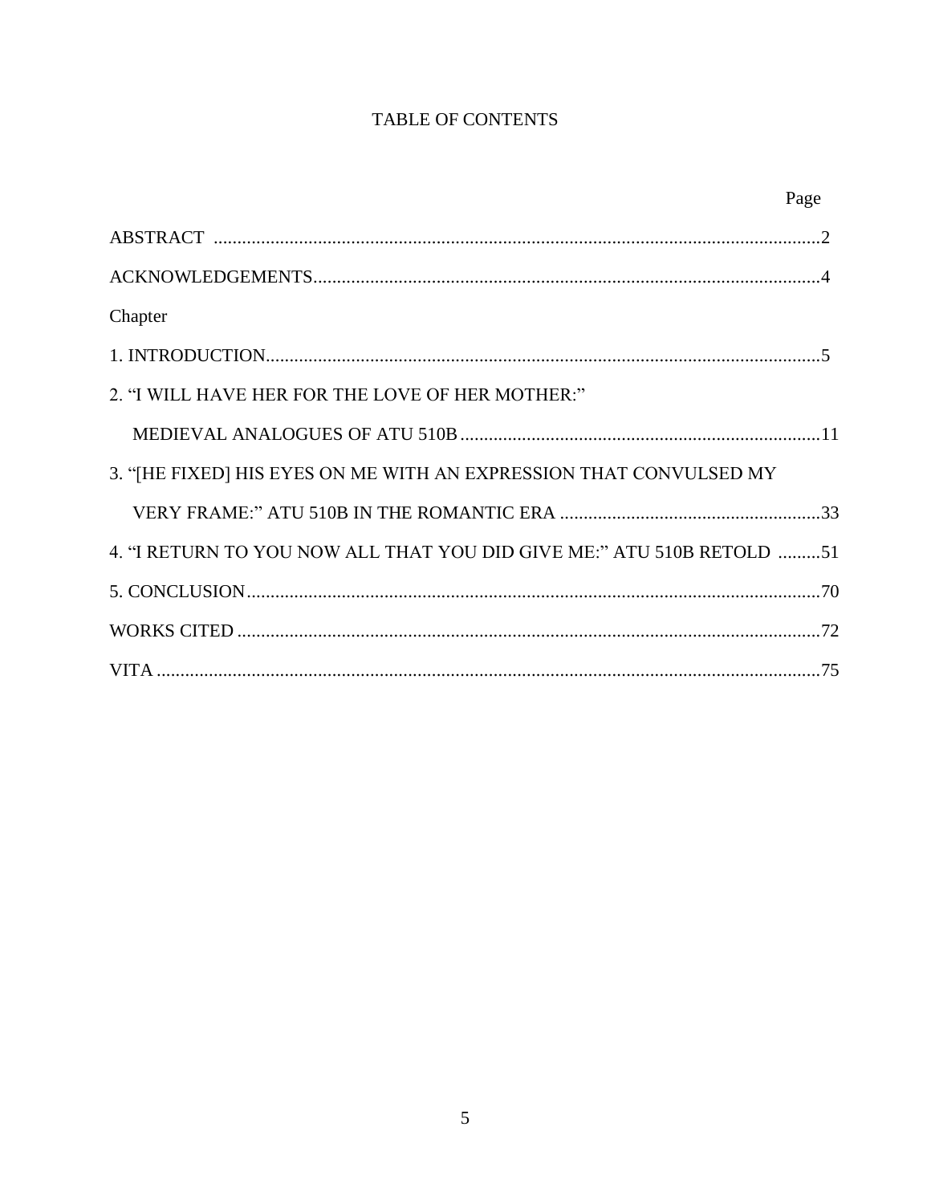# TABLE OF CONTENTS

| | Page |
|---|---|
| ABSTRACT | 2 |
| ACKNOWLEDGEMENTS | 4 |
| Chapter | |
| 1. INTRODUCTION | 5 |
| 2. “I WILL HAVE HER FOR THE LOVE OF HER MOTHER:” MEDIEVAL ANALOGUES OF ATU 510B | 11 |
| 3. “[HE FIXED] HIS EYES ON ME WITH AN EXPRESSION THAT CONVULSED MY VERY FRAME:” ATU 510B IN THE ROMANTIC ERA | 33 |
| 4. “I RETURN TO YOU NOW ALL THAT YOU DID GIVE ME:” ATU 510B RETOLD | 51 |
| 5. CONCLUSION | 70 |
| WORKS CITED | 72 |
| VITA | 75 |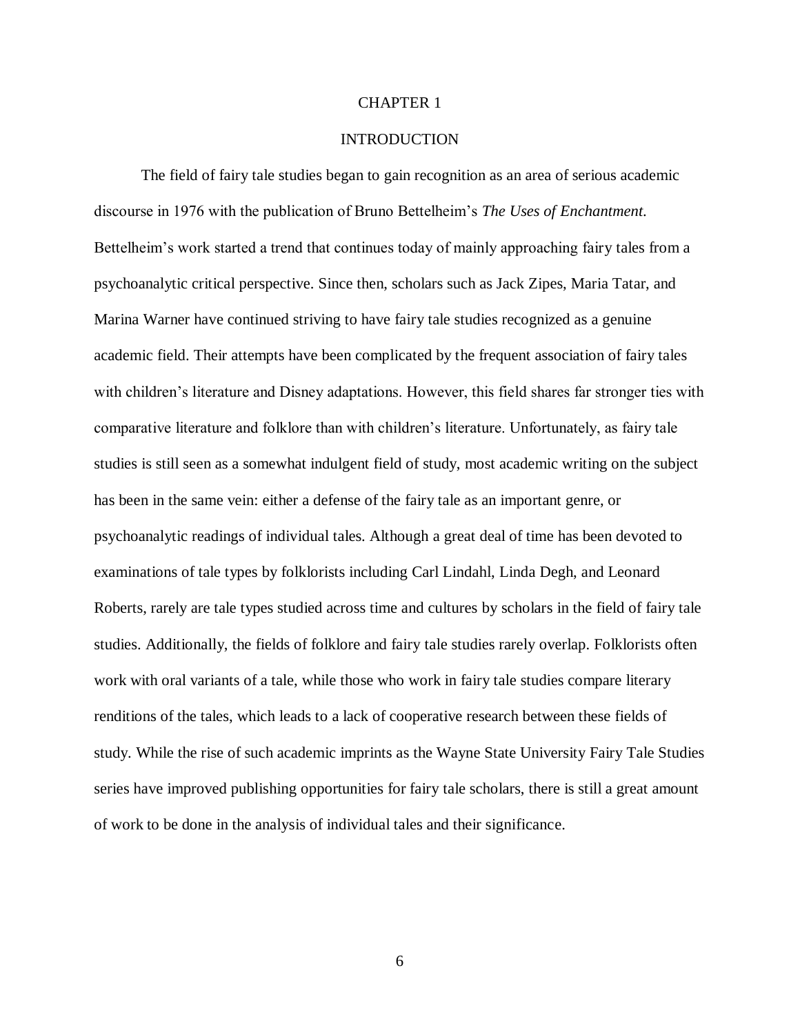# CHAPTER 1

## INTRODUCTION

The field of fairy tale studies began to gain recognition as an area of serious academic discourse in 1976 with the publication of Bruno Bettelheim's *The Uses of Enchantment.* Bettelheim's work started a trend that continues today of mainly approaching fairy tales from a psychoanalytic critical perspective. Since then, scholars such as Jack Zipes, Maria Tatar, and Marina Warner have continued striving to have fairy tale studies recognized as a genuine academic field. Their attempts have been complicated by the frequent association of fairy tales with children's literature and Disney adaptations. However, this field shares far stronger ties with comparative literature and folklore than with children's literature. Unfortunately, as fairy tale studies is still seen as a somewhat indulgent field of study, most academic writing on the subject has been in the same vein: either a defense of the fairy tale as an important genre, or psychoanalytic readings of individual tales. Although a great deal of time has been devoted to examinations of tale types by folklorists including Carl Lindahl, Linda Degh, and Leonard Roberts, rarely are tale types studied across time and cultures by scholars in the field of fairy tale studies. Additionally, the fields of folklore and fairy tale studies rarely overlap. Folklorists often work with oral variants of a tale, while those who work in fairy tale studies compare literary renditions of the tales, which leads to a lack of cooperative research between these fields of study. While the rise of such academic imprints as the Wayne State University Fairy Tale Studies series have improved publishing opportunities for fairy tale scholars, there is still a great amount of work to be done in the analysis of individual tales and their significance.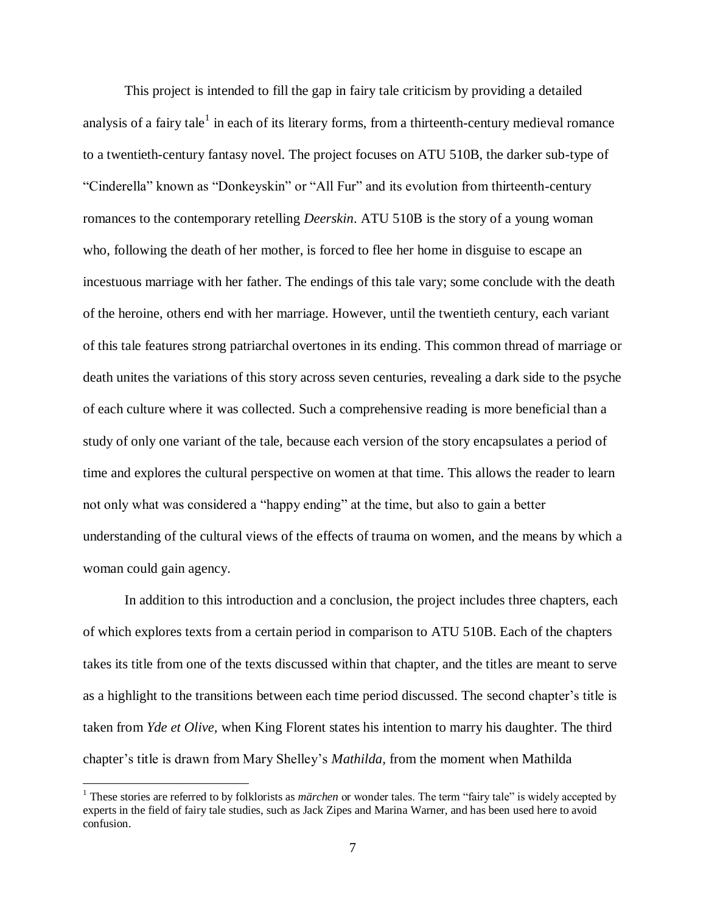This project is intended to fill the gap in fairy tale criticism by providing a detailed analysis of a fairy tale[1] in each of its literary forms, from a thirteenth-century medieval romance to a twentieth-century fantasy novel. The project focuses on ATU 510B, the darker sub-type of "Cinderella" known as "Donkeyskin" or "All Fur" and its evolution from thirteenth-century romances to the contemporary retelling *Deerskin*. ATU 510B is the story of a young woman who, following the death of her mother, is forced to flee her home in disguise to escape an incestuous marriage with her father. The endings of this tale vary; some conclude with the death of the heroine, others end with her marriage. However, until the twentieth century, each variant of this tale features strong patriarchal overtones in its ending. This common thread of marriage or death unites the variations of this story across seven centuries, revealing a dark side to the psyche of each culture where it was collected. Such a comprehensive reading is more beneficial than a study of only one variant of the tale, because each version of the story encapsulates a period of time and explores the cultural perspective on women at that time. This allows the reader to learn not only what was considered a "happy ending" at the time, but also to gain a better understanding of the cultural views of the effects of trauma on women, and the means by which a woman could gain agency.

In addition to this introduction and a conclusion, the project includes three chapters, each of which explores texts from a certain period in comparison to ATU 510B. Each of the chapters takes its title from one of the texts discussed within that chapter, and the titles are meant to serve as a highlight to the transitions between each time period discussed. The second chapter's title is taken from *Yde et Olive*, when King Florent states his intention to marry his daughter. The third chapter's title is drawn from Mary Shelley's *Mathilda*, from the moment when Mathilda

[1] These stories are referred to by folklorists as *märchen* or wonder tales. The term "fairy tale" is widely accepted by experts in the field of fairy tale studies, such as Jack Zipes and Marina Warner, and has been used here to avoid confusion.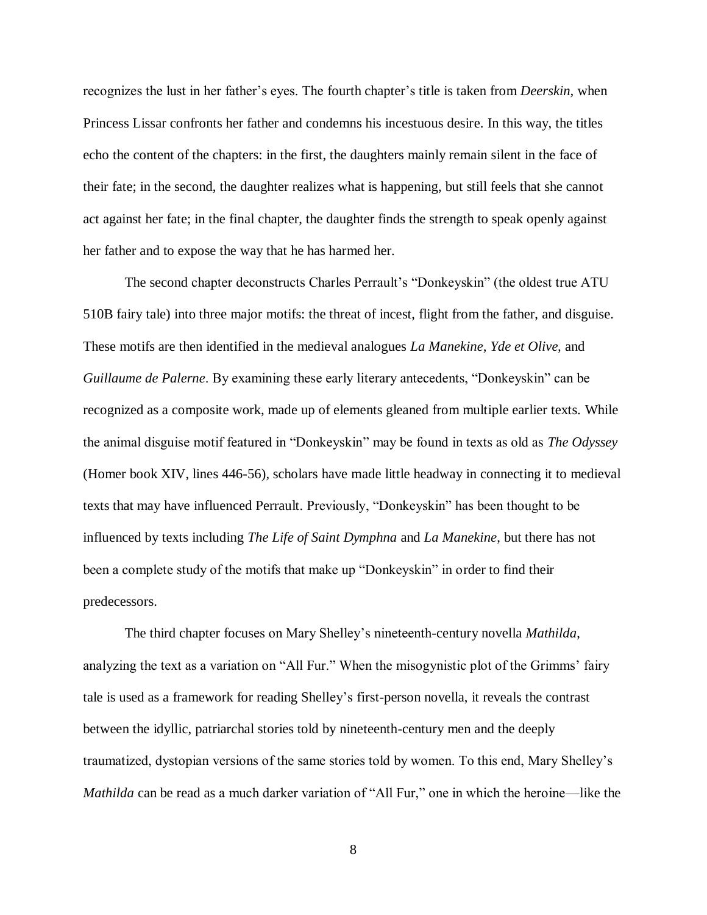recognizes the lust in her father's eyes. The fourth chapter's title is taken from *Deerskin*, when Princess Lissar confronts her father and condemns his incestuous desire. In this way, the titles echo the content of the chapters: in the first, the daughters mainly remain silent in the face of their fate; in the second, the daughter realizes what is happening, but still feels that she cannot act against her fate; in the final chapter, the daughter finds the strength to speak openly against her father and to expose the way that he has harmed her.

The second chapter deconstructs Charles Perrault's "Donkeyskin" (the oldest true ATU 510B fairy tale) into three major motifs: the threat of incest, flight from the father, and disguise. These motifs are then identified in the medieval analogues *La Manekine*, *Yde et Olive,* and *Guillaume de Palerne*. By examining these early literary antecedents, "Donkeyskin" can be recognized as a composite work, made up of elements gleaned from multiple earlier texts. While the animal disguise motif featured in "Donkeyskin" may be found in texts as old as *The Odyssey* (Homer book XIV, lines 446-56), scholars have made little headway in connecting it to medieval texts that may have influenced Perrault. Previously, "Donkeyskin" has been thought to be influenced by texts including *The Life of Saint Dymphna* and *La Manekine*, but there has not been a complete study of the motifs that make up "Donkeyskin" in order to find their predecessors.

The third chapter focuses on Mary Shelley's nineteenth-century novella *Mathilda*, analyzing the text as a variation on "All Fur." When the misogynistic plot of the Grimms' fairy tale is used as a framework for reading Shelley's first-person novella, it reveals the contrast between the idyllic, patriarchal stories told by nineteenth-century men and the deeply traumatized, dystopian versions of the same stories told by women. To this end, Mary Shelley's *Mathilda* can be read as a much darker variation of "All Fur," one in which the heroine—like the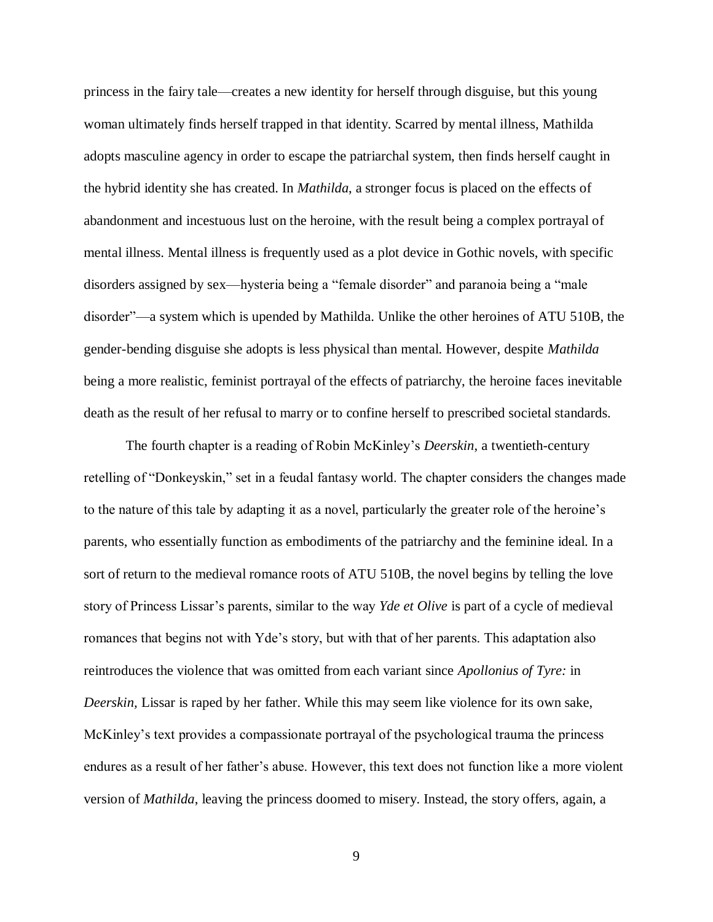princess in the fairy tale—creates a new identity for herself through disguise, but this young woman ultimately finds herself trapped in that identity. Scarred by mental illness, Mathilda adopts masculine agency in order to escape the patriarchal system, then finds herself caught in the hybrid identity she has created. In *Mathilda*, a stronger focus is placed on the effects of abandonment and incestuous lust on the heroine, with the result being a complex portrayal of mental illness. Mental illness is frequently used as a plot device in Gothic novels, with specific disorders assigned by sex—hysteria being a "female disorder" and paranoia being a "male disorder"—a system which is upended by Mathilda. Unlike the other heroines of ATU 510B, the gender-bending disguise she adopts is less physical than mental. However, despite *Mathilda* being a more realistic, feminist portrayal of the effects of patriarchy, the heroine faces inevitable death as the result of her refusal to marry or to confine herself to prescribed societal standards.

The fourth chapter is a reading of Robin McKinley's *Deerskin*, a twentieth-century retelling of "Donkeyskin," set in a feudal fantasy world. The chapter considers the changes made to the nature of this tale by adapting it as a novel, particularly the greater role of the heroine's parents, who essentially function as embodiments of the patriarchy and the feminine ideal. In a sort of return to the medieval romance roots of ATU 510B, the novel begins by telling the love story of Princess Lissar's parents, similar to the way *Yde et Olive* is part of a cycle of medieval romances that begins not with Yde's story, but with that of her parents. This adaptation also reintroduces the violence that was omitted from each variant since *Apollonius of Tyre:* in *Deerskin*, Lissar is raped by her father. While this may seem like violence for its own sake, McKinley's text provides a compassionate portrayal of the psychological trauma the princess endures as a result of her father's abuse. However, this text does not function like a more violent version of *Mathilda*, leaving the princess doomed to misery. Instead, the story offers, again, a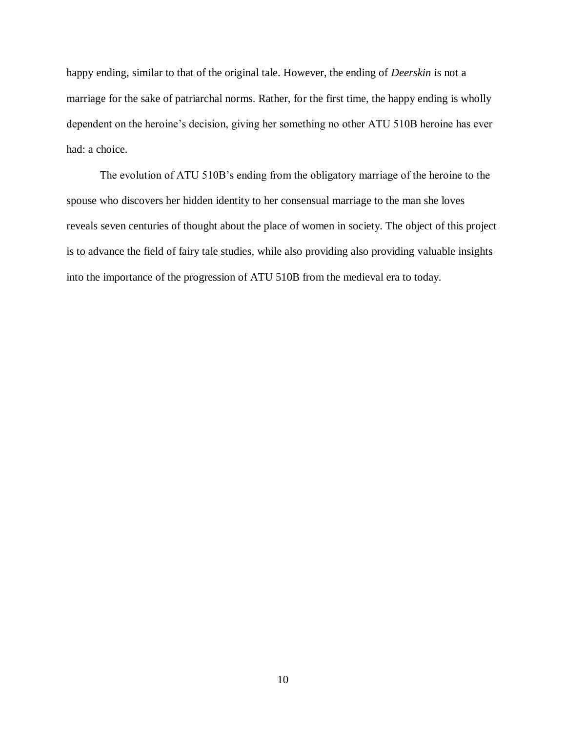happy ending, similar to that of the original tale. However, the ending of *Deerskin* is not a marriage for the sake of patriarchal norms. Rather, for the first time, the happy ending is wholly dependent on the heroine's decision, giving her something no other ATU 510B heroine has ever had: a choice.

The evolution of ATU 510B's ending from the obligatory marriage of the heroine to the spouse who discovers her hidden identity to her consensual marriage to the man she loves reveals seven centuries of thought about the place of women in society. The object of this project is to advance the field of fairy tale studies, while also providing also providing valuable insights into the importance of the progression of ATU 510B from the medieval era to today.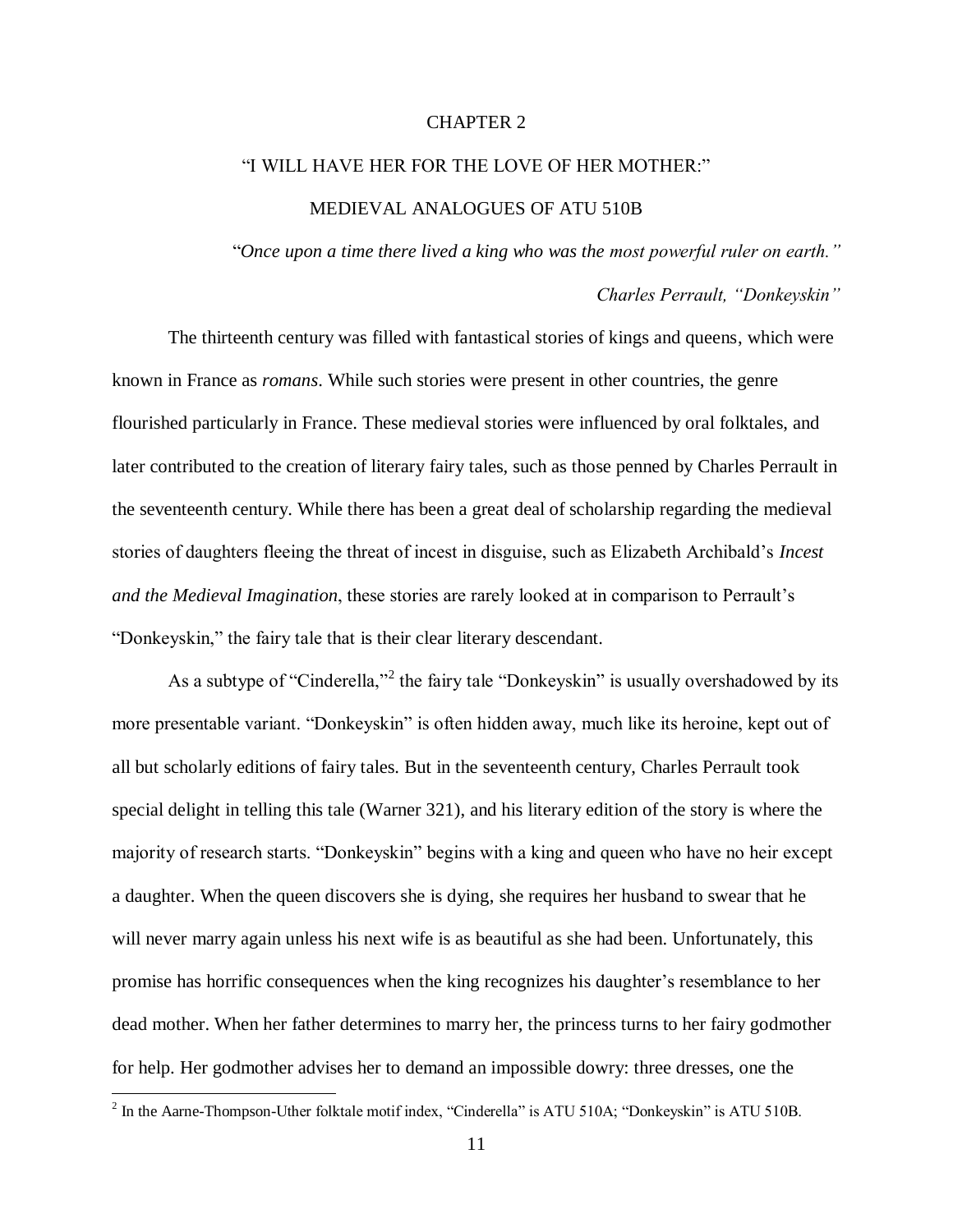# CHAPTER 2

## "I WILL HAVE HER FOR THE LOVE OF HER MOTHER:" MEDIEVAL ANALOGUES OF ATU 510B

"*Once upon a time there lived a king who was the most powerful ruler on earth.*"

*Charles Perrault, "Donkeyskin"*

The thirteenth century was filled with fantastical stories of kings and queens, which were known in France as *romans*. While such stories were present in other countries, the genre flourished particularly in France. These medieval stories were influenced by oral folktales, and later contributed to the creation of literary fairy tales, such as those penned by Charles Perrault in the seventeenth century. While there has been a great deal of scholarship regarding the medieval stories of daughters fleeing the threat of incest in disguise, such as Elizabeth Archibald's *Incest and the Medieval Imagination*, these stories are rarely looked at in comparison to Perrault's "Donkeyskin," the fairy tale that is their clear literary descendant.

As a subtype of "Cinderella,"[2] the fairy tale "Donkeyskin" is usually overshadowed by its more presentable variant. "Donkeyskin" is often hidden away, much like its heroine, kept out of all but scholarly editions of fairy tales. But in the seventeenth century, Charles Perrault took special delight in telling this tale (Warner 321), and his literary edition of the story is where the majority of research starts. "Donkeyskin" begins with a king and queen who have no heir except a daughter. When the queen discovers she is dying, she requires her husband to swear that he will never marry again unless his next wife is as beautiful as she had been. Unfortunately, this promise has horrific consequences when the king recognizes his daughter's resemblance to her dead mother. When her father determines to marry her, the princess turns to her fairy godmother for help. Her godmother advises her to demand an impossible dowry: three dresses, one the

[2] In the Aarne-Thompson-Uther folktale motif index, "Cinderella" is ATU 510A; "Donkeyskin" is ATU 510B.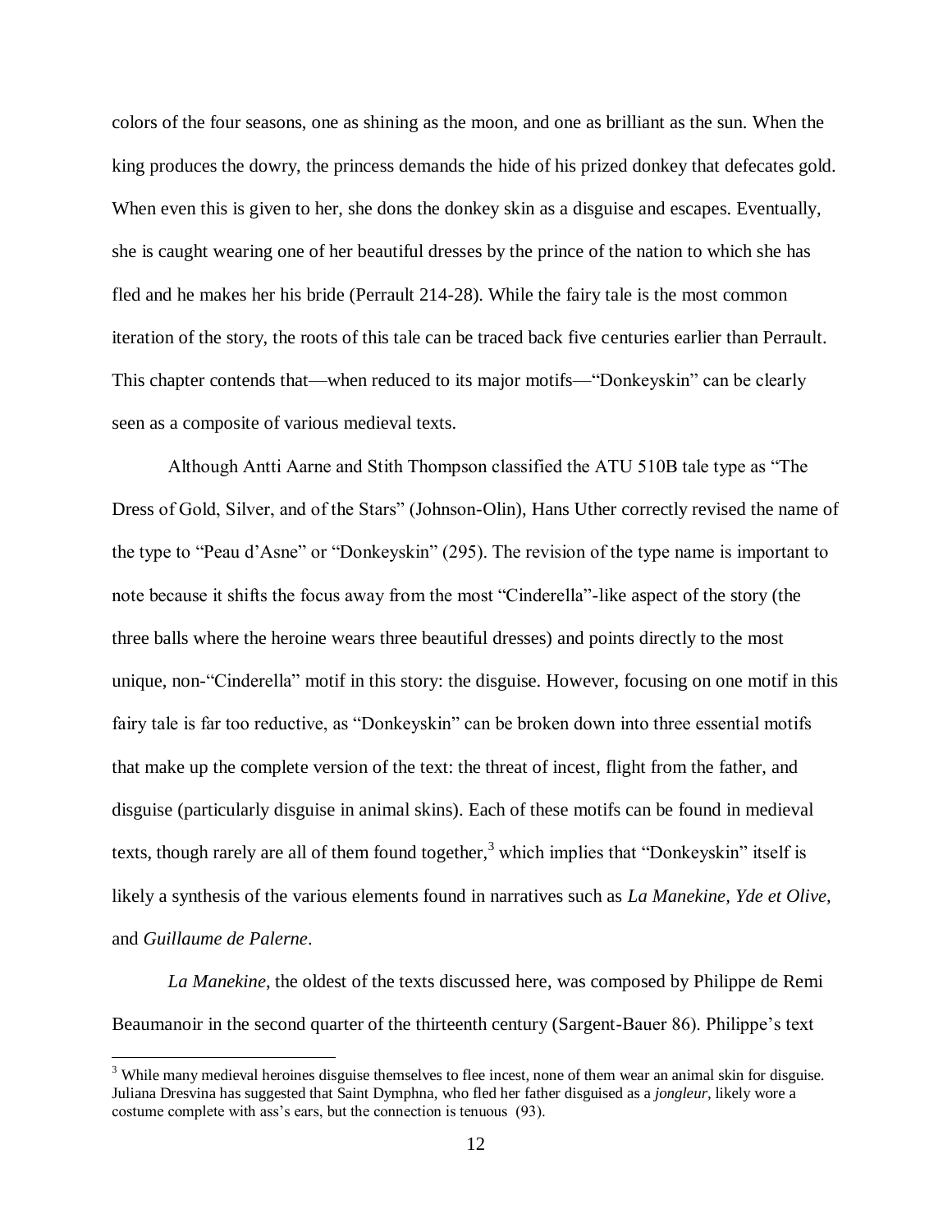colors of the four seasons, one as shining as the moon, and one as brilliant as the sun. When the king produces the dowry, the princess demands the hide of his prized donkey that defecates gold. When even this is given to her, she dons the donkey skin as a disguise and escapes. Eventually, she is caught wearing one of her beautiful dresses by the prince of the nation to which she has fled and he makes her his bride (Perrault 214-28). While the fairy tale is the most common iteration of the story, the roots of this tale can be traced back five centuries earlier than Perrault. This chapter contends that—when reduced to its major motifs—"Donkeyskin" can be clearly seen as a composite of various medieval texts.

Although Antti Aarne and Stith Thompson classified the ATU 510B tale type as "The Dress of Gold, Silver, and of the Stars" (Johnson-Olin), Hans Uther correctly revised the name of the type to "Peau d'Asne" or "Donkeyskin" (295). The revision of the type name is important to note because it shifts the focus away from the most "Cinderella"-like aspect of the story (the three balls where the heroine wears three beautiful dresses) and points directly to the most unique, non-"Cinderella" motif in this story: the disguise. However, focusing on one motif in this fairy tale is far too reductive, as "Donkeyskin" can be broken down into three essential motifs that make up the complete version of the text: the threat of incest, flight from the father, and disguise (particularly disguise in animal skins). Each of these motifs can be found in medieval texts, though rarely are all of them found together,[3] which implies that "Donkeyskin" itself is likely a synthesis of the various elements found in narratives such as *La Manekine, Yde et Olive,* and *Guillaume de Palerne*.

*La Manekine*, the oldest of the texts discussed here, was composed by Philippe de Remi Beaumanoir in the second quarter of the thirteenth century (Sargent-Bauer 86). Philippe's text

---

[3] While many medieval heroines disguise themselves to flee incest, none of them wear an animal skin for disguise. Juliana Dresvina has suggested that Saint Dymphna, who fled her father disguised as a *jongleur,* likely wore a costume complete with ass's ears, but the connection is tenuous (93).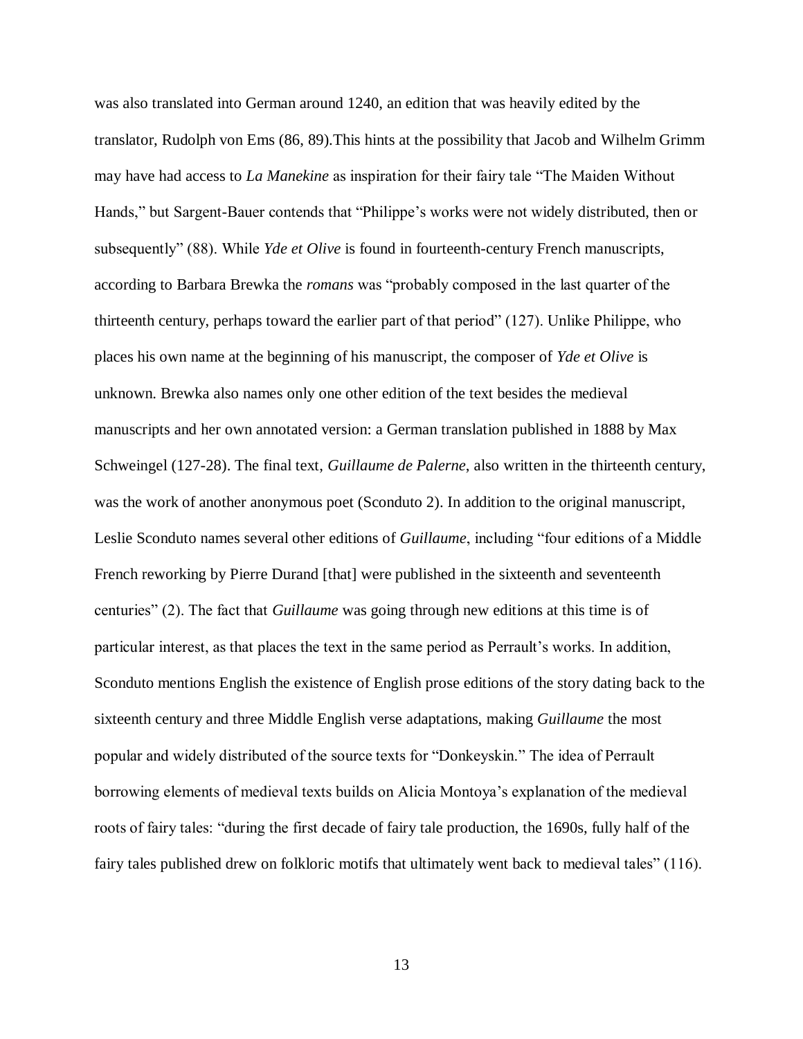was also translated into German around 1240, an edition that was heavily edited by the translator, Rudolph von Ems (86, 89).This hints at the possibility that Jacob and Wilhelm Grimm may have had access to *La Manekine* as inspiration for their fairy tale "The Maiden Without Hands," but Sargent-Bauer contends that "Philippe's works were not widely distributed, then or subsequently" (88). While *Yde et Olive* is found in fourteenth-century French manuscripts, according to Barbara Brewka the *romans* was "probably composed in the last quarter of the thirteenth century, perhaps toward the earlier part of that period" (127). Unlike Philippe, who places his own name at the beginning of his manuscript, the composer of *Yde et Olive* is unknown. Brewka also names only one other edition of the text besides the medieval manuscripts and her own annotated version: a German translation published in 1888 by Max Schweingel (127-28). The final text, *Guillaume de Palerne*, also written in the thirteenth century, was the work of another anonymous poet (Sconduto 2). In addition to the original manuscript, Leslie Sconduto names several other editions of *Guillaume*, including "four editions of a Middle French reworking by Pierre Durand [that] were published in the sixteenth and seventeenth centuries" (2). The fact that *Guillaume* was going through new editions at this time is of particular interest, as that places the text in the same period as Perrault's works. In addition, Sconduto mentions English the existence of English prose editions of the story dating back to the sixteenth century and three Middle English verse adaptations, making *Guillaume* the most popular and widely distributed of the source texts for "Donkeyskin." The idea of Perrault borrowing elements of medieval texts builds on Alicia Montoya's explanation of the medieval roots of fairy tales: "during the first decade of fairy tale production, the 1690s, fully half of the fairy tales published drew on folkloric motifs that ultimately went back to medieval tales" (116).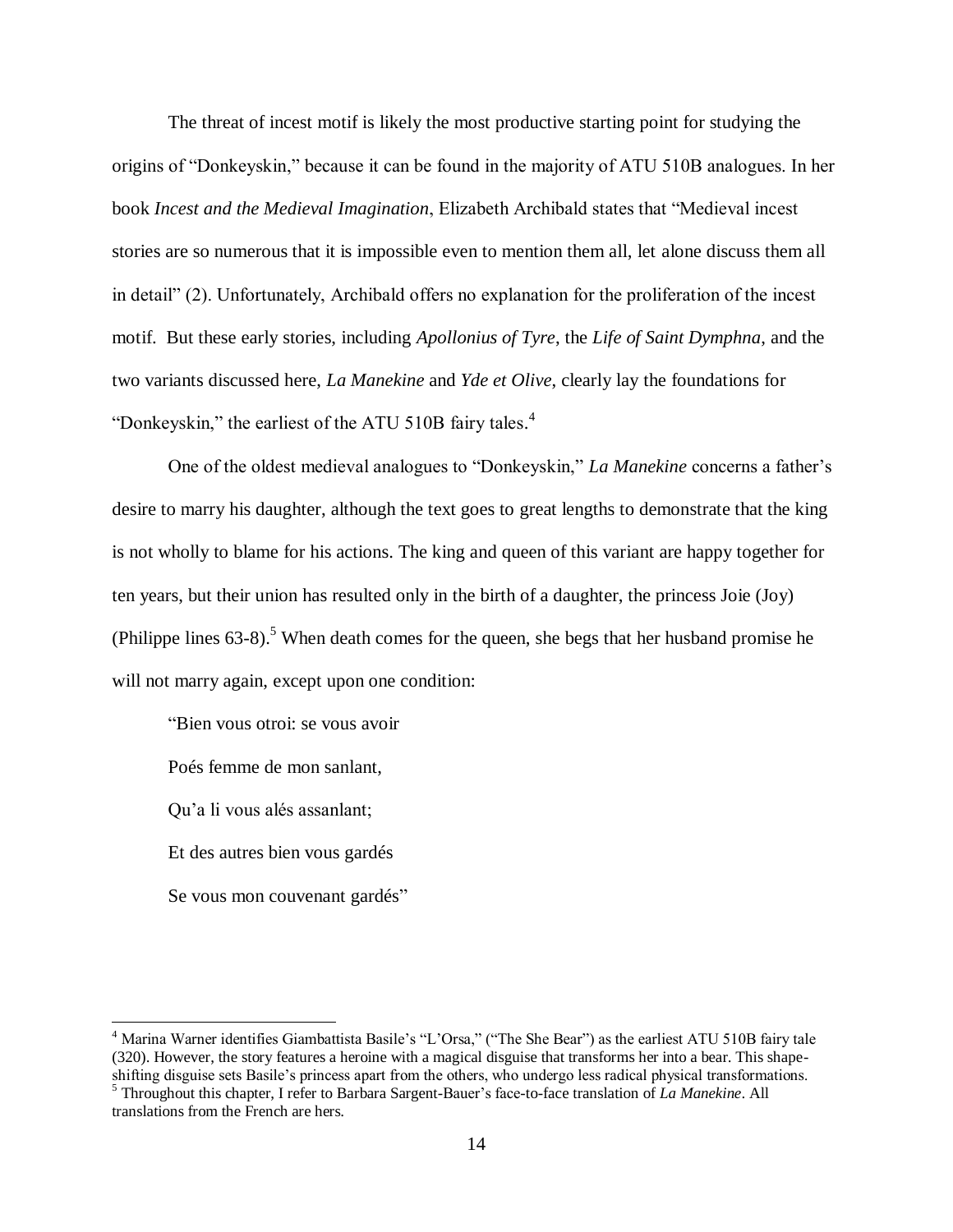The threat of incest motif is likely the most productive starting point for studying the origins of "Donkeyskin," because it can be found in the majority of ATU 510B analogues. In her book *Incest and the Medieval Imagination*, Elizabeth Archibald states that "Medieval incest stories are so numerous that it is impossible even to mention them all, let alone discuss them all in detail" (2). Unfortunately, Archibald offers no explanation for the proliferation of the incest motif. But these early stories, including *Apollonius of Tyre*, the *Life of Saint Dymphna*, and the two variants discussed here, *La Manekine* and *Yde et Olive*, clearly lay the foundations for "Donkeyskin," the earliest of the ATU 510B fairy tales.[4]

One of the oldest medieval analogues to "Donkeyskin," *La Manekine* concerns a father's desire to marry his daughter, although the text goes to great lengths to demonstrate that the king is not wholly to blame for his actions. The king and queen of this variant are happy together for ten years, but their union has resulted only in the birth of a daughter, the princess Joie (Joy) (Philippe lines 63-8).[5] When death comes for the queen, she begs that her husband promise he will not marry again, except upon one condition:

> "Bien vous otroi: se vous avoir
>
> Poés femme de mon sanlant,
>
> Qu'a li vous alés assanlant;
>
> Et des autres bien vous gardés
>
> Se vous mon couvenant gardés"

---

[4] Marina Warner identifies Giambattista Basile's "L'Orsa," ("The She Bear") as the earliest ATU 510B fairy tale (320). However, the story features a heroine with a magical disguise that transforms her into a bear. This shape-shifting disguise sets Basile's princess apart from the others, who undergo less radical physical transformations.

[5] Throughout this chapter, I refer to Barbara Sargent-Bauer's face-to-face translation of *La Manekine*. All translations from the French are hers.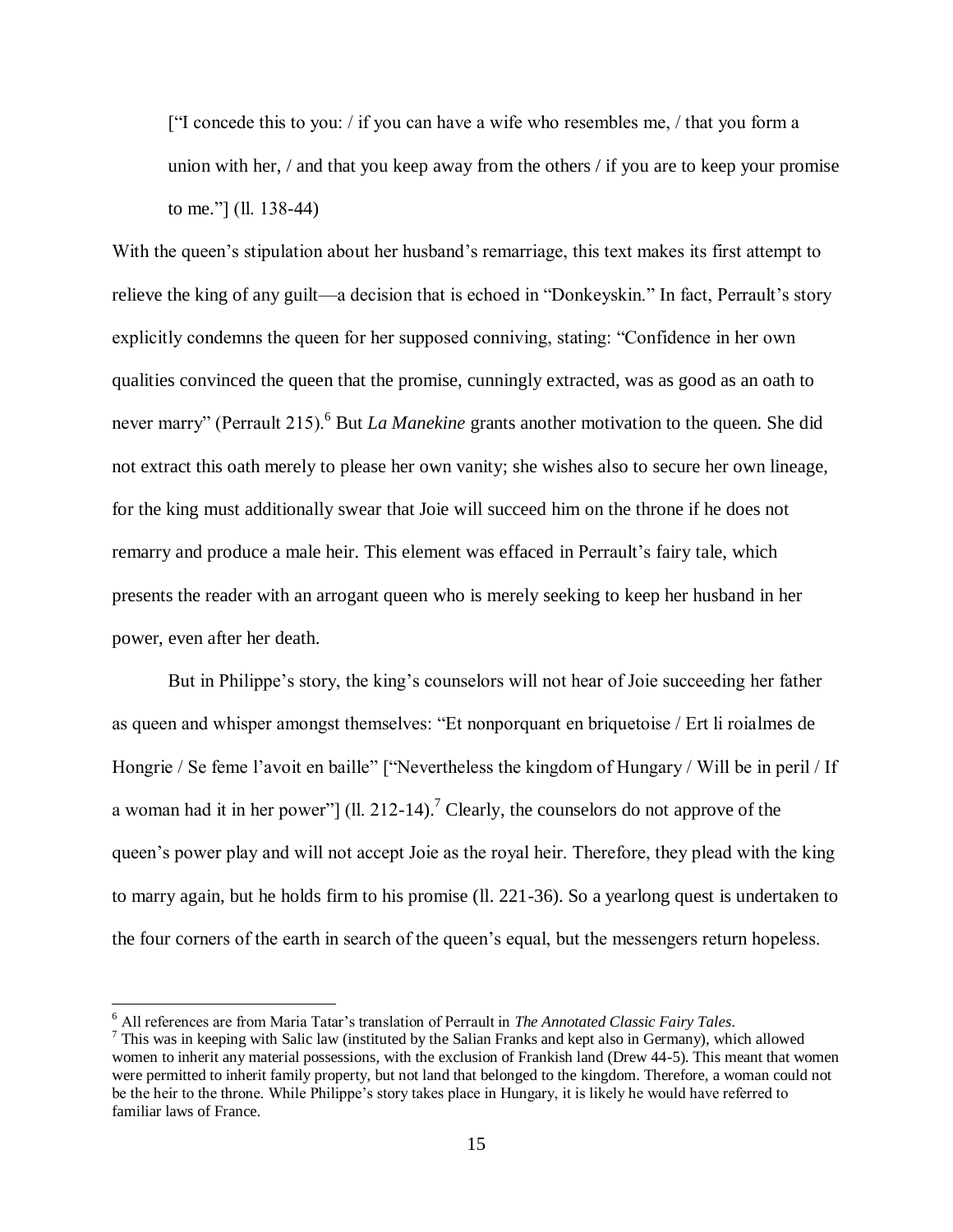["I concede this to you: / if you can have a wife who resembles me, / that you form a union with her, / and that you keep away from the others / if you are to keep your promise to me."] (ll. 138-44)

With the queen's stipulation about her husband's remarriage, this text makes its first attempt to relieve the king of any guilt—a decision that is echoed in "Donkeyskin." In fact, Perrault's story explicitly condemns the queen for her supposed conniving, stating: "Confidence in her own qualities convinced the queen that the promise, cunningly extracted, was as good as an oath to never marry" (Perrault 215).[6] But *La Manekine* grants another motivation to the queen. She did not extract this oath merely to please her own vanity; she wishes also to secure her own lineage, for the king must additionally swear that Joie will succeed him on the throne if he does not remarry and produce a male heir. This element was effaced in Perrault's fairy tale, which presents the reader with an arrogant queen who is merely seeking to keep her husband in her power, even after her death.

But in Philippe's story, the king's counselors will not hear of Joie succeeding her father as queen and whisper amongst themselves: "Et nonporquant en briquetoise / Ert li roialmes de Hongrie / Se feme l'avoit en baille" ["Nevertheless the kingdom of Hungary / Will be in peril / If a woman had it in her power"] (ll. 212-14).[7] Clearly, the counselors do not approve of the queen's power play and will not accept Joie as the royal heir. Therefore, they plead with the king to marry again, but he holds firm to his promise (ll. 221-36). So a yearlong quest is undertaken to the four corners of the earth in search of the queen's equal, but the messengers return hopeless.

---

[6] All references are from Maria Tatar's translation of Perrault in *The Annotated Classic Fairy Tales*.

[7] This was in keeping with Salic law (instituted by the Salian Franks and kept also in Germany), which allowed women to inherit any material possessions, with the exclusion of Frankish land (Drew 44-5). This meant that women were permitted to inherit family property, but not land that belonged to the kingdom. Therefore, a woman could not be the heir to the throne. While Philippe's story takes place in Hungary, it is likely he would have referred to familiar laws of France.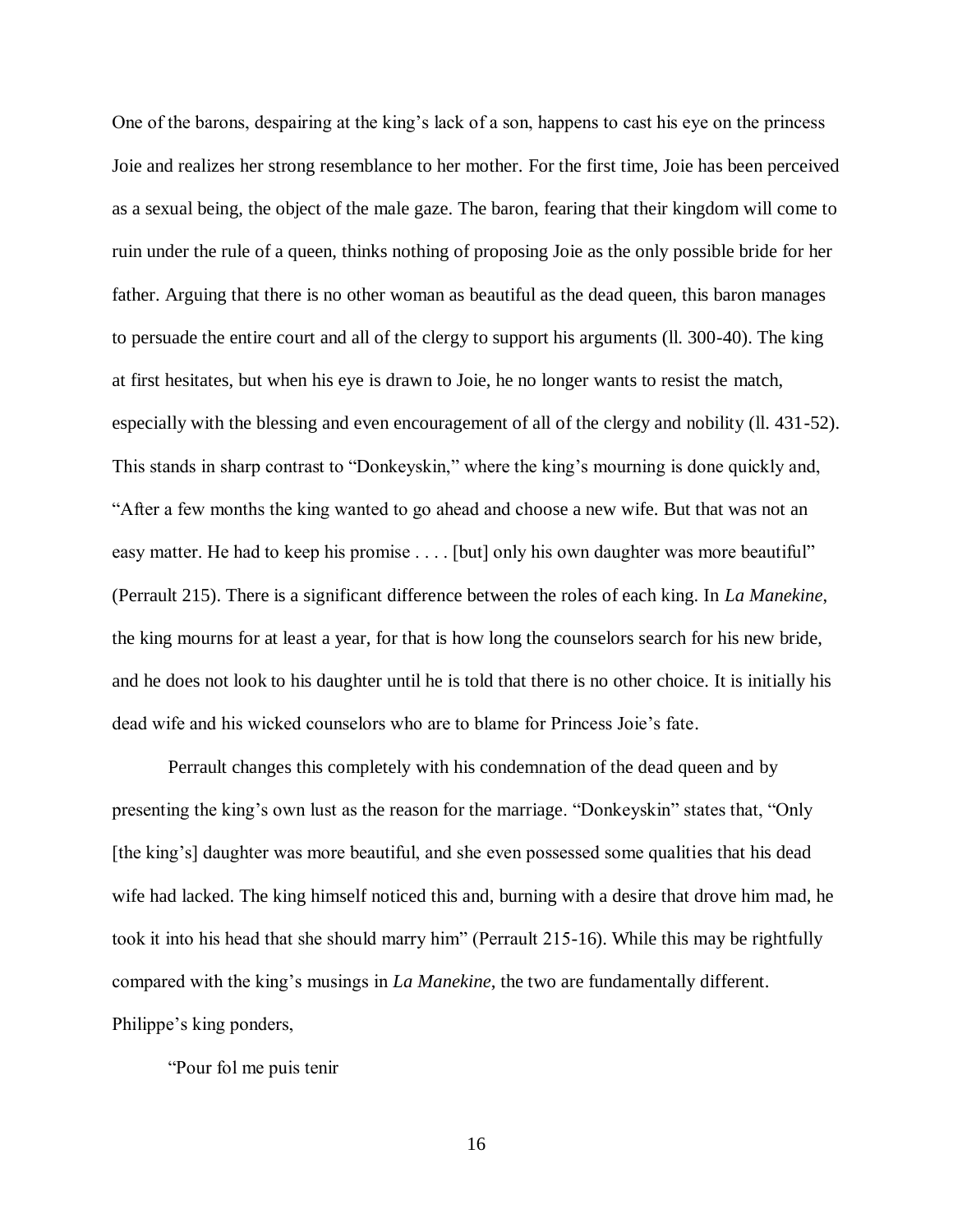One of the barons, despairing at the king's lack of a son, happens to cast his eye on the princess Joie and realizes her strong resemblance to her mother. For the first time, Joie has been perceived as a sexual being, the object of the male gaze. The baron, fearing that their kingdom will come to ruin under the rule of a queen, thinks nothing of proposing Joie as the only possible bride for her father. Arguing that there is no other woman as beautiful as the dead queen, this baron manages to persuade the entire court and all of the clergy to support his arguments (ll. 300-40). The king at first hesitates, but when his eye is drawn to Joie, he no longer wants to resist the match, especially with the blessing and even encouragement of all of the clergy and nobility (ll. 431-52). This stands in sharp contrast to "Donkeyskin," where the king's mourning is done quickly and, "After a few months the king wanted to go ahead and choose a new wife. But that was not an easy matter. He had to keep his promise . . . . [but] only his own daughter was more beautiful" (Perrault 215). There is a significant difference between the roles of each king. In *La Manekine*, the king mourns for at least a year, for that is how long the counselors search for his new bride, and he does not look to his daughter until he is told that there is no other choice. It is initially his dead wife and his wicked counselors who are to blame for Princess Joie's fate.

Perrault changes this completely with his condemnation of the dead queen and by presenting the king's own lust as the reason for the marriage. "Donkeyskin" states that, "Only [the king's] daughter was more beautiful, and she even possessed some qualities that his dead wife had lacked. The king himself noticed this and, burning with a desire that drove him mad, he took it into his head that she should marry him" (Perrault 215-16). While this may be rightfully compared with the king's musings in *La Manekine*, the two are fundamentally different. Philippe's king ponders,

"Pour fol me puis tenir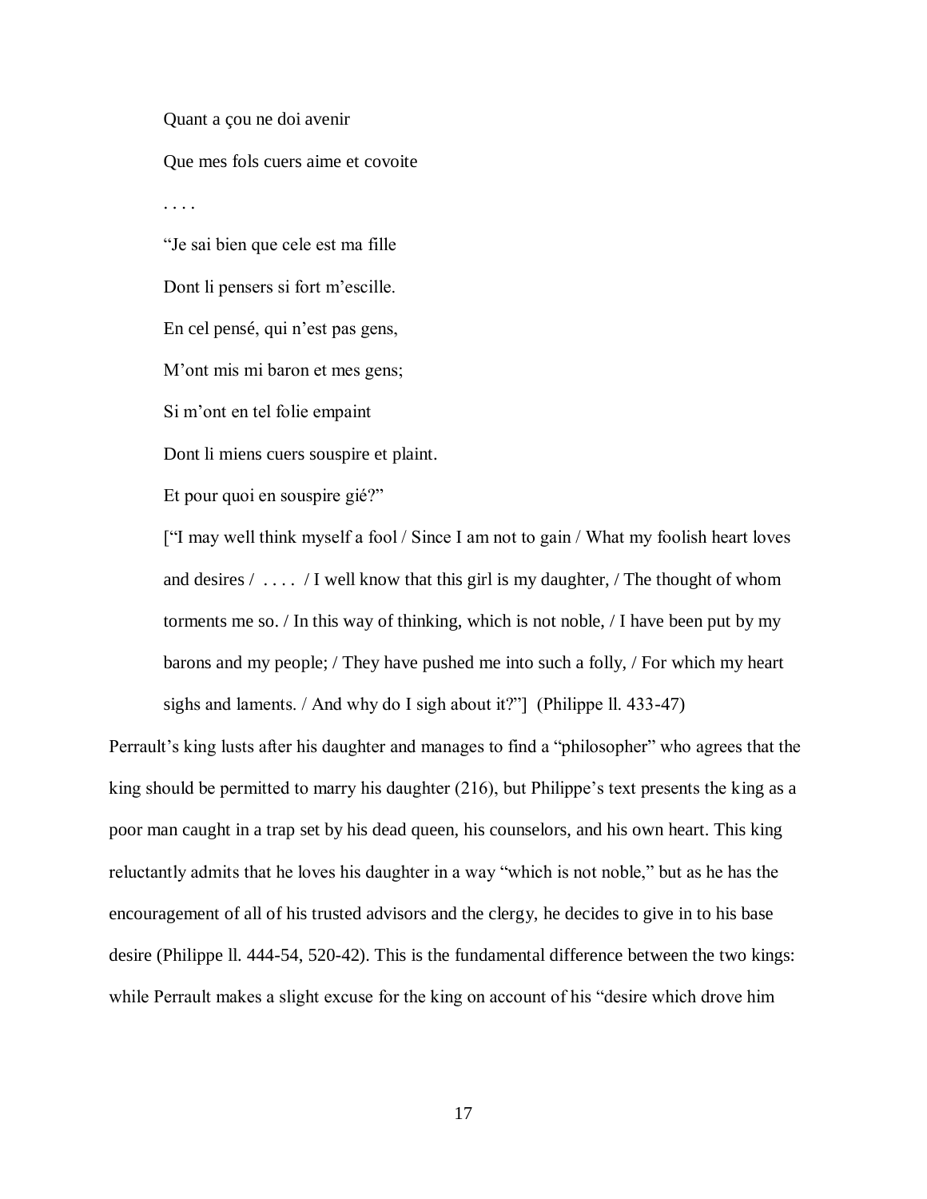> Quant a çou ne doi avenir
>
> Que mes fols cuers aime et covoite
>
> . . . .
>
> "Je sai bien que cele est ma fille
>
> Dont li pensers si fort m'escille.
>
> En cel pensé, qui n'est pas gens,
>
> M'ont mis mi baron et mes gens;
>
> Si m'ont en tel folie empaint
>
> Dont li miens cuers souspire et plaint.
>
> Et pour quoi en souspire gié?"
>
> ["I may well think myself a fool / Since I am not to gain / What my foolish heart loves and desires / . . . . / I well know that this girl is my daughter, / The thought of whom torments me so. / In this way of thinking, which is not noble, / I have been put by my barons and my people; / They have pushed me into such a folly, / For which my heart sighs and laments. / And why do I sigh about it?"] (Philippe ll. 433-47)

Perrault's king lusts after his daughter and manages to find a "philosopher" who agrees that the king should be permitted to marry his daughter (216), but Philippe's text presents the king as a poor man caught in a trap set by his dead queen, his counselors, and his own heart. This king reluctantly admits that he loves his daughter in a way "which is not noble," but as he has the encouragement of all of his trusted advisors and the clergy, he decides to give in to his base desire (Philippe ll. 444-54, 520-42). This is the fundamental difference between the two kings: while Perrault makes a slight excuse for the king on account of his "desire which drove him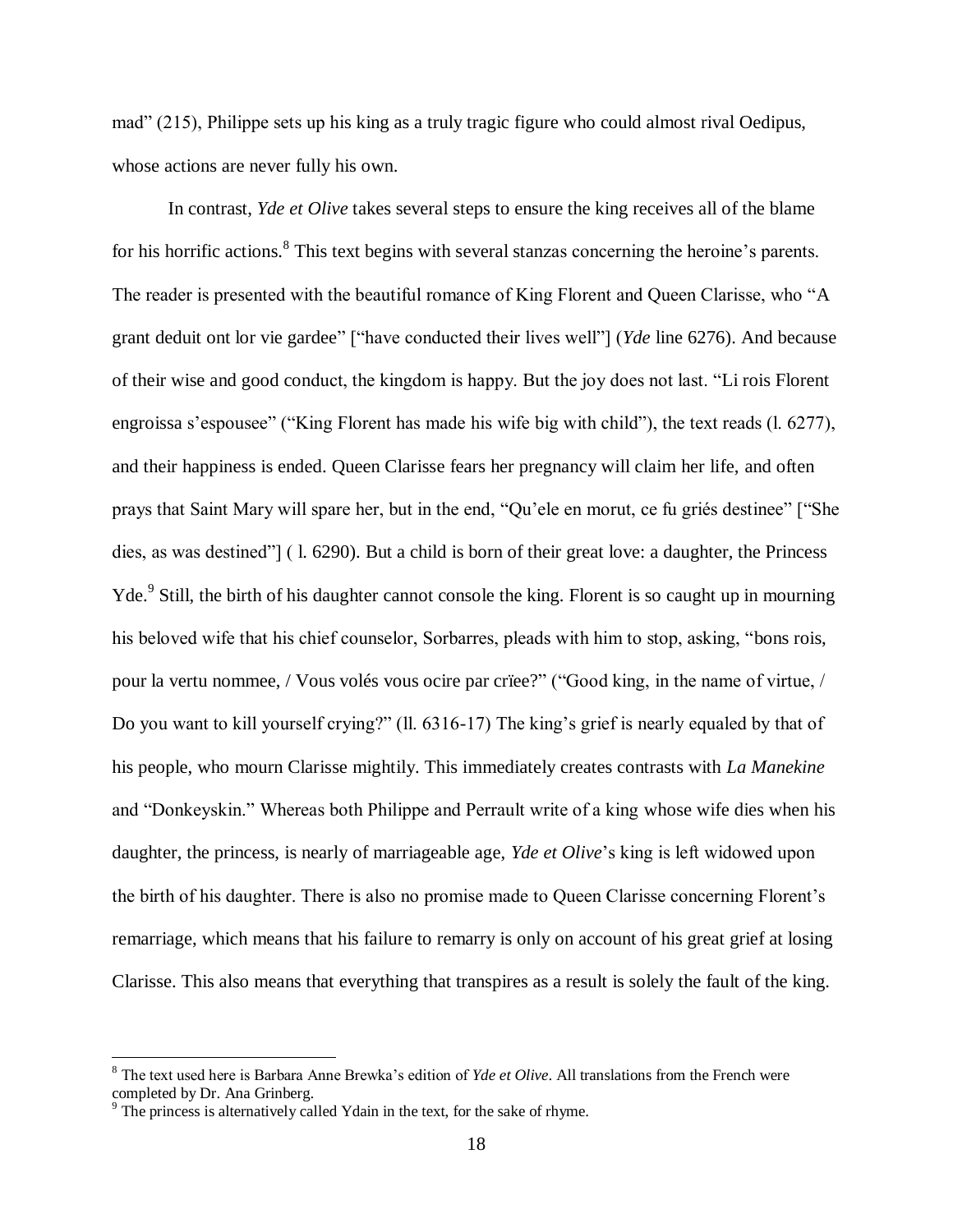mad" (215), Philippe sets up his king as a truly tragic figure who could almost rival Oedipus, whose actions are never fully his own.

In contrast, *Yde et Olive* takes several steps to ensure the king receives all of the blame for his horrific actions.[8] This text begins with several stanzas concerning the heroine's parents. The reader is presented with the beautiful romance of King Florent and Queen Clarisse, who "A grant deduit ont lor vie gardee" ["have conducted their lives well"] (*Yde* line 6276). And because of their wise and good conduct, the kingdom is happy. But the joy does not last. "Li rois Florent engroissa s'espousee" ("King Florent has made his wife big with child"), the text reads (l. 6277), and their happiness is ended. Queen Clarisse fears her pregnancy will claim her life, and often prays that Saint Mary will spare her, but in the end, "Qu'ele en morut, ce fu griés destinee" ["She dies, as was destined"] ( l. 6290). But a child is born of their great love: a daughter, the Princess Yde.[9] Still, the birth of his daughter cannot console the king. Florent is so caught up in mourning his beloved wife that his chief counselor, Sorbarres, pleads with him to stop, asking, "bons rois, pour la vertu nommee, / Vous volés vous ocire par crïee?" ("Good king, in the name of virtue, / Do you want to kill yourself crying?" (ll. 6316-17) The king's grief is nearly equaled by that of his people, who mourn Clarisse mightily. This immediately creates contrasts with *La Manekine* and "Donkeyskin." Whereas both Philippe and Perrault write of a king whose wife dies when his daughter, the princess, is nearly of marriageable age, *Yde et Olive*'s king is left widowed upon the birth of his daughter. There is also no promise made to Queen Clarisse concerning Florent's remarriage, which means that his failure to remarry is only on account of his great grief at losing Clarisse. This also means that everything that transpires as a result is solely the fault of the king.

---

[8] The text used here is Barbara Anne Brewka's edition of *Yde et Olive*. All translations from the French were completed by Dr. Ana Grinberg.

[9] The princess is alternatively called Ydain in the text, for the sake of rhyme.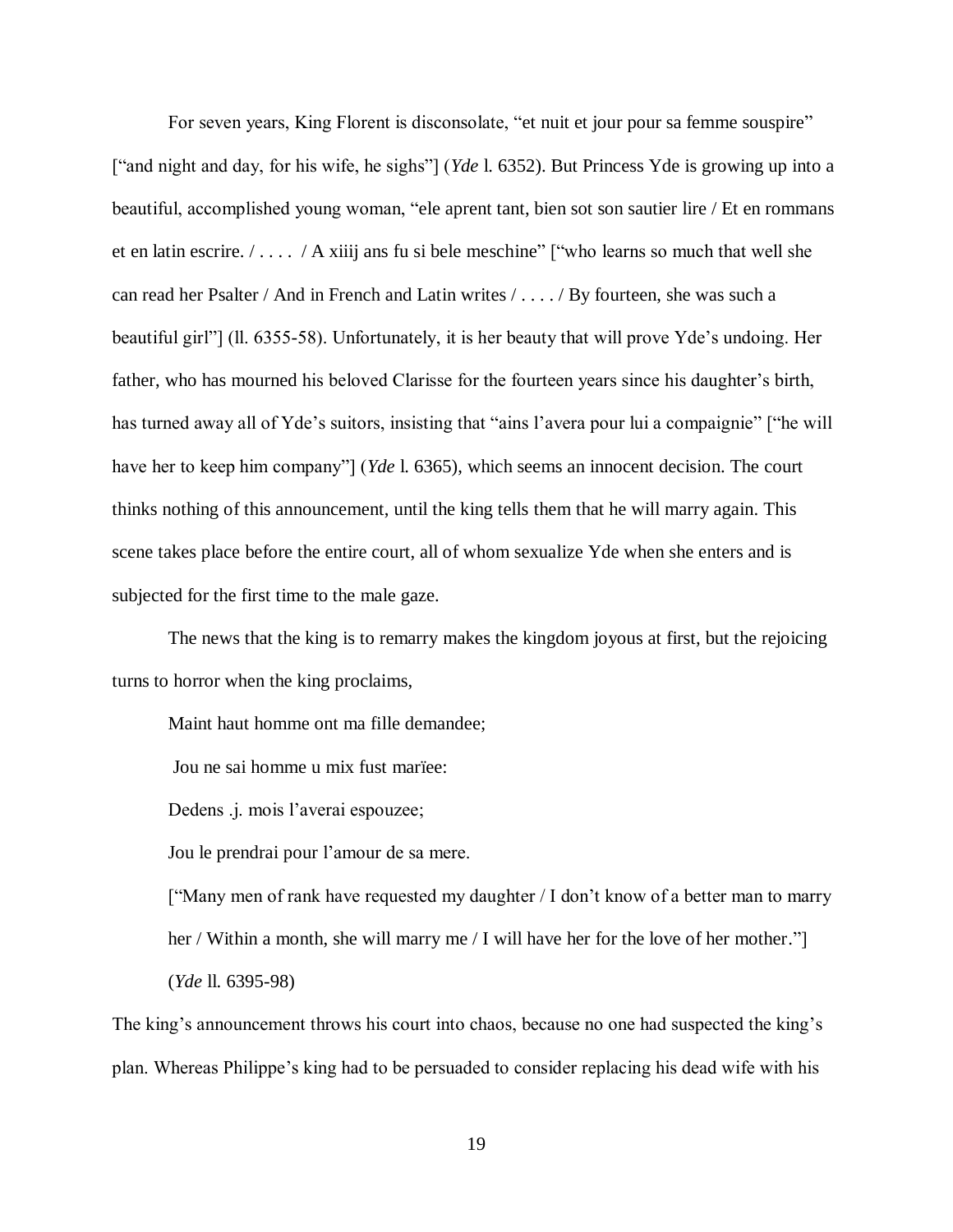For seven years, King Florent is disconsolate, "et nuit et jour pour sa femme souspire" ["and night and day, for his wife, he sighs"] (*Yde* l. 6352). But Princess Yde is growing up into a beautiful, accomplished young woman, "ele aprent tant, bien sot son sautier lire / Et en rommans et en latin escrire. / . . . .  / A xiiij ans fu si bele meschine" ["who learns so much that well she can read her Psalter / And in French and Latin writes / . . . . / By fourteen, she was such a beautiful girl"] (ll. 6355-58). Unfortunately, it is her beauty that will prove Yde's undoing. Her father, who has mourned his beloved Clarisse for the fourteen years since his daughter's birth, has turned away all of Yde's suitors, insisting that "ains l'avera pour lui a compaignie" ["he will have her to keep him company"] (*Yde* l. 6365), which seems an innocent decision. The court thinks nothing of this announcement, until the king tells them that he will marry again. This scene takes place before the entire court, all of whom sexualize Yde when she enters and is subjected for the first time to the male gaze.

The news that the king is to remarry makes the kingdom joyous at first, but the rejoicing turns to horror when the king proclaims,

> Maint haut homme ont ma fille demandee;
>
> Jou ne sai homme u mix fust marïee:
>
> Dedens .j. mois l'averai espouzee;
>
> Jou le prendrai pour l'amour de sa mere.
>
> ["Many men of rank have requested my daughter / I don't know of a better man to marry her / Within a month, she will marry me / I will have her for the love of her mother."]
>
> (*Yde* ll. 6395-98)

The king's announcement throws his court into chaos, because no one had suspected the king's plan. Whereas Philippe's king had to be persuaded to consider replacing his dead wife with his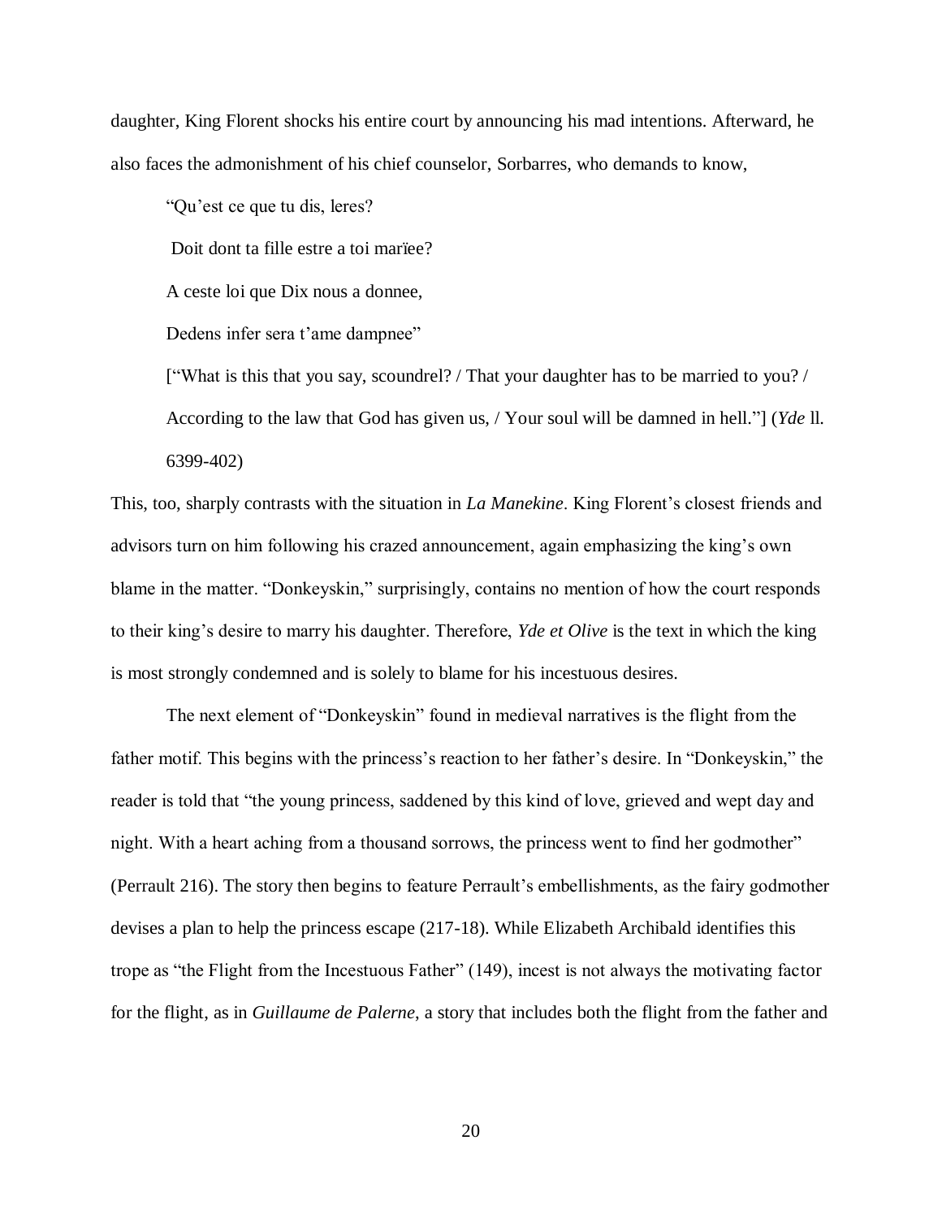daughter, King Florent shocks his entire court by announcing his mad intentions. Afterward, he also faces the admonishment of his chief counselor, Sorbarres, who demands to know,

> "Qu'est ce que tu dis, leres?
>
> Doit dont ta fille estre a toi marïee?
>
> A ceste loi que Dix nous a donnee,
>
> Dedens infer sera t'ame dampnee"
>
> ["What is this that you say, scoundrel? / That your daughter has to be married to you? / According to the law that God has given us, / Your soul will be damned in hell."] (*Yde* ll. 6399-402)

This, too, sharply contrasts with the situation in *La Manekine*. King Florent's closest friends and advisors turn on him following his crazed announcement, again emphasizing the king's own blame in the matter. "Donkeyskin," surprisingly, contains no mention of how the court responds to their king's desire to marry his daughter. Therefore, *Yde et Olive* is the text in which the king is most strongly condemned and is solely to blame for his incestuous desires.

The next element of "Donkeyskin" found in medieval narratives is the flight from the father motif. This begins with the princess's reaction to her father's desire. In "Donkeyskin," the reader is told that "the young princess, saddened by this kind of love, grieved and wept day and night. With a heart aching from a thousand sorrows, the princess went to find her godmother" (Perrault 216). The story then begins to feature Perrault's embellishments, as the fairy godmother devises a plan to help the princess escape (217-18). While Elizabeth Archibald identifies this trope as "the Flight from the Incestuous Father" (149), incest is not always the motivating factor for the flight, as in *Guillaume de Palerne*, a story that includes both the flight from the father and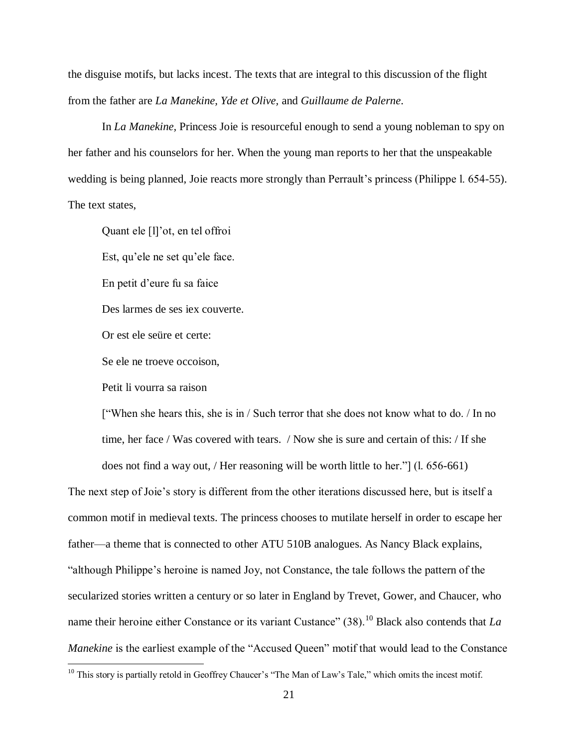the disguise motifs, but lacks incest. The texts that are integral to this discussion of the flight from the father are *La Manekine*, *Yde et Olive,* and *Guillaume de Palerne*.

In *La Manekine*, Princess Joie is resourceful enough to send a young nobleman to spy on her father and his counselors for her. When the young man reports to her that the unspeakable wedding is being planned, Joie reacts more strongly than Perrault's princess (Philippe l. 654-55). The text states,

> Quant ele [l]'ot, en tel offroi
>
> Est, qu'ele ne set qu'ele face.
>
> En petit d'eure fu sa faice
>
> Des larmes de ses iex couverte.
>
> Or est ele seüre et certe:
>
> Se ele ne troeve occoison,
>
> Petit li vourra sa raison
>
> ["When she hears this, she is in / Such terror that she does not know what to do. / In no time, her face / Was covered with tears. / Now she is sure and certain of this: / If she does not find a way out, / Her reasoning will be worth little to her."] (l. 656-661)

The next step of Joie's story is different from the other iterations discussed here, but is itself a common motif in medieval texts. The princess chooses to mutilate herself in order to escape her father—a theme that is connected to other ATU 510B analogues. As Nancy Black explains, "although Philippe's heroine is named Joy, not Constance, the tale follows the pattern of the secularized stories written a century or so later in England by Trevet, Gower, and Chaucer, who name their heroine either Constance or its variant Custance" (38).[10] Black also contends that *La Manekine* is the earliest example of the "Accused Queen" motif that would lead to the Constance

[10] This story is partially retold in Geoffrey Chaucer's "The Man of Law's Tale," which omits the incest motif.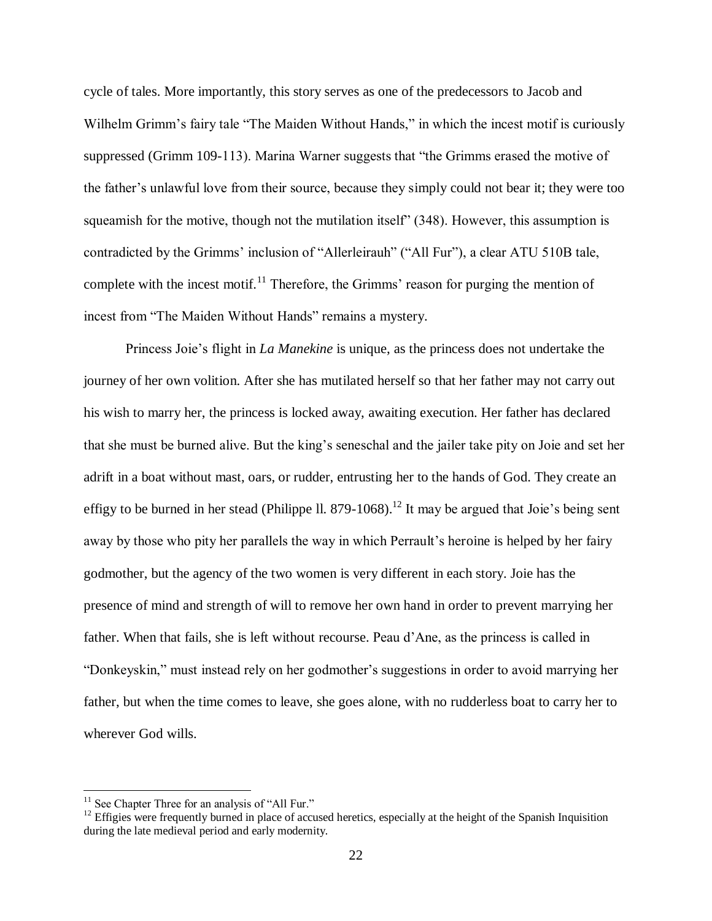cycle of tales. More importantly, this story serves as one of the predecessors to Jacob and Wilhelm Grimm's fairy tale "The Maiden Without Hands," in which the incest motif is curiously suppressed (Grimm 109-113). Marina Warner suggests that "the Grimms erased the motive of the father's unlawful love from their source, because they simply could not bear it; they were too squeamish for the motive, though not the mutilation itself" (348). However, this assumption is contradicted by the Grimms' inclusion of "Allerleirauh" ("All Fur"), a clear ATU 510B tale, complete with the incest motif.[11] Therefore, the Grimms' reason for purging the mention of incest from "The Maiden Without Hands" remains a mystery.

Princess Joie's flight in *La Manekine* is unique, as the princess does not undertake the journey of her own volition. After she has mutilated herself so that her father may not carry out his wish to marry her, the princess is locked away, awaiting execution. Her father has declared that she must be burned alive. But the king's seneschal and the jailer take pity on Joie and set her adrift in a boat without mast, oars, or rudder, entrusting her to the hands of God. They create an effigy to be burned in her stead (Philippe ll. 879-1068).[12] It may be argued that Joie's being sent away by those who pity her parallels the way in which Perrault's heroine is helped by her fairy godmother, but the agency of the two women is very different in each story. Joie has the presence of mind and strength of will to remove her own hand in order to prevent marrying her father. When that fails, she is left without recourse. Peau d'Ane, as the princess is called in "Donkeyskin," must instead rely on her godmother's suggestions in order to avoid marrying her father, but when the time comes to leave, she goes alone, with no rudderless boat to carry her to wherever God wills.

[11] See Chapter Three for an analysis of "All Fur."

[12] Effigies were frequently burned in place of accused heretics, especially at the height of the Spanish Inquisition during the late medieval period and early modernity.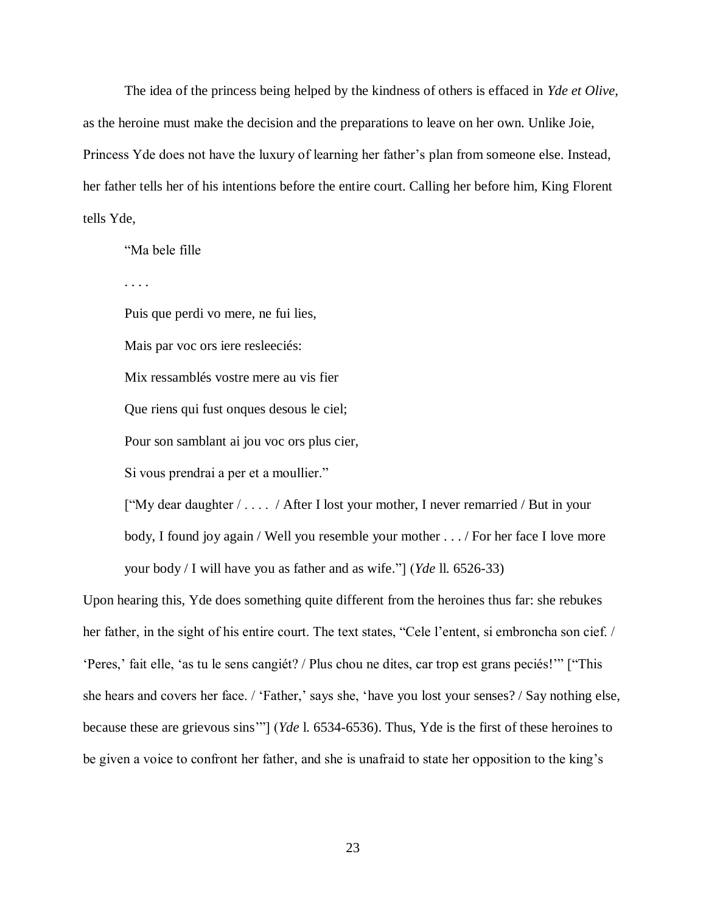The idea of the princess being helped by the kindness of others is effaced in *Yde et Olive*, as the heroine must make the decision and the preparations to leave on her own. Unlike Joie, Princess Yde does not have the luxury of learning her father's plan from someone else. Instead, her father tells her of his intentions before the entire court. Calling her before him, King Florent tells Yde,

> "Ma bele fille
>
> . . . .
>
> Puis que perdi vo mere, ne fui lies,
>
> Mais par voc ors iere resleeciés:
>
> Mix ressamblés vostre mere au vis fier
>
> Que riens qui fust onques desous le ciel;
>
> Pour son samblant ai jou voc ors plus cier,
>
> Si vous prendrai a per et a moullier."
>
> ["My dear daughter / . . . . / After I lost your mother, I never remarried / But in your body, I found joy again / Well you resemble your mother . . . / For her face I love more your body / I will have you as father and as wife."] (*Yde* ll. 6526-33)

Upon hearing this, Yde does something quite different from the heroines thus far: she rebukes her father, in the sight of his entire court. The text states, "Cele l'entent, si embroncha son cief. / 'Peres,' fait elle, 'as tu le sens cangiét? / Plus chou ne dites, car trop est grans peciés!'" ["This she hears and covers her face. / 'Father,' says she, 'have you lost your senses? / Say nothing else, because these are grievous sins'"] (*Yde* l. 6534-6536). Thus, Yde is the first of these heroines to be given a voice to confront her father, and she is unafraid to state her opposition to the king's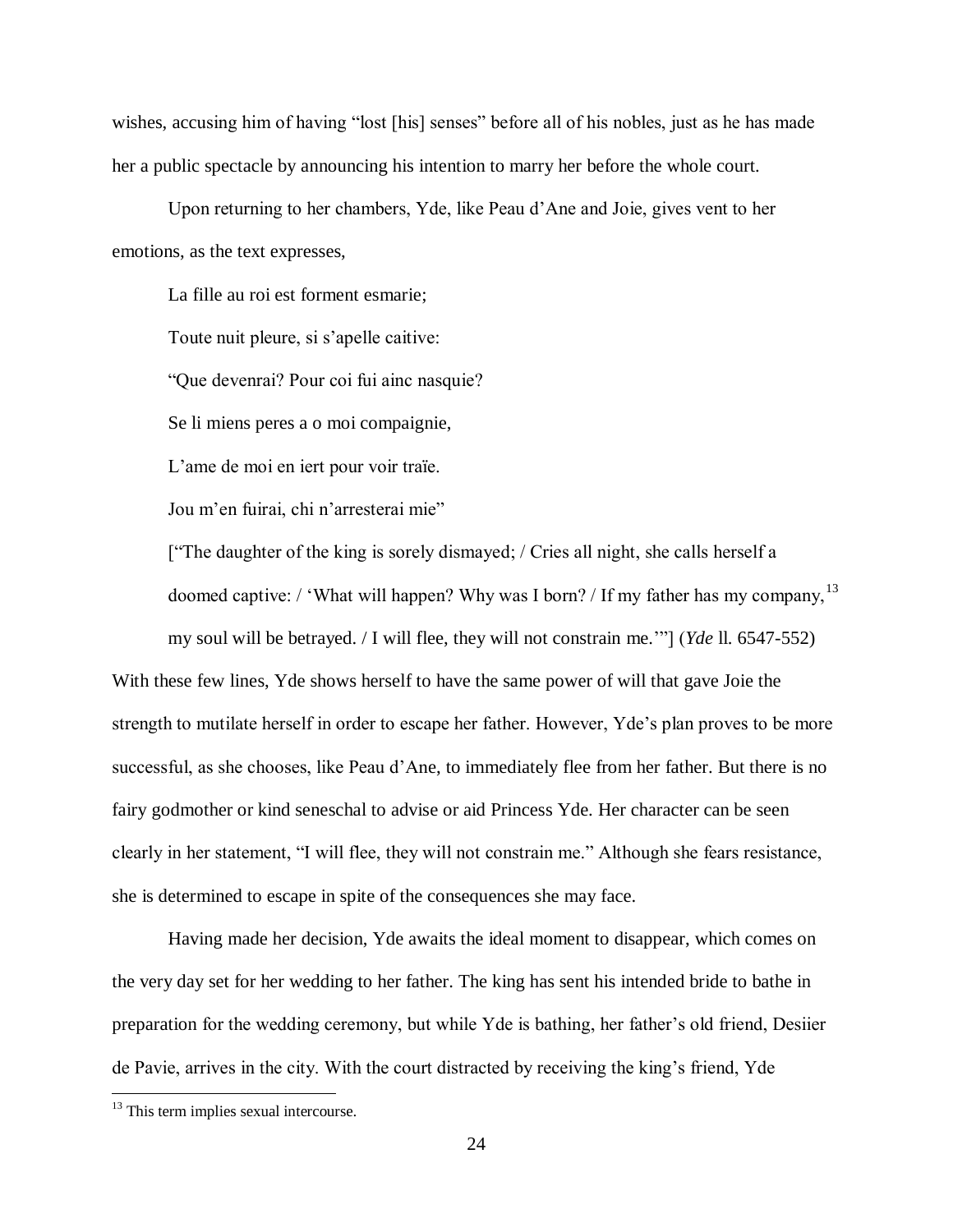wishes, accusing him of having "lost [his] senses" before all of his nobles, just as he has made her a public spectacle by announcing his intention to marry her before the whole court.

Upon returning to her chambers, Yde, like Peau d'Ane and Joie, gives vent to her emotions, as the text expresses,

> La fille au roi est forment esmarie;
>
> Toute nuit pleure, si s'apelle caitive:
>
> "Que devenrai? Pour coi fui ainc nasquie?
>
> Se li miens peres a o moi compaignie,
>
> L'ame de moi en iert pour voir traïe.
>
> Jou m'en fuirai, chi n'arresterai mie"
>
> ["The daughter of the king is sorely dismayed; / Cries all night, she calls herself a doomed captive: / 'What will happen? Why was I born? / If my father has my company,[13] my soul will be betrayed. / I will flee, they will not constrain me.'"] (*Yde* ll. 6547-552)

With these few lines, Yde shows herself to have the same power of will that gave Joie the strength to mutilate herself in order to escape her father. However, Yde's plan proves to be more successful, as she chooses, like Peau d'Ane, to immediately flee from her father. But there is no fairy godmother or kind seneschal to advise or aid Princess Yde. Her character can be seen clearly in her statement, "I will flee, they will not constrain me." Although she fears resistance, she is determined to escape in spite of the consequences she may face.

Having made her decision, Yde awaits the ideal moment to disappear, which comes on the very day set for her wedding to her father. The king has sent his intended bride to bathe in preparation for the wedding ceremony, but while Yde is bathing, her father's old friend, Desiier de Pavie, arrives in the city. With the court distracted by receiving the king's friend, Yde

[13] This term implies sexual intercourse.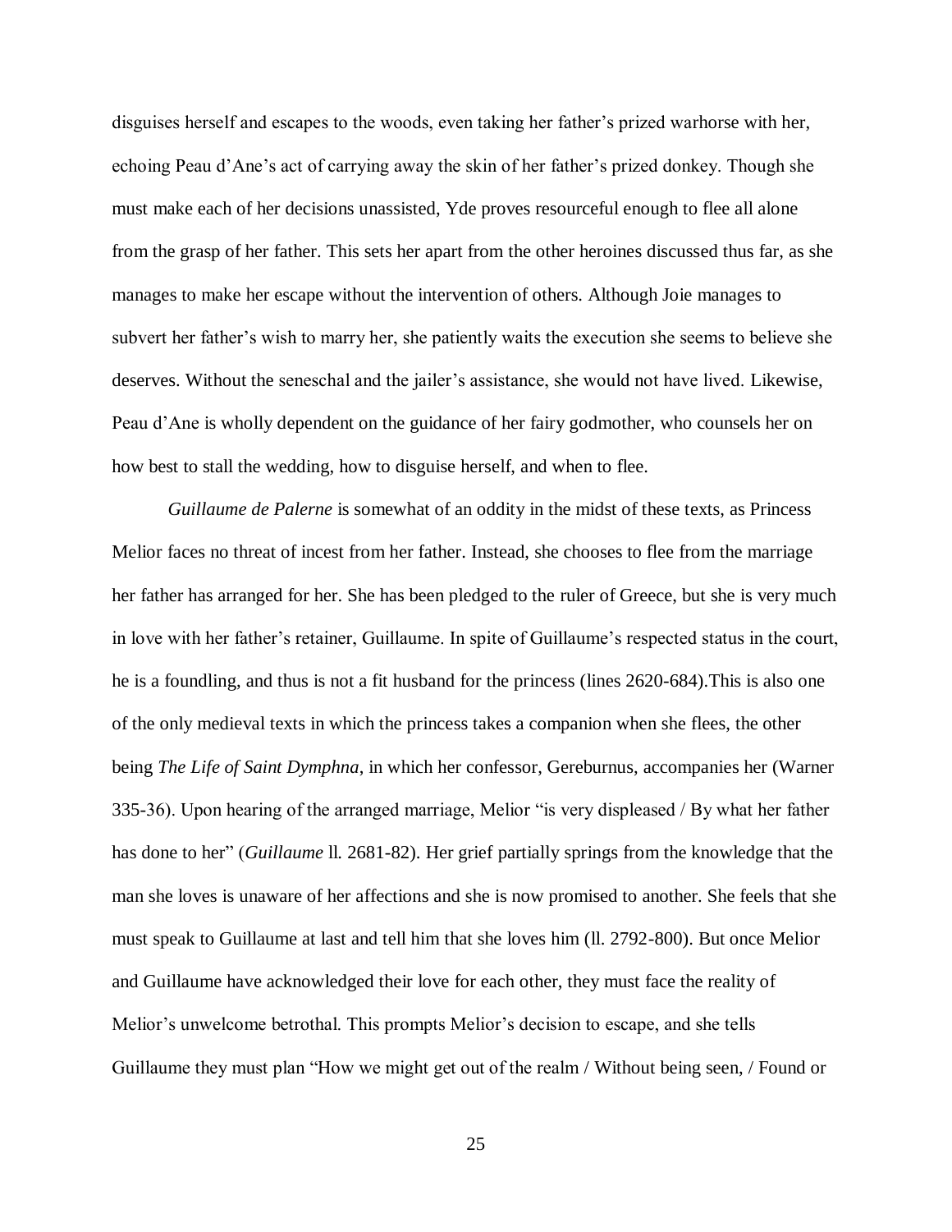disguises herself and escapes to the woods, even taking her father's prized warhorse with her, echoing Peau d'Ane's act of carrying away the skin of her father's prized donkey. Though she must make each of her decisions unassisted, Yde proves resourceful enough to flee all alone from the grasp of her father. This sets her apart from the other heroines discussed thus far, as she manages to make her escape without the intervention of others. Although Joie manages to subvert her father's wish to marry her, she patiently waits the execution she seems to believe she deserves. Without the seneschal and the jailer's assistance, she would not have lived. Likewise, Peau d'Ane is wholly dependent on the guidance of her fairy godmother, who counsels her on how best to stall the wedding, how to disguise herself, and when to flee.

*Guillaume de Palerne* is somewhat of an oddity in the midst of these texts, as Princess Melior faces no threat of incest from her father. Instead, she chooses to flee from the marriage her father has arranged for her. She has been pledged to the ruler of Greece, but she is very much in love with her father's retainer, Guillaume. In spite of Guillaume's respected status in the court, he is a foundling, and thus is not a fit husband for the princess (lines 2620-684).This is also one of the only medieval texts in which the princess takes a companion when she flees, the other being *The Life of Saint Dymphna*, in which her confessor, Gereburnus, accompanies her (Warner 335-36). Upon hearing of the arranged marriage, Melior "is very displeased / By what her father has done to her" (*Guillaume* ll. 2681-82). Her grief partially springs from the knowledge that the man she loves is unaware of her affections and she is now promised to another. She feels that she must speak to Guillaume at last and tell him that she loves him (ll. 2792-800). But once Melior and Guillaume have acknowledged their love for each other, they must face the reality of Melior's unwelcome betrothal. This prompts Melior's decision to escape, and she tells Guillaume they must plan "How we might get out of the realm / Without being seen, / Found or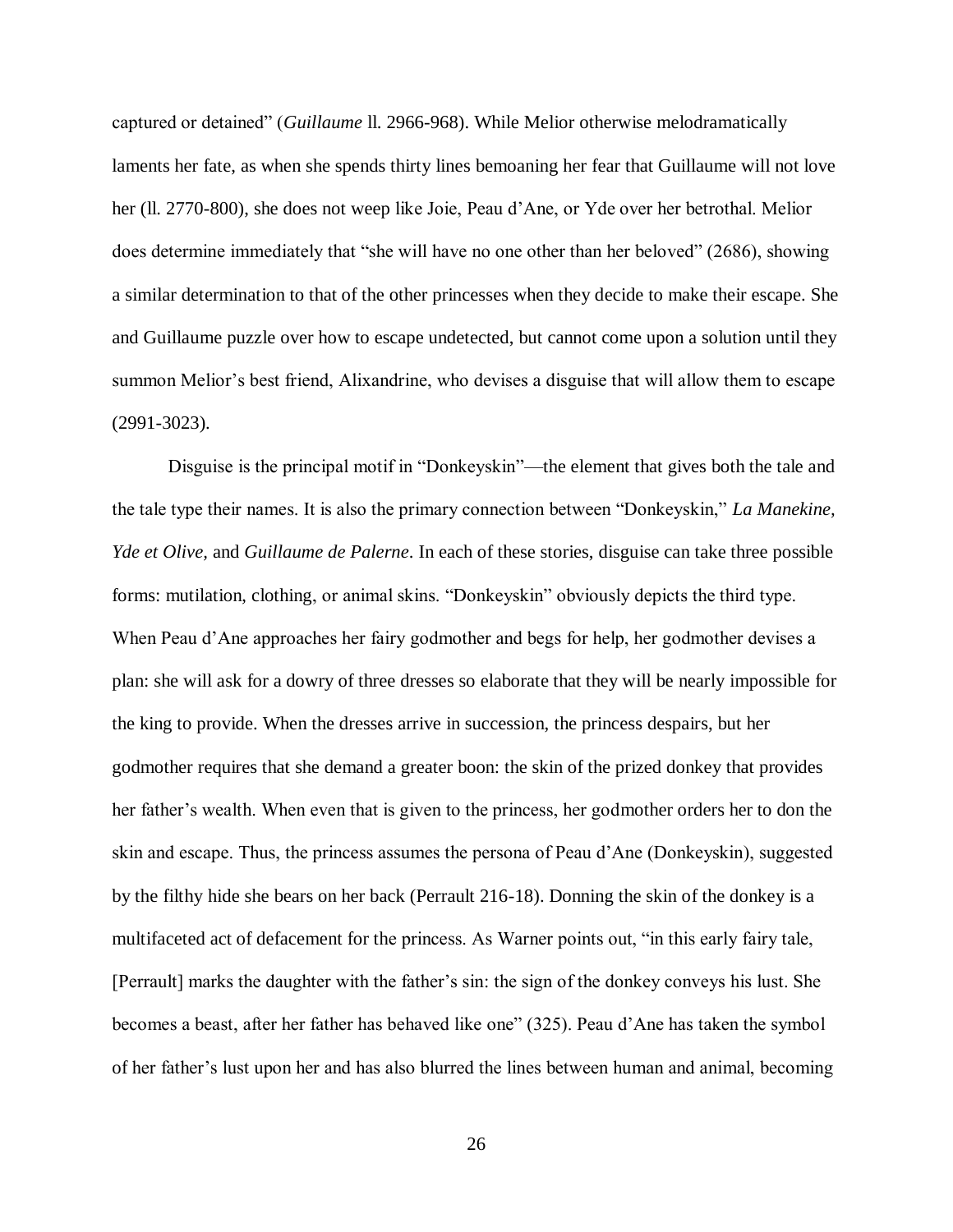captured or detained" (*Guillaume* ll. 2966-968). While Melior otherwise melodramatically laments her fate, as when she spends thirty lines bemoaning her fear that Guillaume will not love her (ll. 2770-800), she does not weep like Joie, Peau d'Ane, or Yde over her betrothal. Melior does determine immediately that "she will have no one other than her beloved" (2686), showing a similar determination to that of the other princesses when they decide to make their escape. She and Guillaume puzzle over how to escape undetected, but cannot come upon a solution until they summon Melior's best friend, Alixandrine, who devises a disguise that will allow them to escape (2991-3023).

Disguise is the principal motif in "Donkeyskin"—the element that gives both the tale and the tale type their names. It is also the primary connection between "Donkeyskin," *La Manekine, Yde et Olive,* and *Guillaume de Palerne*. In each of these stories, disguise can take three possible forms: mutilation, clothing, or animal skins. "Donkeyskin" obviously depicts the third type. When Peau d'Ane approaches her fairy godmother and begs for help, her godmother devises a plan: she will ask for a dowry of three dresses so elaborate that they will be nearly impossible for the king to provide. When the dresses arrive in succession, the princess despairs, but her godmother requires that she demand a greater boon: the skin of the prized donkey that provides her father's wealth. When even that is given to the princess, her godmother orders her to don the skin and escape. Thus, the princess assumes the persona of Peau d'Ane (Donkeyskin), suggested by the filthy hide she bears on her back (Perrault 216-18). Donning the skin of the donkey is a multifaceted act of defacement for the princess. As Warner points out, "in this early fairy tale, [Perrault] marks the daughter with the father's sin: the sign of the donkey conveys his lust. She becomes a beast, after her father has behaved like one" (325). Peau d'Ane has taken the symbol of her father's lust upon her and has also blurred the lines between human and animal, becoming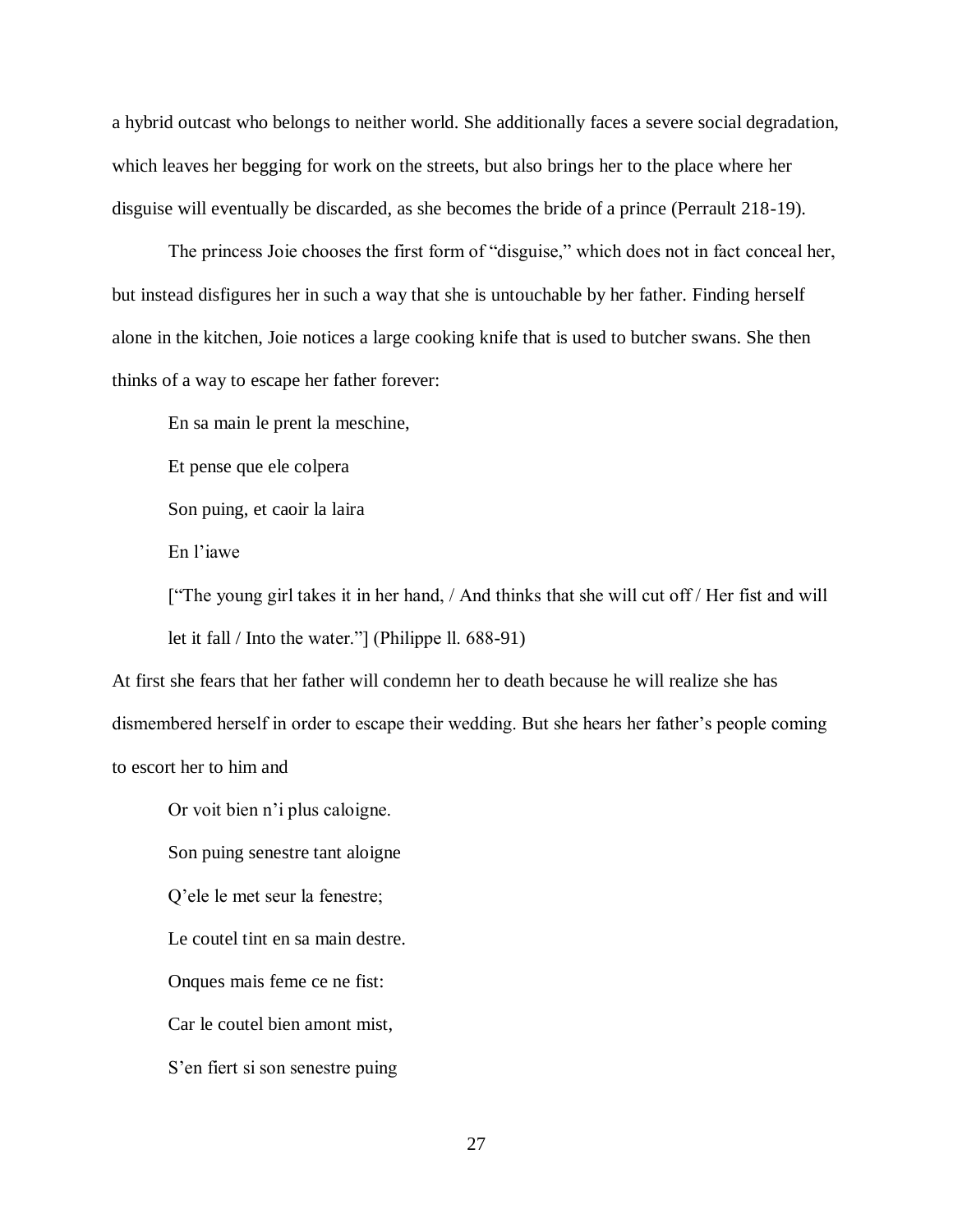a hybrid outcast who belongs to neither world. She additionally faces a severe social degradation, which leaves her begging for work on the streets, but also brings her to the place where her disguise will eventually be discarded, as she becomes the bride of a prince (Perrault 218-19).

The princess Joie chooses the first form of "disguise," which does not in fact conceal her, but instead disfigures her in such a way that she is untouchable by her father. Finding herself alone in the kitchen, Joie notices a large cooking knife that is used to butcher swans. She then thinks of a way to escape her father forever:

> En sa main le prent la meschine,
>
> Et pense que ele colpera
>
> Son puing, et caoir la laira
>
> En l'iawe
>
> ["The young girl takes it in her hand, / And thinks that she will cut off / Her fist and will let it fall / Into the water."] (Philippe ll. 688-91)

At first she fears that her father will condemn her to death because he will realize she has dismembered herself in order to escape their wedding. But she hears her father's people coming to escort her to him and

> Or voit bien n'i plus caloigne.
>
> Son puing senestre tant aloigne
>
> Q'ele le met seur la fenestre;
>
> Le coutel tint en sa main destre.
>
> Onques mais feme ce ne fist:
>
> Car le coutel bien amont mist,
>
> S'en fiert si son senestre puing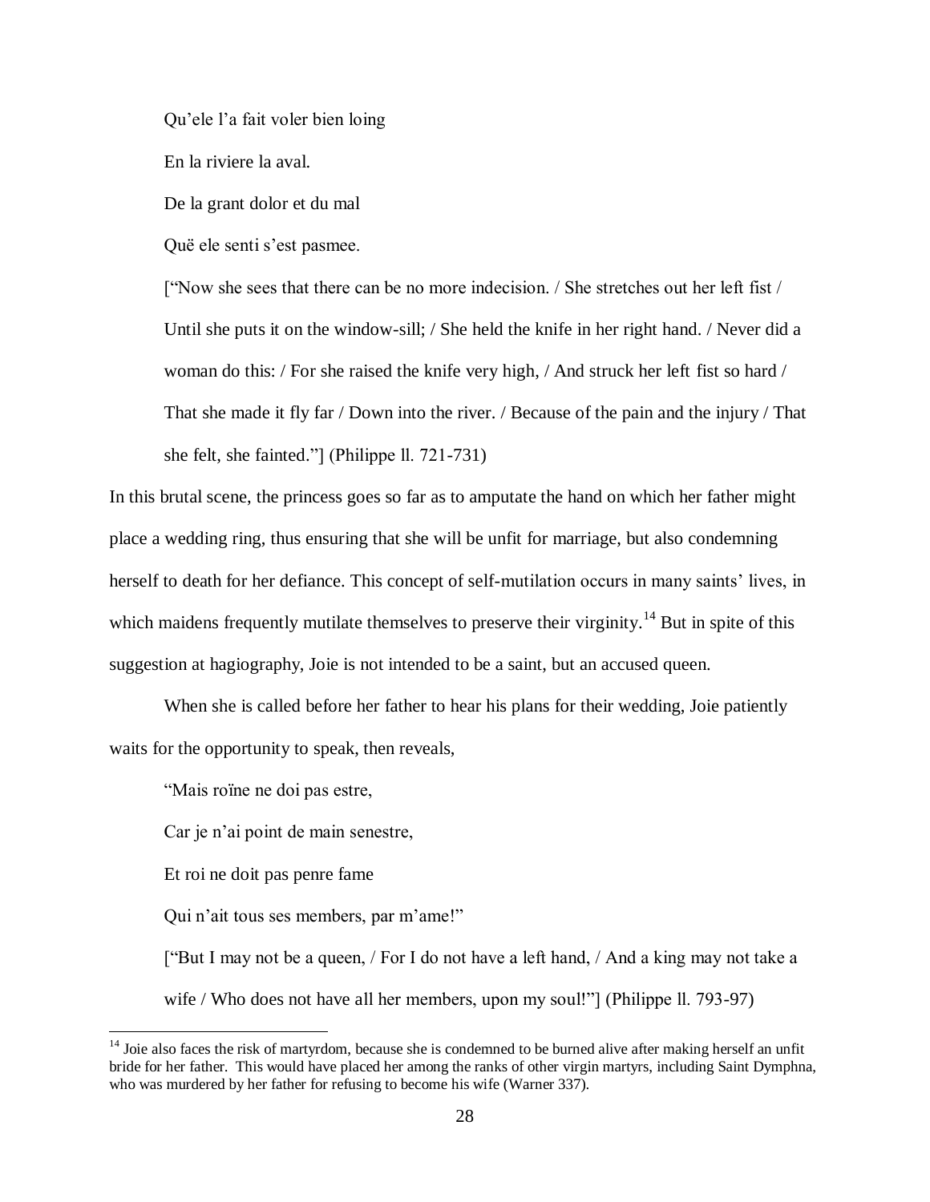Qu'ele l'a fait voler bien loing

En la riviere la aval.

De la grant dolor et du mal

Quë ele senti s'est pasmee.

["Now she sees that there can be no more indecision. / She stretches out her left fist / Until she puts it on the window-sill; / She held the knife in her right hand. / Never did a woman do this: / For she raised the knife very high, / And struck her left fist so hard / That she made it fly far / Down into the river. / Because of the pain and the injury / That she felt, she fainted."] (Philippe ll. 721-731)

In this brutal scene, the princess goes so far as to amputate the hand on which her father might place a wedding ring, thus ensuring that she will be unfit for marriage, but also condemning herself to death for her defiance. This concept of self-mutilation occurs in many saints' lives, in which maidens frequently mutilate themselves to preserve their virginity.[14] But in spite of this suggestion at hagiography, Joie is not intended to be a saint, but an accused queen.

When she is called before her father to hear his plans for their wedding, Joie patiently waits for the opportunity to speak, then reveals,

"Mais roïne ne doi pas estre,

Car je n'ai point de main senestre,

Et roi ne doit pas penre fame

Qui n'ait tous ses members, par m'ame!"

["But I may not be a queen, / For I do not have a left hand, / And a king may not take a wife / Who does not have all her members, upon my soul!"] (Philippe ll. 793-97)

[14] Joie also faces the risk of martyrdom, because she is condemned to be burned alive after making herself an unfit bride for her father. This would have placed her among the ranks of other virgin martyrs, including Saint Dymphna, who was murdered by her father for refusing to become his wife (Warner 337).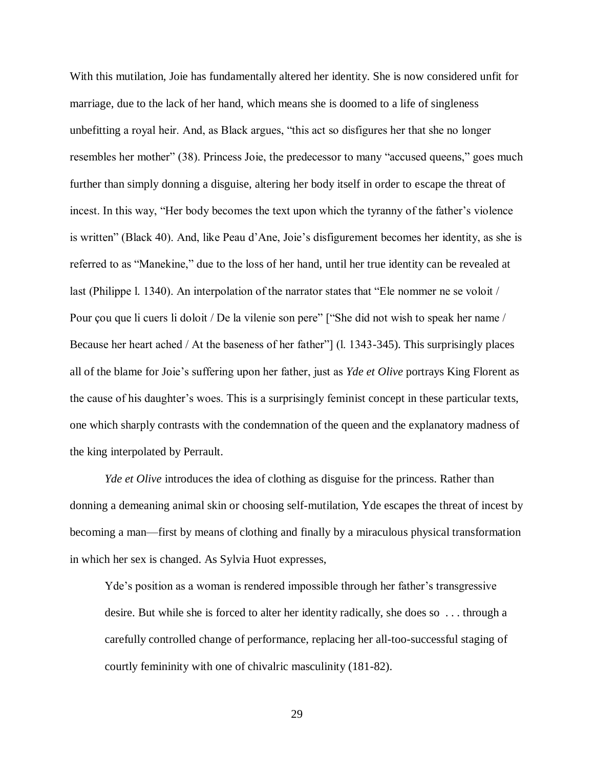With this mutilation, Joie has fundamentally altered her identity. She is now considered unfit for marriage, due to the lack of her hand, which means she is doomed to a life of singleness unbefitting a royal heir. And, as Black argues, "this act so disfigures her that she no longer resembles her mother" (38). Princess Joie, the predecessor to many "accused queens," goes much further than simply donning a disguise, altering her body itself in order to escape the threat of incest. In this way, "Her body becomes the text upon which the tyranny of the father's violence is written" (Black 40). And, like Peau d'Ane, Joie's disfigurement becomes her identity, as she is referred to as "Manekine," due to the loss of her hand, until her true identity can be revealed at last (Philippe l. 1340). An interpolation of the narrator states that "Ele nommer ne se voloit / Pour çou que li cuers li doloit / De la vilenie son pere" ["She did not wish to speak her name / Because her heart ached / At the baseness of her father"] (l. 1343-345). This surprisingly places all of the blame for Joie's suffering upon her father, just as *Yde et Olive* portrays King Florent as the cause of his daughter's woes. This is a surprisingly feminist concept in these particular texts, one which sharply contrasts with the condemnation of the queen and the explanatory madness of the king interpolated by Perrault.

*Yde et Olive* introduces the idea of clothing as disguise for the princess. Rather than donning a demeaning animal skin or choosing self-mutilation, Yde escapes the threat of incest by becoming a man—first by means of clothing and finally by a miraculous physical transformation in which her sex is changed. As Sylvia Huot expresses,

> Yde's position as a woman is rendered impossible through her father's transgressive desire. But while she is forced to alter her identity radically, she does so . . . through a carefully controlled change of performance, replacing her all-too-successful staging of courtly femininity with one of chivalric masculinity (181-82).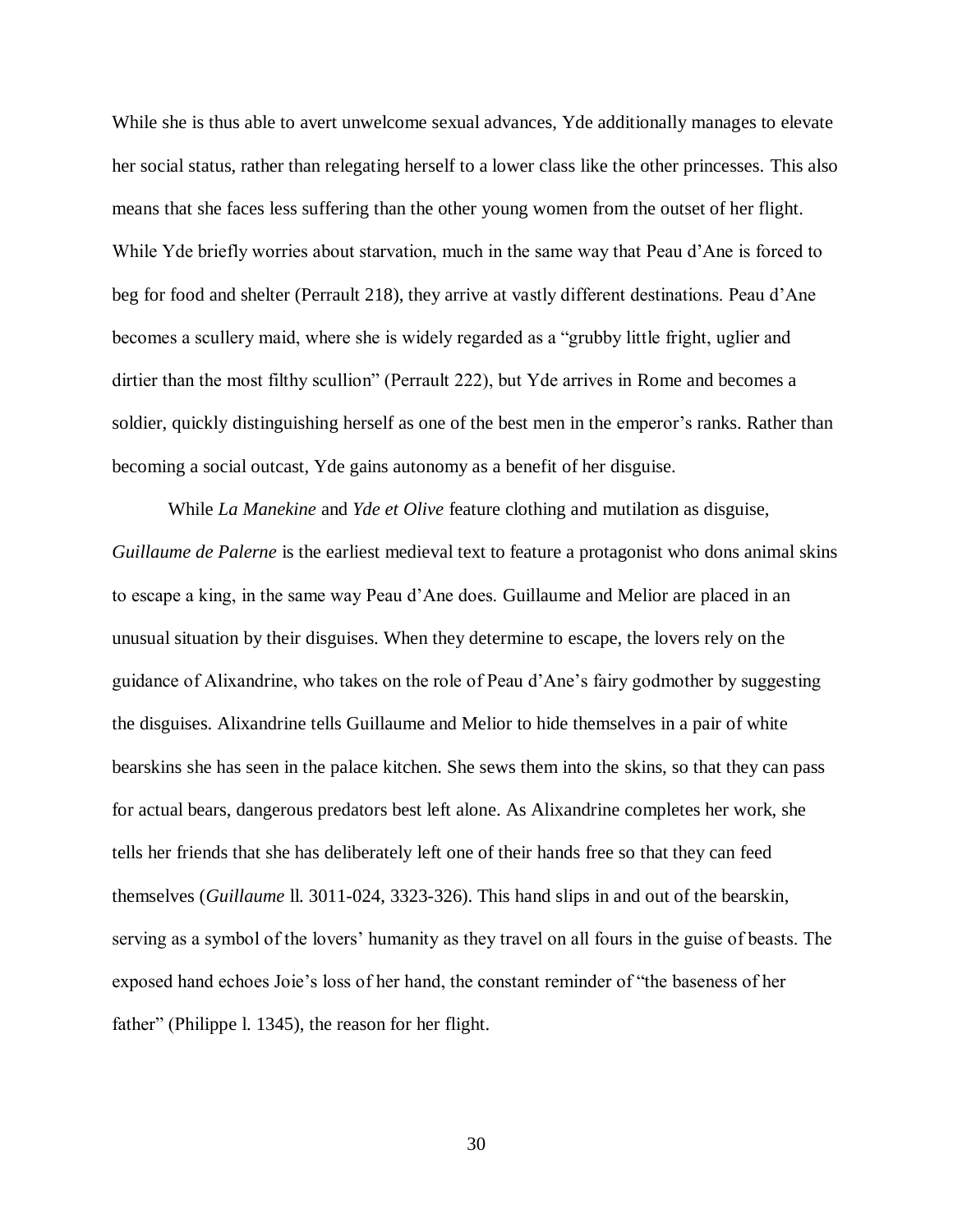While she is thus able to avert unwelcome sexual advances, Yde additionally manages to elevate her social status, rather than relegating herself to a lower class like the other princesses. This also means that she faces less suffering than the other young women from the outset of her flight. While Yde briefly worries about starvation, much in the same way that Peau d'Ane is forced to beg for food and shelter (Perrault 218), they arrive at vastly different destinations. Peau d'Ane becomes a scullery maid, where she is widely regarded as a "grubby little fright, uglier and dirtier than the most filthy scullion" (Perrault 222), but Yde arrives in Rome and becomes a soldier, quickly distinguishing herself as one of the best men in the emperor's ranks. Rather than becoming a social outcast, Yde gains autonomy as a benefit of her disguise.

While *La Manekine* and *Yde et Olive* feature clothing and mutilation as disguise, *Guillaume de Palerne* is the earliest medieval text to feature a protagonist who dons animal skins to escape a king, in the same way Peau d'Ane does. Guillaume and Melior are placed in an unusual situation by their disguises. When they determine to escape, the lovers rely on the guidance of Alixandrine, who takes on the role of Peau d'Ane's fairy godmother by suggesting the disguises. Alixandrine tells Guillaume and Melior to hide themselves in a pair of white bearskins she has seen in the palace kitchen. She sews them into the skins, so that they can pass for actual bears, dangerous predators best left alone. As Alixandrine completes her work, she tells her friends that she has deliberately left one of their hands free so that they can feed themselves (*Guillaume* ll. 3011-024, 3323-326). This hand slips in and out of the bearskin, serving as a symbol of the lovers' humanity as they travel on all fours in the guise of beasts. The exposed hand echoes Joie's loss of her hand, the constant reminder of "the baseness of her father" (Philippe l. 1345), the reason for her flight.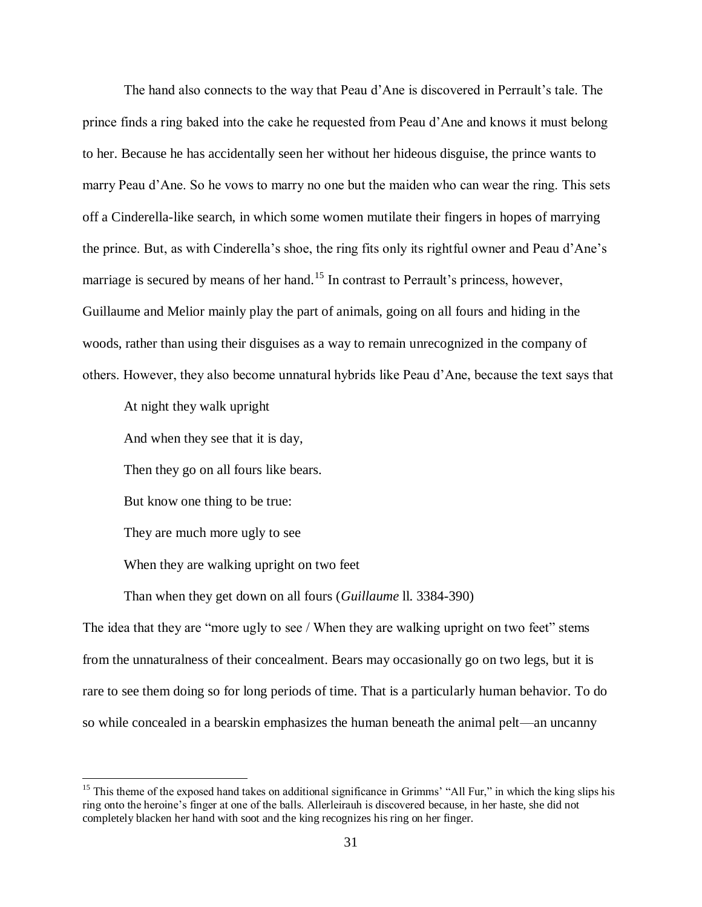The hand also connects to the way that Peau d'Ane is discovered in Perrault's tale. The prince finds a ring baked into the cake he requested from Peau d'Ane and knows it must belong to her. Because he has accidentally seen her without her hideous disguise, the prince wants to marry Peau d'Ane. So he vows to marry no one but the maiden who can wear the ring. This sets off a Cinderella-like search, in which some women mutilate their fingers in hopes of marrying the prince. But, as with Cinderella's shoe, the ring fits only its rightful owner and Peau d'Ane's marriage is secured by means of her hand.[15] In contrast to Perrault's princess, however, Guillaume and Melior mainly play the part of animals, going on all fours and hiding in the woods, rather than using their disguises as a way to remain unrecognized in the company of others. However, they also become unnatural hybrids like Peau d'Ane, because the text says that

> At night they walk upright
>
> And when they see that it is day,
>
> Then they go on all fours like bears.
>
> But know one thing to be true:
>
> They are much more ugly to see
>
> When they are walking upright on two feet
>
> Than when they get down on all fours (*Guillaume* ll. 3384-390)

The idea that they are "more ugly to see / When they are walking upright on two feet" stems from the unnaturalness of their concealment. Bears may occasionally go on two legs, but it is rare to see them doing so for long periods of time. That is a particularly human behavior. To do so while concealed in a bearskin emphasizes the human beneath the animal pelt—an uncanny

---

[15] This theme of the exposed hand takes on additional significance in Grimms' "All Fur," in which the king slips his ring onto the heroine's finger at one of the balls. Allerleirauh is discovered because, in her haste, she did not completely blacken her hand with soot and the king recognizes his ring on her finger.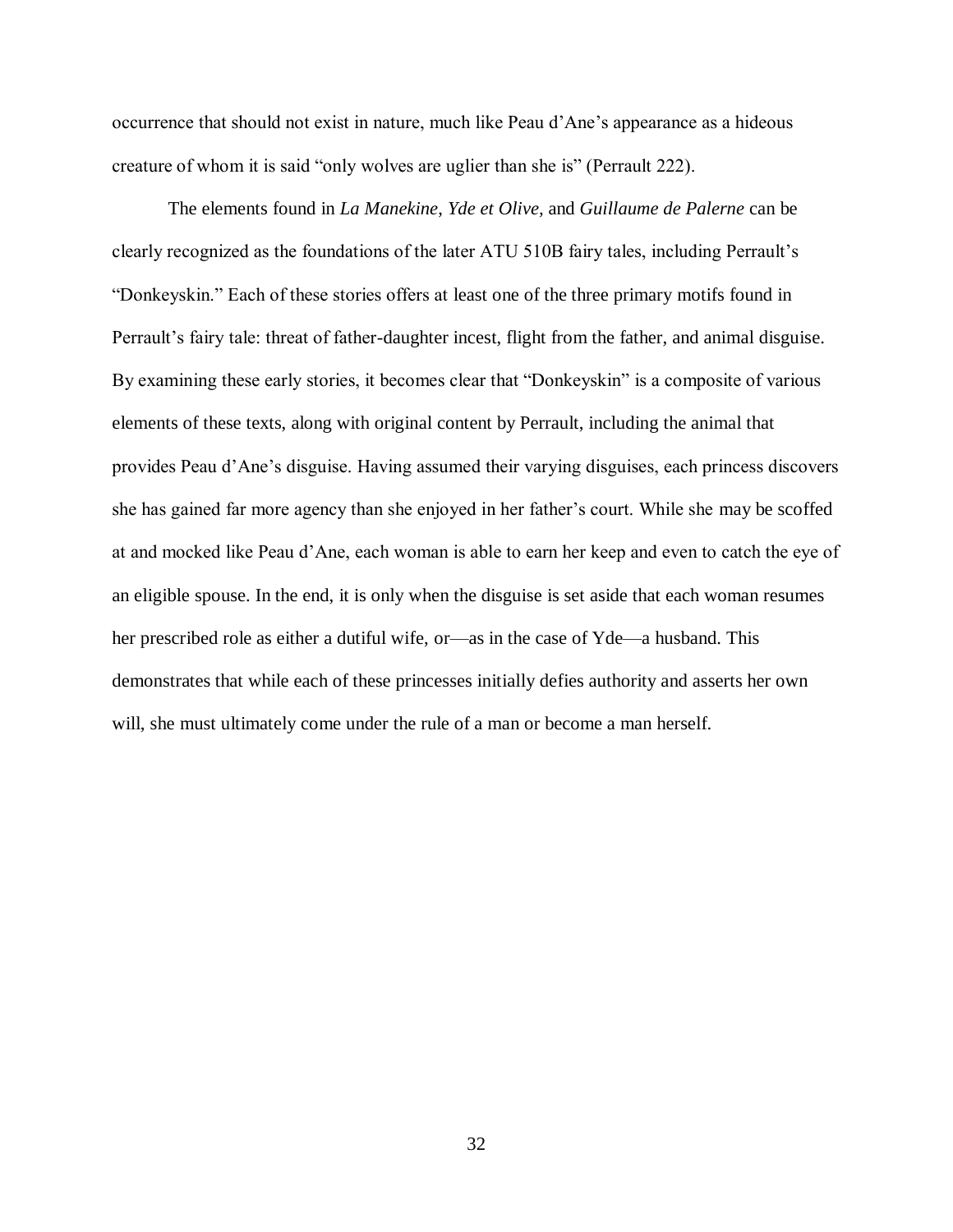occurrence that should not exist in nature, much like Peau d'Ane's appearance as a hideous creature of whom it is said "only wolves are uglier than she is" (Perrault 222).

The elements found in *La Manekine*, *Yde et Olive*, and *Guillaume de Palerne* can be clearly recognized as the foundations of the later ATU 510B fairy tales, including Perrault's "Donkeyskin." Each of these stories offers at least one of the three primary motifs found in Perrault's fairy tale: threat of father-daughter incest, flight from the father, and animal disguise. By examining these early stories, it becomes clear that "Donkeyskin" is a composite of various elements of these texts, along with original content by Perrault, including the animal that provides Peau d'Ane's disguise. Having assumed their varying disguises, each princess discovers she has gained far more agency than she enjoyed in her father's court. While she may be scoffed at and mocked like Peau d'Ane, each woman is able to earn her keep and even to catch the eye of an eligible spouse. In the end, it is only when the disguise is set aside that each woman resumes her prescribed role as either a dutiful wife, or—as in the case of Yde—a husband. This demonstrates that while each of these princesses initially defies authority and asserts her own will, she must ultimately come under the rule of a man or become a man herself.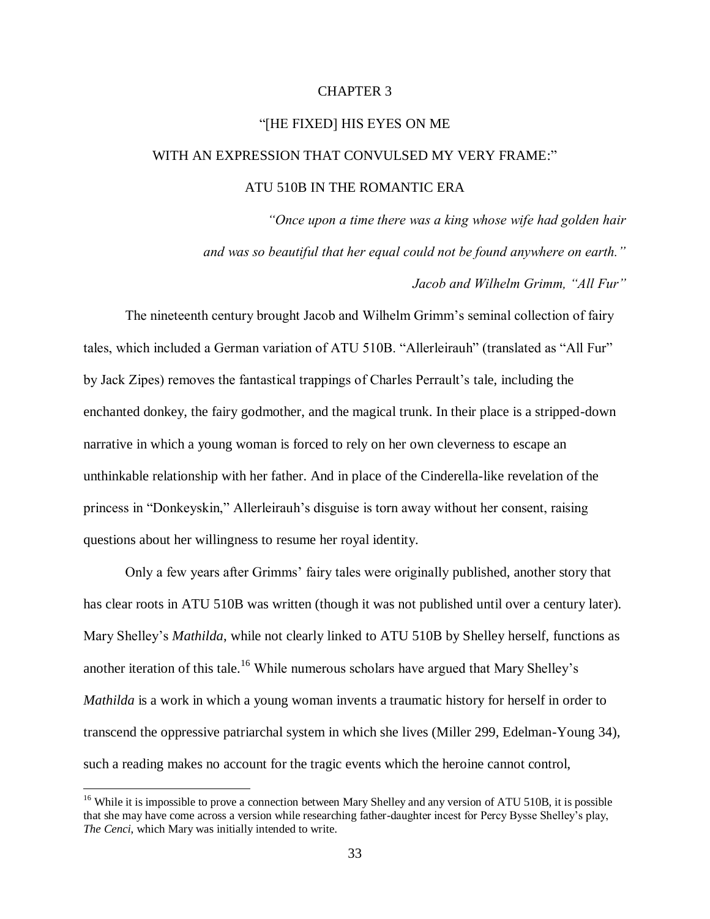# CHAPTER 3

## "[HE FIXED] HIS EYES ON ME WITH AN EXPRESSION THAT CONVULSED MY VERY FRAME:" ATU 510B IN THE ROMANTIC ERA

*"Once upon a time there was a king whose wife had golden hair and was so beautiful that her equal could not be found anywhere on earth."*

*Jacob and Wilhelm Grimm, "All Fur"*

The nineteenth century brought Jacob and Wilhelm Grimm's seminal collection of fairy tales, which included a German variation of ATU 510B. "Allerleirauh" (translated as "All Fur" by Jack Zipes) removes the fantastical trappings of Charles Perrault's tale, including the enchanted donkey, the fairy godmother, and the magical trunk. In their place is a stripped-down narrative in which a young woman is forced to rely on her own cleverness to escape an unthinkable relationship with her father. And in place of the Cinderella-like revelation of the princess in "Donkeyskin," Allerleirauh's disguise is torn away without her consent, raising questions about her willingness to resume her royal identity.

Only a few years after Grimms' fairy tales were originally published, another story that has clear roots in ATU 510B was written (though it was not published until over a century later). Mary Shelley's *Mathilda*, while not clearly linked to ATU 510B by Shelley herself, functions as another iteration of this tale.[16] While numerous scholars have argued that Mary Shelley's *Mathilda* is a work in which a young woman invents a traumatic history for herself in order to transcend the oppressive patriarchal system in which she lives (Miller 299, Edelman-Young 34), such a reading makes no account for the tragic events which the heroine cannot control,

[16] While it is impossible to prove a connection between Mary Shelley and any version of ATU 510B, it is possible that she may have come across a version while researching father-daughter incest for Percy Bysse Shelley's play, *The Cenci*, which Mary was initially intended to write.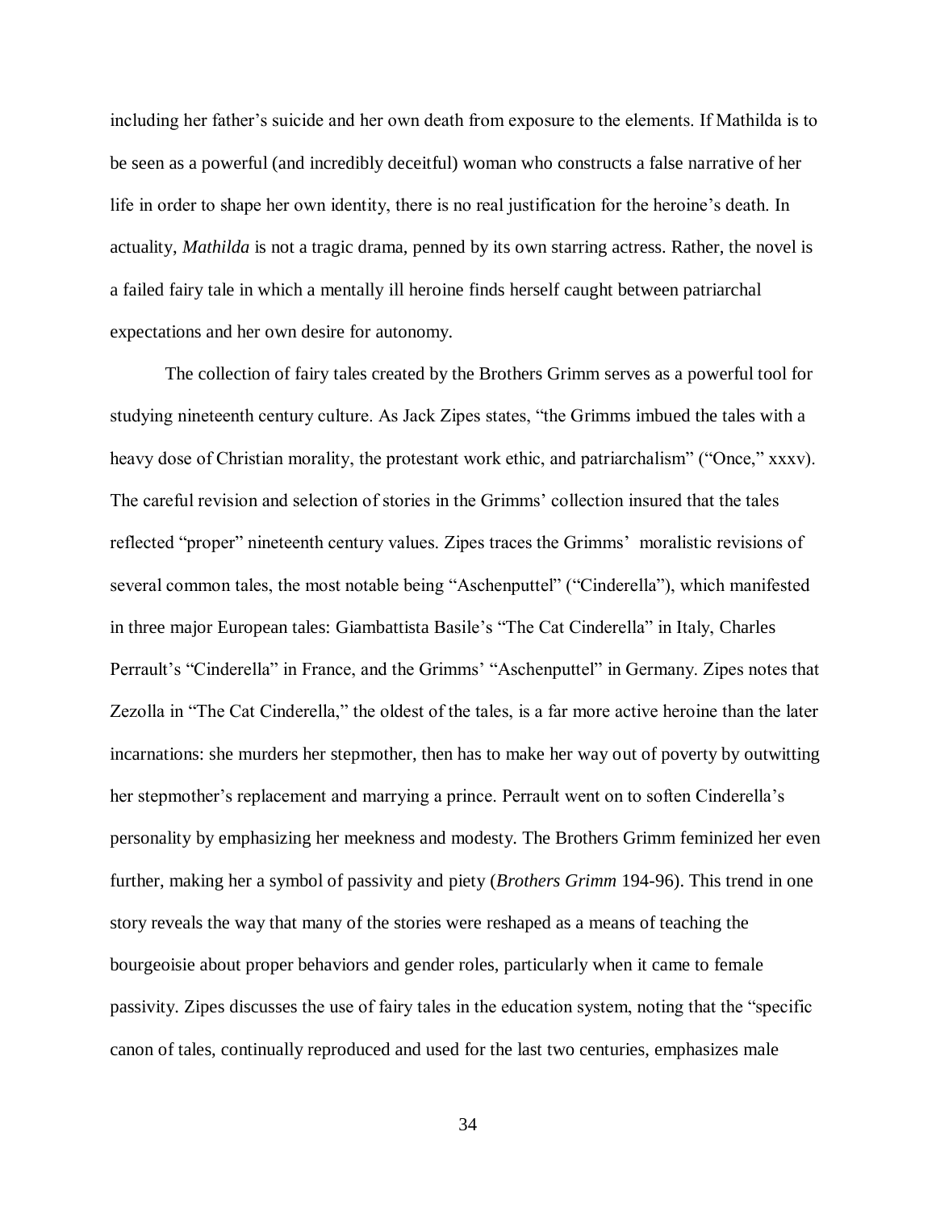including her father's suicide and her own death from exposure to the elements. If Mathilda is to be seen as a powerful (and incredibly deceitful) woman who constructs a false narrative of her life in order to shape her own identity, there is no real justification for the heroine's death. In actuality, *Mathilda* is not a tragic drama, penned by its own starring actress. Rather, the novel is a failed fairy tale in which a mentally ill heroine finds herself caught between patriarchal expectations and her own desire for autonomy.

The collection of fairy tales created by the Brothers Grimm serves as a powerful tool for studying nineteenth century culture. As Jack Zipes states, "the Grimms imbued the tales with a heavy dose of Christian morality, the protestant work ethic, and patriarchalism" ("Once," xxxv). The careful revision and selection of stories in the Grimms' collection insured that the tales reflected "proper" nineteenth century values. Zipes traces the Grimms' moralistic revisions of several common tales, the most notable being "Aschenputtel" ("Cinderella"), which manifested in three major European tales: Giambattista Basile's "The Cat Cinderella" in Italy, Charles Perrault's "Cinderella" in France, and the Grimms' "Aschenputtel" in Germany. Zipes notes that Zezolla in "The Cat Cinderella," the oldest of the tales, is a far more active heroine than the later incarnations: she murders her stepmother, then has to make her way out of poverty by outwitting her stepmother's replacement and marrying a prince. Perrault went on to soften Cinderella's personality by emphasizing her meekness and modesty. The Brothers Grimm feminized her even further, making her a symbol of passivity and piety (*Brothers Grimm* 194-96). This trend in one story reveals the way that many of the stories were reshaped as a means of teaching the bourgeoisie about proper behaviors and gender roles, particularly when it came to female passivity. Zipes discusses the use of fairy tales in the education system, noting that the "specific canon of tales, continually reproduced and used for the last two centuries, emphasizes male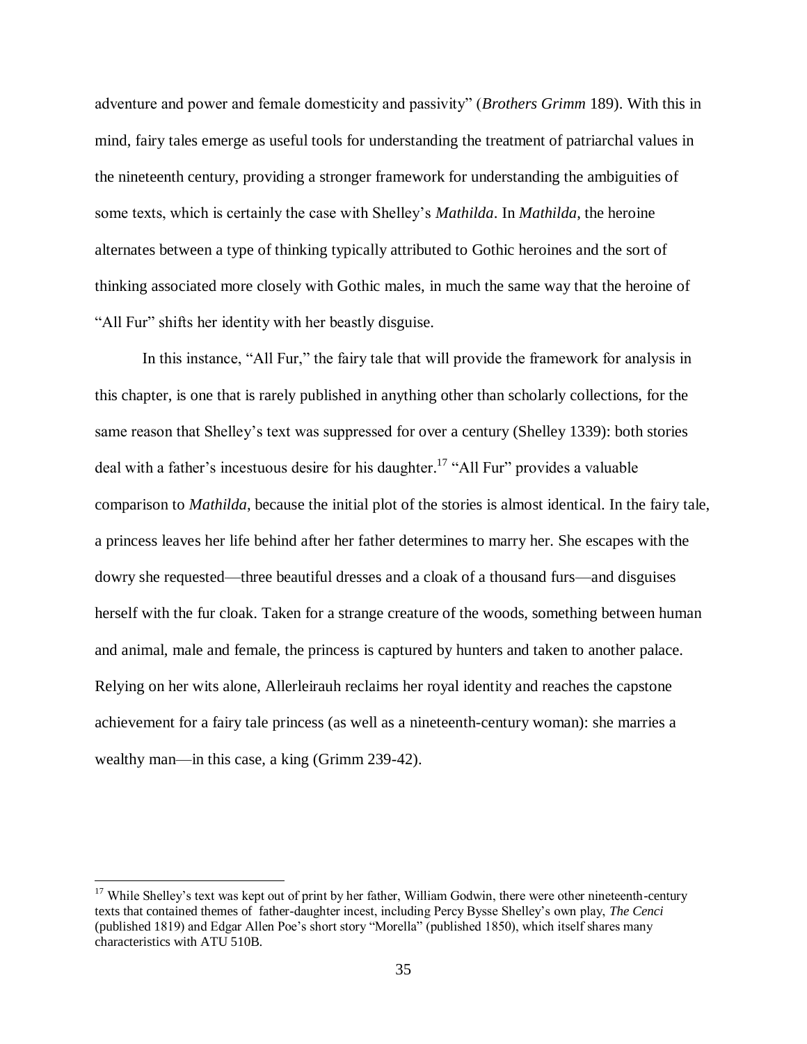adventure and power and female domesticity and passivity" (*Brothers Grimm* 189). With this in mind, fairy tales emerge as useful tools for understanding the treatment of patriarchal values in the nineteenth century, providing a stronger framework for understanding the ambiguities of some texts, which is certainly the case with Shelley's *Mathilda*. In *Mathilda*, the heroine alternates between a type of thinking typically attributed to Gothic heroines and the sort of thinking associated more closely with Gothic males, in much the same way that the heroine of "All Fur" shifts her identity with her beastly disguise.

In this instance, "All Fur," the fairy tale that will provide the framework for analysis in this chapter, is one that is rarely published in anything other than scholarly collections, for the same reason that Shelley's text was suppressed for over a century (Shelley 1339): both stories deal with a father's incestuous desire for his daughter.[17] "All Fur" provides a valuable comparison to *Mathilda*, because the initial plot of the stories is almost identical. In the fairy tale, a princess leaves her life behind after her father determines to marry her. She escapes with the dowry she requested—three beautiful dresses and a cloak of a thousand furs—and disguises herself with the fur cloak. Taken for a strange creature of the woods, something between human and animal, male and female, the princess is captured by hunters and taken to another palace. Relying on her wits alone, Allerleirauh reclaims her royal identity and reaches the capstone achievement for a fairy tale princess (as well as a nineteenth-century woman): she marries a wealthy man—in this case, a king (Grimm 239-42).

---

[17] While Shelley's text was kept out of print by her father, William Godwin, there were other nineteenth-century texts that contained themes of father-daughter incest, including Percy Bysse Shelley's own play, *The Cenci* (published 1819) and Edgar Allen Poe's short story "Morella" (published 1850), which itself shares many characteristics with ATU 510B.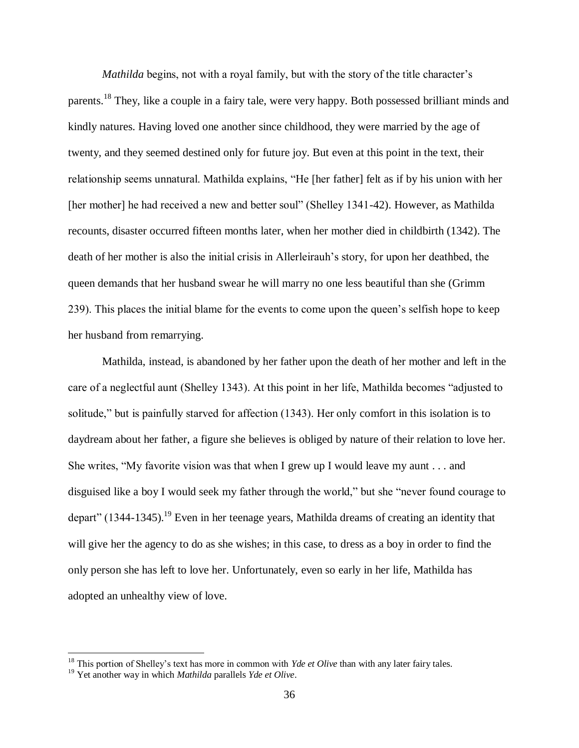*Mathilda* begins, not with a royal family, but with the story of the title character's parents.[18] They, like a couple in a fairy tale, were very happy. Both possessed brilliant minds and kindly natures. Having loved one another since childhood, they were married by the age of twenty, and they seemed destined only for future joy. But even at this point in the text, their relationship seems unnatural. Mathilda explains, "He [her father] felt as if by his union with her [her mother] he had received a new and better soul" (Shelley 1341-42). However, as Mathilda recounts, disaster occurred fifteen months later, when her mother died in childbirth (1342). The death of her mother is also the initial crisis in Allerleirauh's story, for upon her deathbed, the queen demands that her husband swear he will marry no one less beautiful than she (Grimm 239). This places the initial blame for the events to come upon the queen's selfish hope to keep her husband from remarrying.

Mathilda, instead, is abandoned by her father upon the death of her mother and left in the care of a neglectful aunt (Shelley 1343). At this point in her life, Mathilda becomes "adjusted to solitude," but is painfully starved for affection (1343). Her only comfort in this isolation is to daydream about her father, a figure she believes is obliged by nature of their relation to love her. She writes, "My favorite vision was that when I grew up I would leave my aunt . . . and disguised like a boy I would seek my father through the world," but she "never found courage to depart" (1344-1345).[19] Even in her teenage years, Mathilda dreams of creating an identity that will give her the agency to do as she wishes; in this case, to dress as a boy in order to find the only person she has left to love her. Unfortunately, even so early in her life, Mathilda has adopted an unhealthy view of love.

---

[18] This portion of Shelley's text has more in common with *Yde et Olive* than with any later fairy tales.

[19] Yet another way in which *Mathilda* parallels *Yde et Olive*.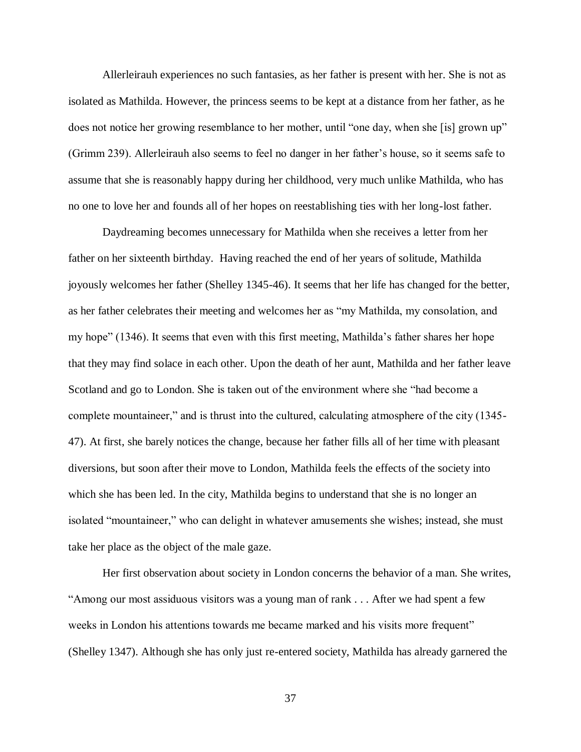Allerleirauh experiences no such fantasies, as her father is present with her. She is not as isolated as Mathilda. However, the princess seems to be kept at a distance from her father, as he does not notice her growing resemblance to her mother, until "one day, when she [is] grown up" (Grimm 239). Allerleirauh also seems to feel no danger in her father's house, so it seems safe to assume that she is reasonably happy during her childhood, very much unlike Mathilda, who has no one to love her and founds all of her hopes on reestablishing ties with her long-lost father.

Daydreaming becomes unnecessary for Mathilda when she receives a letter from her father on her sixteenth birthday. Having reached the end of her years of solitude, Mathilda joyously welcomes her father (Shelley 1345-46). It seems that her life has changed for the better, as her father celebrates their meeting and welcomes her as "my Mathilda, my consolation, and my hope" (1346). It seems that even with this first meeting, Mathilda's father shares her hope that they may find solace in each other. Upon the death of her aunt, Mathilda and her father leave Scotland and go to London. She is taken out of the environment where she "had become a complete mountaineer," and is thrust into the cultured, calculating atmosphere of the city (1345-47). At first, she barely notices the change, because her father fills all of her time with pleasant diversions, but soon after their move to London, Mathilda feels the effects of the society into which she has been led. In the city, Mathilda begins to understand that she is no longer an isolated "mountaineer," who can delight in whatever amusements she wishes; instead, she must take her place as the object of the male gaze.

Her first observation about society in London concerns the behavior of a man. She writes, "Among our most assiduous visitors was a young man of rank . . . After we had spent a few weeks in London his attentions towards me became marked and his visits more frequent" (Shelley 1347). Although she has only just re-entered society, Mathilda has already garnered the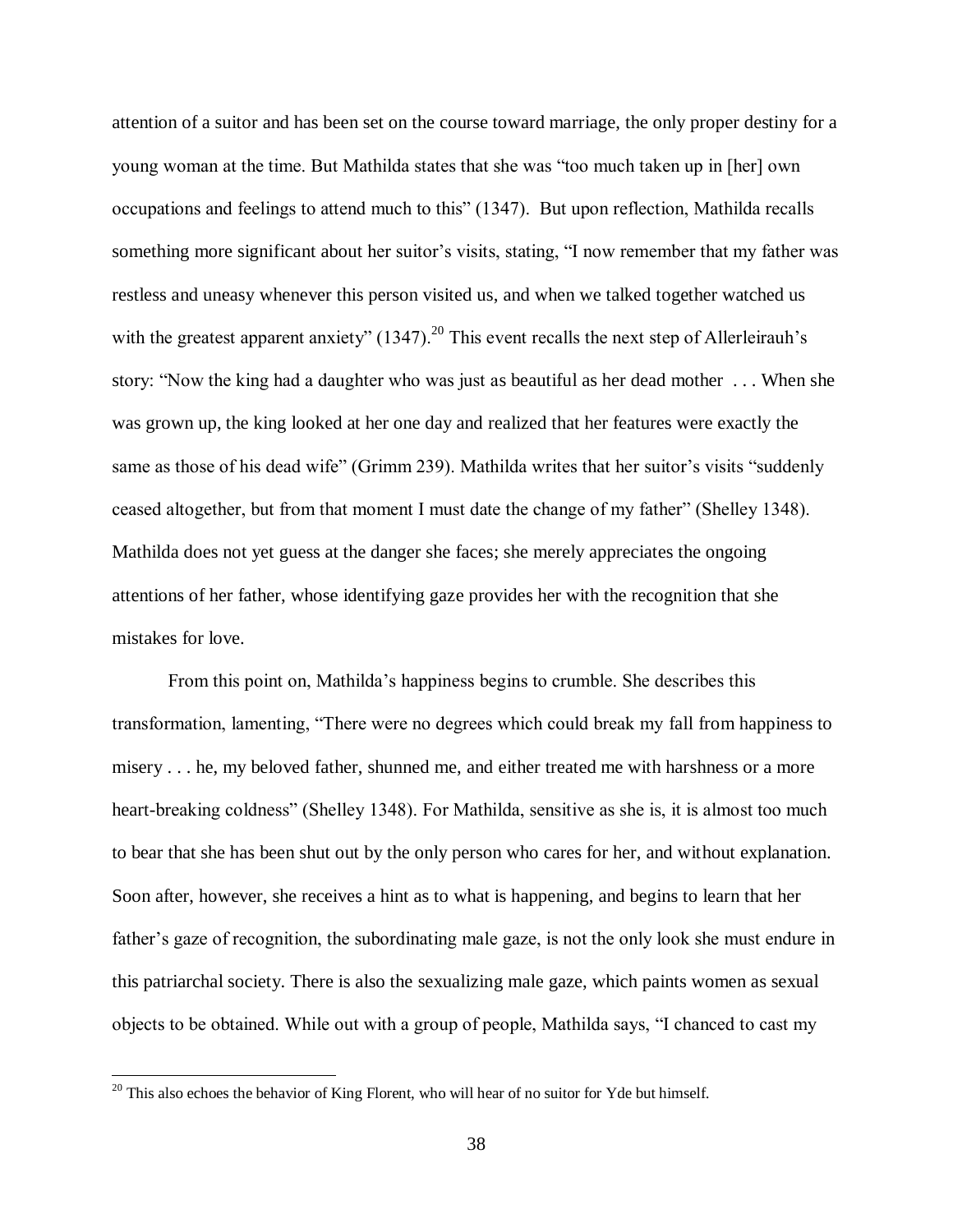attention of a suitor and has been set on the course toward marriage, the only proper destiny for a young woman at the time. But Mathilda states that she was "too much taken up in [her] own occupations and feelings to attend much to this" (1347). But upon reflection, Mathilda recalls something more significant about her suitor's visits, stating, "I now remember that my father was restless and uneasy whenever this person visited us, and when we talked together watched us with the greatest apparent anxiety" (1347).[20] This event recalls the next step of Allerleirauh's story: "Now the king had a daughter who was just as beautiful as her dead mother . . . When she was grown up, the king looked at her one day and realized that her features were exactly the same as those of his dead wife" (Grimm 239). Mathilda writes that her suitor's visits "suddenly ceased altogether, but from that moment I must date the change of my father" (Shelley 1348). Mathilda does not yet guess at the danger she faces; she merely appreciates the ongoing attentions of her father, whose identifying gaze provides her with the recognition that she mistakes for love.

From this point on, Mathilda's happiness begins to crumble. She describes this transformation, lamenting, "There were no degrees which could break my fall from happiness to misery . . . he, my beloved father, shunned me, and either treated me with harshness or a more heart-breaking coldness" (Shelley 1348). For Mathilda, sensitive as she is, it is almost too much to bear that she has been shut out by the only person who cares for her, and without explanation. Soon after, however, she receives a hint as to what is happening, and begins to learn that her father's gaze of recognition, the subordinating male gaze, is not the only look she must endure in this patriarchal society. There is also the sexualizing male gaze, which paints women as sexual objects to be obtained. While out with a group of people, Mathilda says, "I chanced to cast my

---

[20] This also echoes the behavior of King Florent, who will hear of no suitor for Yde but himself.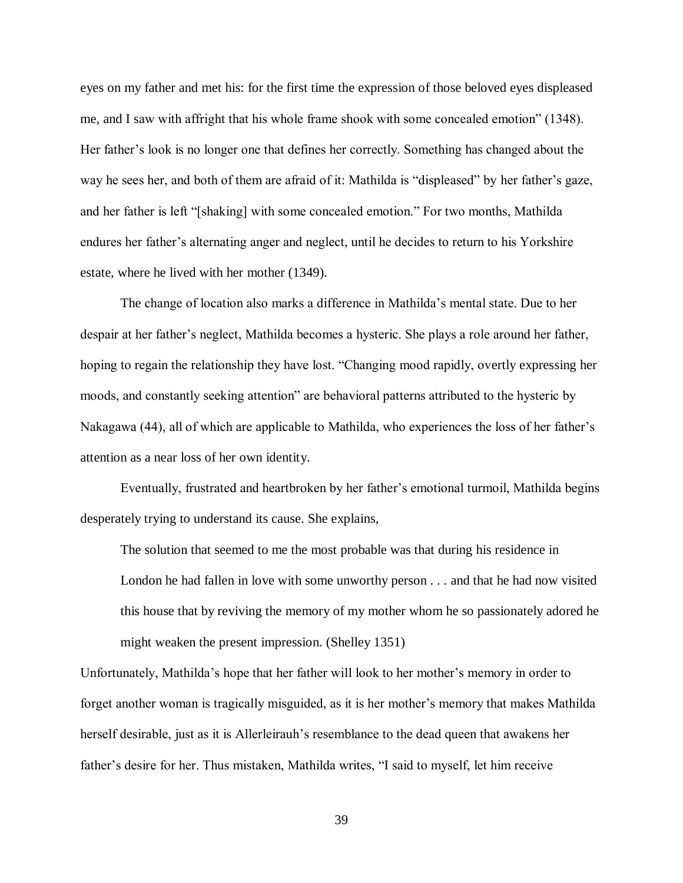eyes on my father and met his: for the first time the expression of those beloved eyes displeased me, and I saw with affright that his whole frame shook with some concealed emotion" (1348). Her father's look is no longer one that defines her correctly. Something has changed about the way he sees her, and both of them are afraid of it: Mathilda is "displeased" by her father's gaze, and her father is left "[shaking] with some concealed emotion." For two months, Mathilda endures her father's alternating anger and neglect, until he decides to return to his Yorkshire estate, where he lived with her mother (1349).

The change of location also marks a difference in Mathilda's mental state. Due to her despair at her father's neglect, Mathilda becomes a hysteric. She plays a role around her father, hoping to regain the relationship they have lost. "Changing mood rapidly, overtly expressing her moods, and constantly seeking attention" are behavioral patterns attributed to the hysteric by Nakagawa (44), all of which are applicable to Mathilda, who experiences the loss of her father's attention as a near loss of her own identity.

Eventually, frustrated and heartbroken by her father's emotional turmoil, Mathilda begins desperately trying to understand its cause. She explains,

> The solution that seemed to me the most probable was that during his residence in London he had fallen in love with some unworthy person . . . and that he had now visited this house that by reviving the memory of my mother whom he so passionately adored he might weaken the present impression. (Shelley 1351)

Unfortunately, Mathilda's hope that her father will look to her mother's memory in order to forget another woman is tragically misguided, as it is her mother's memory that makes Mathilda herself desirable, just as it is Allerleirauh's resemblance to the dead queen that awakens her father's desire for her. Thus mistaken, Mathilda writes, "I said to myself, let him receive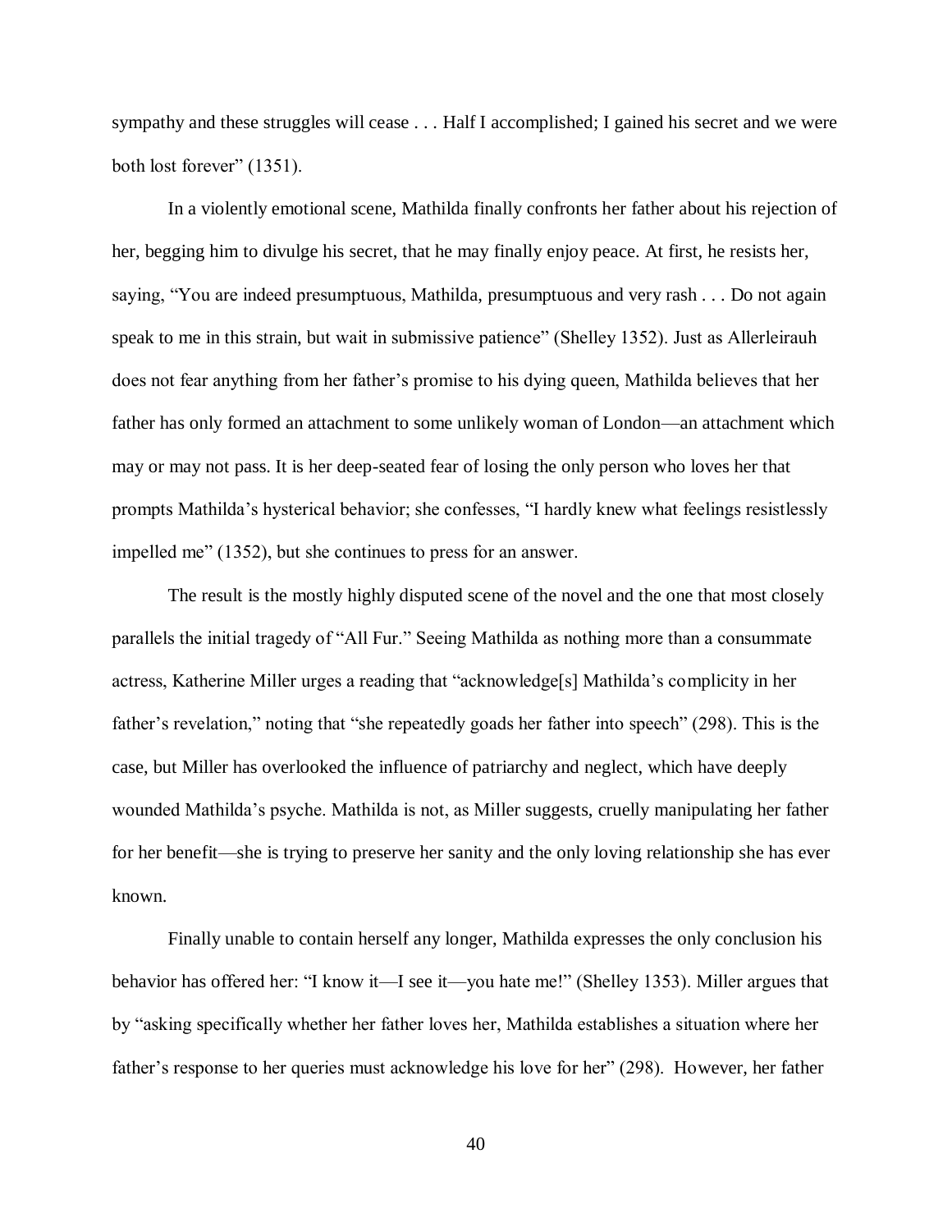sympathy and these struggles will cease . . . Half I accomplished; I gained his secret and we were both lost forever" (1351).

In a violently emotional scene, Mathilda finally confronts her father about his rejection of her, begging him to divulge his secret, that he may finally enjoy peace. At first, he resists her, saying, "You are indeed presumptuous, Mathilda, presumptuous and very rash . . . Do not again speak to me in this strain, but wait in submissive patience" (Shelley 1352). Just as Allerleirauh does not fear anything from her father's promise to his dying queen, Mathilda believes that her father has only formed an attachment to some unlikely woman of London—an attachment which may or may not pass. It is her deep-seated fear of losing the only person who loves her that prompts Mathilda's hysterical behavior; she confesses, "I hardly knew what feelings resistlessly impelled me" (1352), but she continues to press for an answer.

The result is the mostly highly disputed scene of the novel and the one that most closely parallels the initial tragedy of "All Fur." Seeing Mathilda as nothing more than a consummate actress, Katherine Miller urges a reading that "acknowledge[s] Mathilda's complicity in her father's revelation," noting that "she repeatedly goads her father into speech" (298). This is the case, but Miller has overlooked the influence of patriarchy and neglect, which have deeply wounded Mathilda's psyche. Mathilda is not, as Miller suggests, cruelly manipulating her father for her benefit—she is trying to preserve her sanity and the only loving relationship she has ever known.

Finally unable to contain herself any longer, Mathilda expresses the only conclusion his behavior has offered her: "I know it—I see it—you hate me!" (Shelley 1353). Miller argues that by "asking specifically whether her father loves her, Mathilda establishes a situation where her father's response to her queries must acknowledge his love for her" (298). However, her father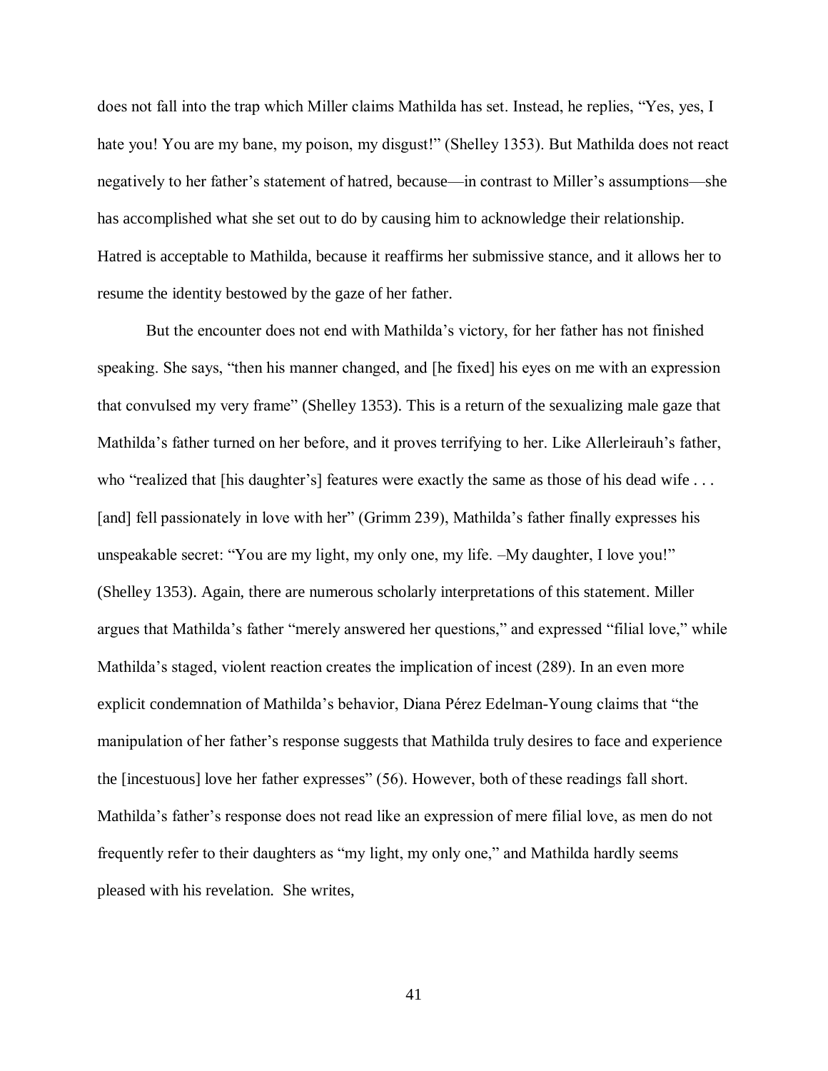does not fall into the trap which Miller claims Mathilda has set. Instead, he replies, "Yes, yes, I hate you! You are my bane, my poison, my disgust!" (Shelley 1353). But Mathilda does not react negatively to her father's statement of hatred, because—in contrast to Miller's assumptions—she has accomplished what she set out to do by causing him to acknowledge their relationship. Hatred is acceptable to Mathilda, because it reaffirms her submissive stance, and it allows her to resume the identity bestowed by the gaze of her father.

But the encounter does not end with Mathilda's victory, for her father has not finished speaking. She says, "then his manner changed, and [he fixed] his eyes on me with an expression that convulsed my very frame" (Shelley 1353). This is a return of the sexualizing male gaze that Mathilda's father turned on her before, and it proves terrifying to her. Like Allerleirauh's father, who "realized that [his daughter's] features were exactly the same as those of his dead wife . . . [and] fell passionately in love with her" (Grimm 239), Mathilda's father finally expresses his unspeakable secret: "You are my light, my only one, my life. –My daughter, I love you!" (Shelley 1353). Again, there are numerous scholarly interpretations of this statement. Miller argues that Mathilda's father "merely answered her questions," and expressed "filial love," while Mathilda's staged, violent reaction creates the implication of incest (289). In an even more explicit condemnation of Mathilda's behavior, Diana Pérez Edelman-Young claims that "the manipulation of her father's response suggests that Mathilda truly desires to face and experience the [incestuous] love her father expresses" (56). However, both of these readings fall short. Mathilda's father's response does not read like an expression of mere filial love, as men do not frequently refer to their daughters as "my light, my only one," and Mathilda hardly seems pleased with his revelation. She writes,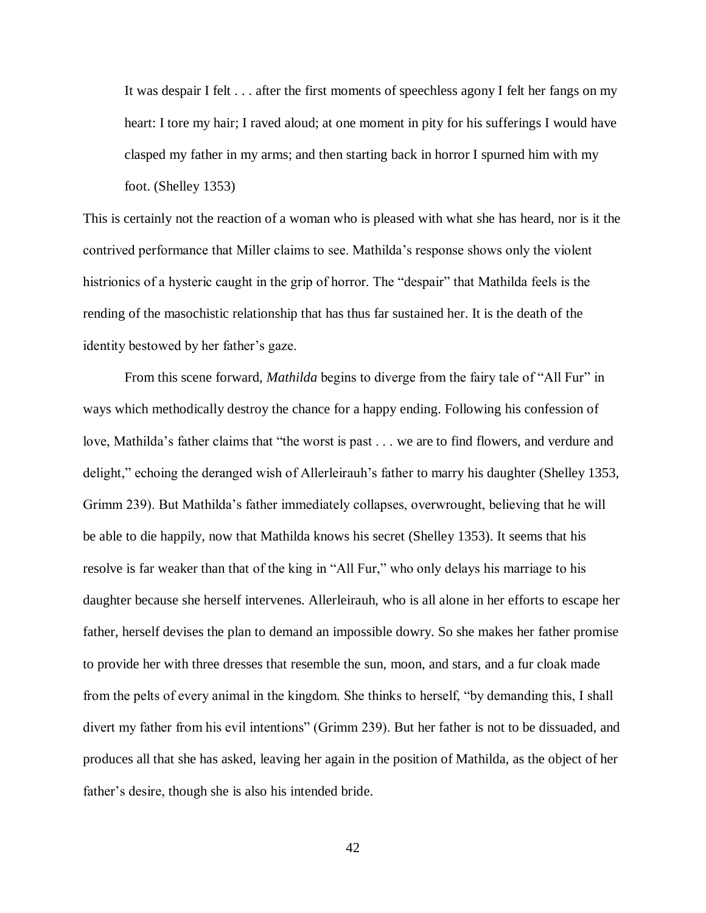> It was despair I felt . . . after the first moments of speechless agony I felt her fangs on my heart: I tore my hair; I raved aloud; at one moment in pity for his sufferings I would have clasped my father in my arms; and then starting back in horror I spurned him with my foot. (Shelley 1353)

This is certainly not the reaction of a woman who is pleased with what she has heard, nor is it the contrived performance that Miller claims to see. Mathilda's response shows only the violent histrionics of a hysteric caught in the grip of horror. The "despair" that Mathilda feels is the rending of the masochistic relationship that has thus far sustained her. It is the death of the identity bestowed by her father's gaze.

From this scene forward, *Mathilda* begins to diverge from the fairy tale of "All Fur" in ways which methodically destroy the chance for a happy ending. Following his confession of love, Mathilda's father claims that "the worst is past . . . we are to find flowers, and verdure and delight," echoing the deranged wish of Allerleirauh's father to marry his daughter (Shelley 1353, Grimm 239). But Mathilda's father immediately collapses, overwrought, believing that he will be able to die happily, now that Mathilda knows his secret (Shelley 1353). It seems that his resolve is far weaker than that of the king in "All Fur," who only delays his marriage to his daughter because she herself intervenes. Allerleirauh, who is all alone in her efforts to escape her father, herself devises the plan to demand an impossible dowry. So she makes her father promise to provide her with three dresses that resemble the sun, moon, and stars, and a fur cloak made from the pelts of every animal in the kingdom. She thinks to herself, "by demanding this, I shall divert my father from his evil intentions" (Grimm 239). But her father is not to be dissuaded, and produces all that she has asked, leaving her again in the position of Mathilda, as the object of her father's desire, though she is also his intended bride.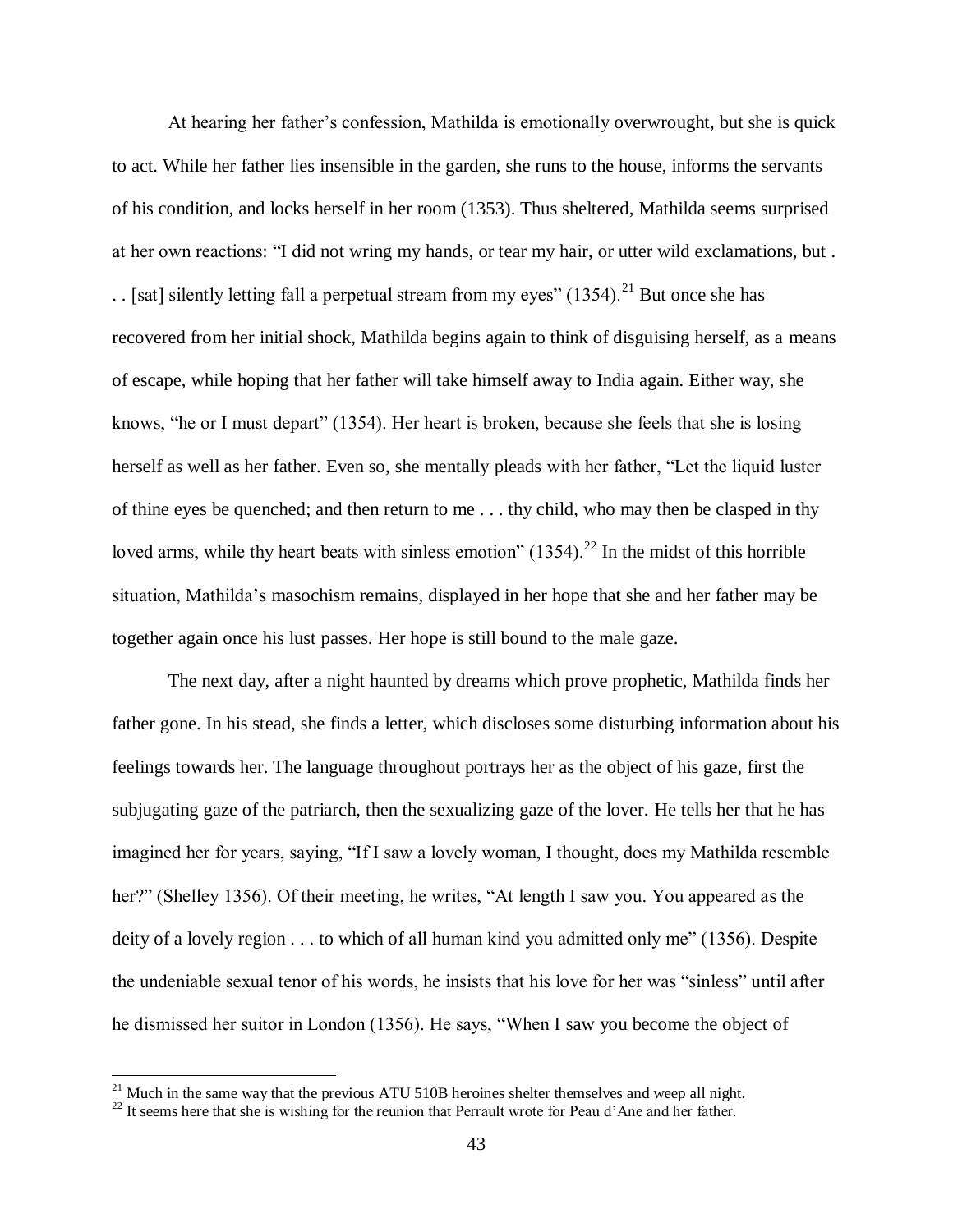At hearing her father's confession, Mathilda is emotionally overwrought, but she is quick to act. While her father lies insensible in the garden, she runs to the house, informs the servants of his condition, and locks herself in her room (1353). Thus sheltered, Mathilda seems surprised at her own reactions: "I did not wring my hands, or tear my hair, or utter wild exclamations, but . . . [sat] silently letting fall a perpetual stream from my eyes" (1354).[21] But once she has recovered from her initial shock, Mathilda begins again to think of disguising herself, as a means of escape, while hoping that her father will take himself away to India again. Either way, she knows, "he or I must depart" (1354). Her heart is broken, because she feels that she is losing herself as well as her father. Even so, she mentally pleads with her father, "Let the liquid luster of thine eyes be quenched; and then return to me . . . thy child, who may then be clasped in thy loved arms, while thy heart beats with sinless emotion" (1354).[22] In the midst of this horrible situation, Mathilda's masochism remains, displayed in her hope that she and her father may be together again once his lust passes. Her hope is still bound to the male gaze.

The next day, after a night haunted by dreams which prove prophetic, Mathilda finds her father gone. In his stead, she finds a letter, which discloses some disturbing information about his feelings towards her. The language throughout portrays her as the object of his gaze, first the subjugating gaze of the patriarch, then the sexualizing gaze of the lover. He tells her that he has imagined her for years, saying, "If I saw a lovely woman, I thought, does my Mathilda resemble her?" (Shelley 1356). Of their meeting, he writes, "At length I saw you. You appeared as the deity of a lovely region . . . to which of all human kind you admitted only me" (1356). Despite the undeniable sexual tenor of his words, he insists that his love for her was "sinless" until after he dismissed her suitor in London (1356). He says, "When I saw you become the object of

---

[21] Much in the same way that the previous ATU 510B heroines shelter themselves and weep all night.

[22] It seems here that she is wishing for the reunion that Perrault wrote for Peau d'Ane and her father.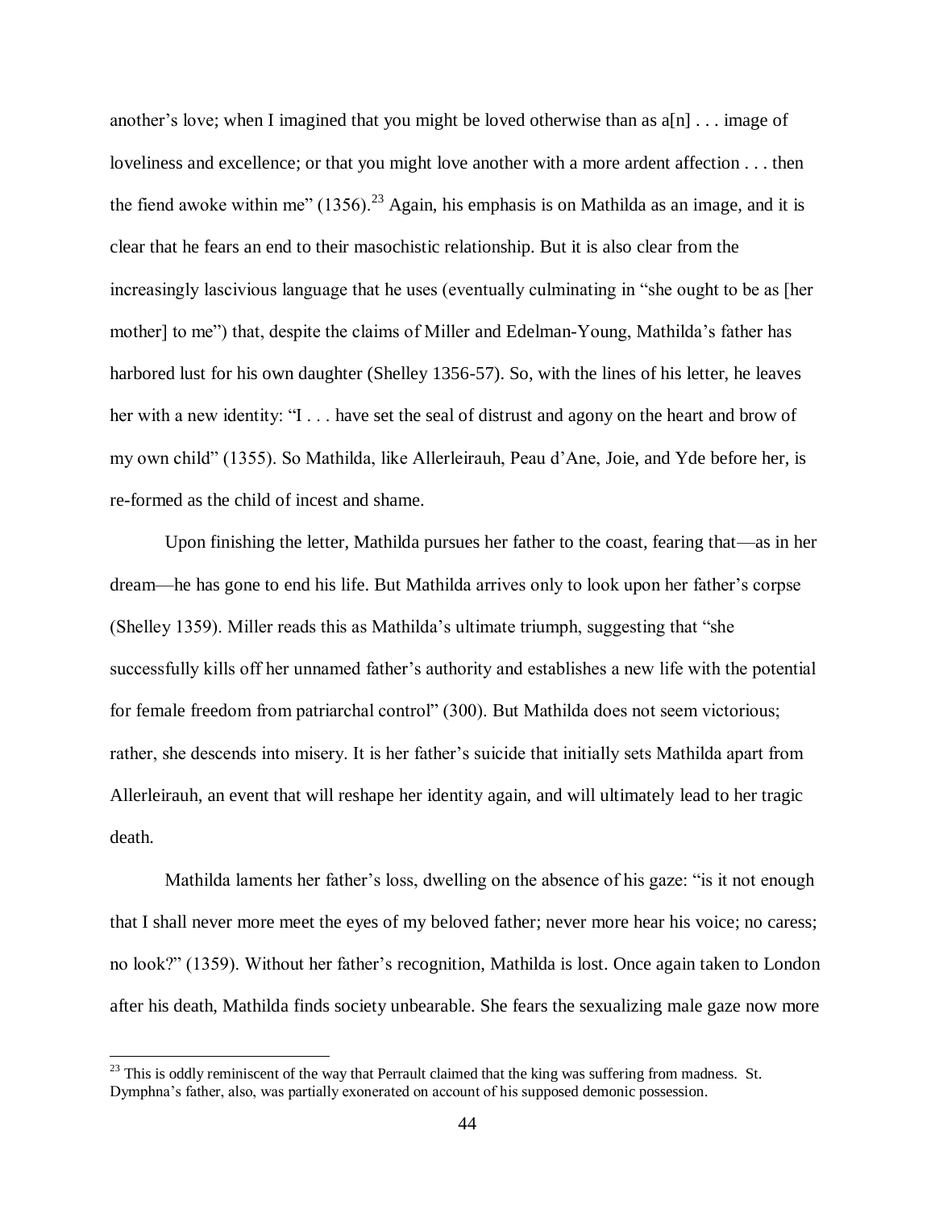another's love; when I imagined that you might be loved otherwise than as a[n] . . . image of loveliness and excellence; or that you might love another with a more ardent affection . . . then the fiend awoke within me" (1356).[23] Again, his emphasis is on Mathilda as an image, and it is clear that he fears an end to their masochistic relationship. But it is also clear from the increasingly lascivious language that he uses (eventually culminating in "she ought to be as [her mother] to me") that, despite the claims of Miller and Edelman-Young, Mathilda's father has harbored lust for his own daughter (Shelley 1356-57). So, with the lines of his letter, he leaves her with a new identity: "I . . . have set the seal of distrust and agony on the heart and brow of my own child" (1355). So Mathilda, like Allerleirauh, Peau d'Ane, Joie, and Yde before her, is re-formed as the child of incest and shame.

Upon finishing the letter, Mathilda pursues her father to the coast, fearing that—as in her dream—he has gone to end his life. But Mathilda arrives only to look upon her father's corpse (Shelley 1359). Miller reads this as Mathilda's ultimate triumph, suggesting that "she successfully kills off her unnamed father's authority and establishes a new life with the potential for female freedom from patriarchal control" (300). But Mathilda does not seem victorious; rather, she descends into misery. It is her father's suicide that initially sets Mathilda apart from Allerleirauh, an event that will reshape her identity again, and will ultimately lead to her tragic death.

Mathilda laments her father's loss, dwelling on the absence of his gaze: "is it not enough that I shall never more meet the eyes of my beloved father; never more hear his voice; no caress; no look?" (1359). Without her father's recognition, Mathilda is lost. Once again taken to London after his death, Mathilda finds society unbearable. She fears the sexualizing male gaze now more

[23] This is oddly reminiscent of the way that Perrault claimed that the king was suffering from madness. St. Dymphna's father, also, was partially exonerated on account of his supposed demonic possession.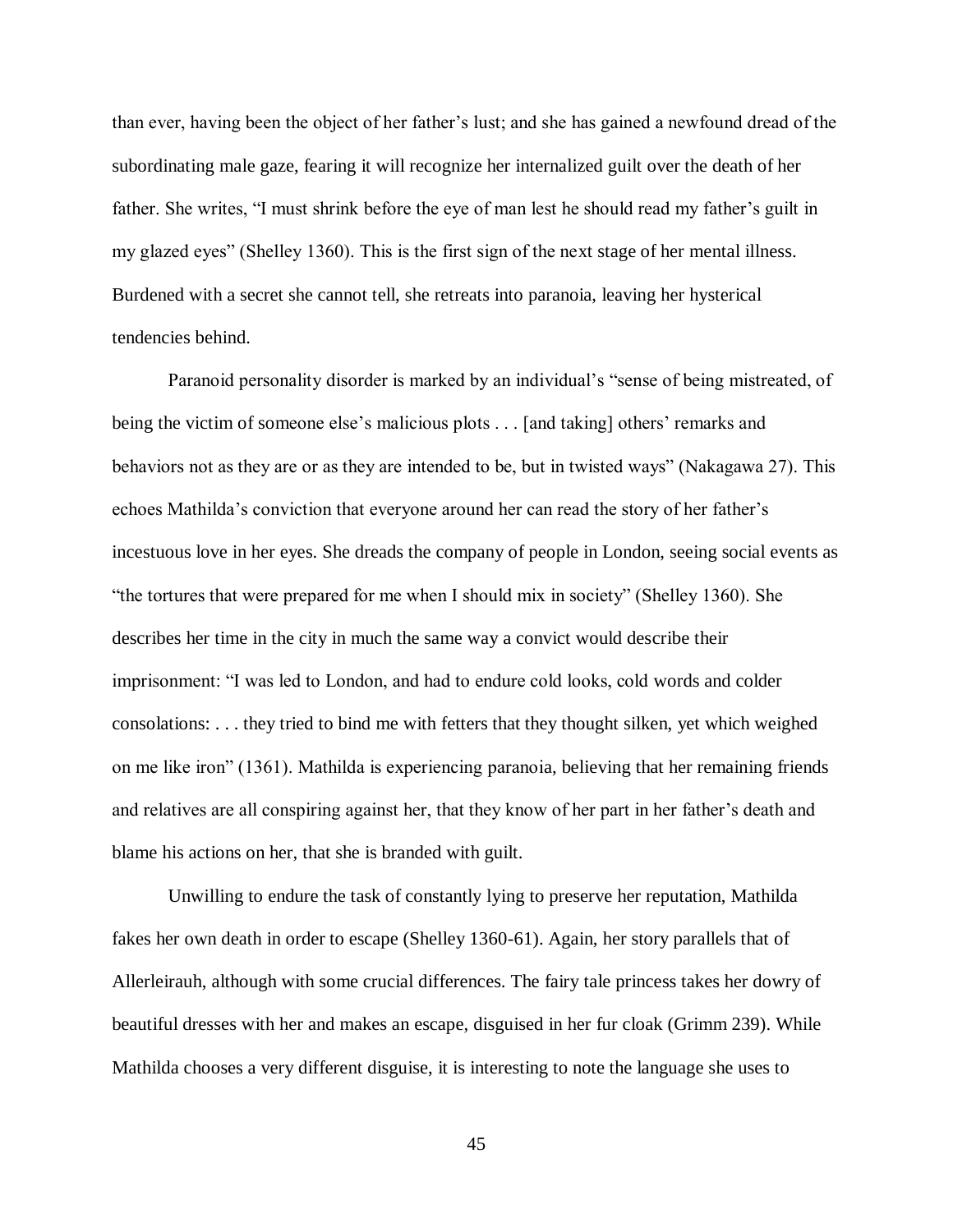than ever, having been the object of her father's lust; and she has gained a newfound dread of the subordinating male gaze, fearing it will recognize her internalized guilt over the death of her father. She writes, "I must shrink before the eye of man lest he should read my father's guilt in my glazed eyes" (Shelley 1360). This is the first sign of the next stage of her mental illness. Burdened with a secret she cannot tell, she retreats into paranoia, leaving her hysterical tendencies behind.

Paranoid personality disorder is marked by an individual's "sense of being mistreated, of being the victim of someone else's malicious plots . . . [and taking] others' remarks and behaviors not as they are or as they are intended to be, but in twisted ways" (Nakagawa 27). This echoes Mathilda's conviction that everyone around her can read the story of her father's incestuous love in her eyes. She dreads the company of people in London, seeing social events as "the tortures that were prepared for me when I should mix in society" (Shelley 1360). She describes her time in the city in much the same way a convict would describe their imprisonment: "I was led to London, and had to endure cold looks, cold words and colder consolations: . . . they tried to bind me with fetters that they thought silken, yet which weighed on me like iron" (1361). Mathilda is experiencing paranoia, believing that her remaining friends and relatives are all conspiring against her, that they know of her part in her father's death and blame his actions on her, that she is branded with guilt.

Unwilling to endure the task of constantly lying to preserve her reputation, Mathilda fakes her own death in order to escape (Shelley 1360-61). Again, her story parallels that of Allerleirauh, although with some crucial differences. The fairy tale princess takes her dowry of beautiful dresses with her and makes an escape, disguised in her fur cloak (Grimm 239). While Mathilda chooses a very different disguise, it is interesting to note the language she uses to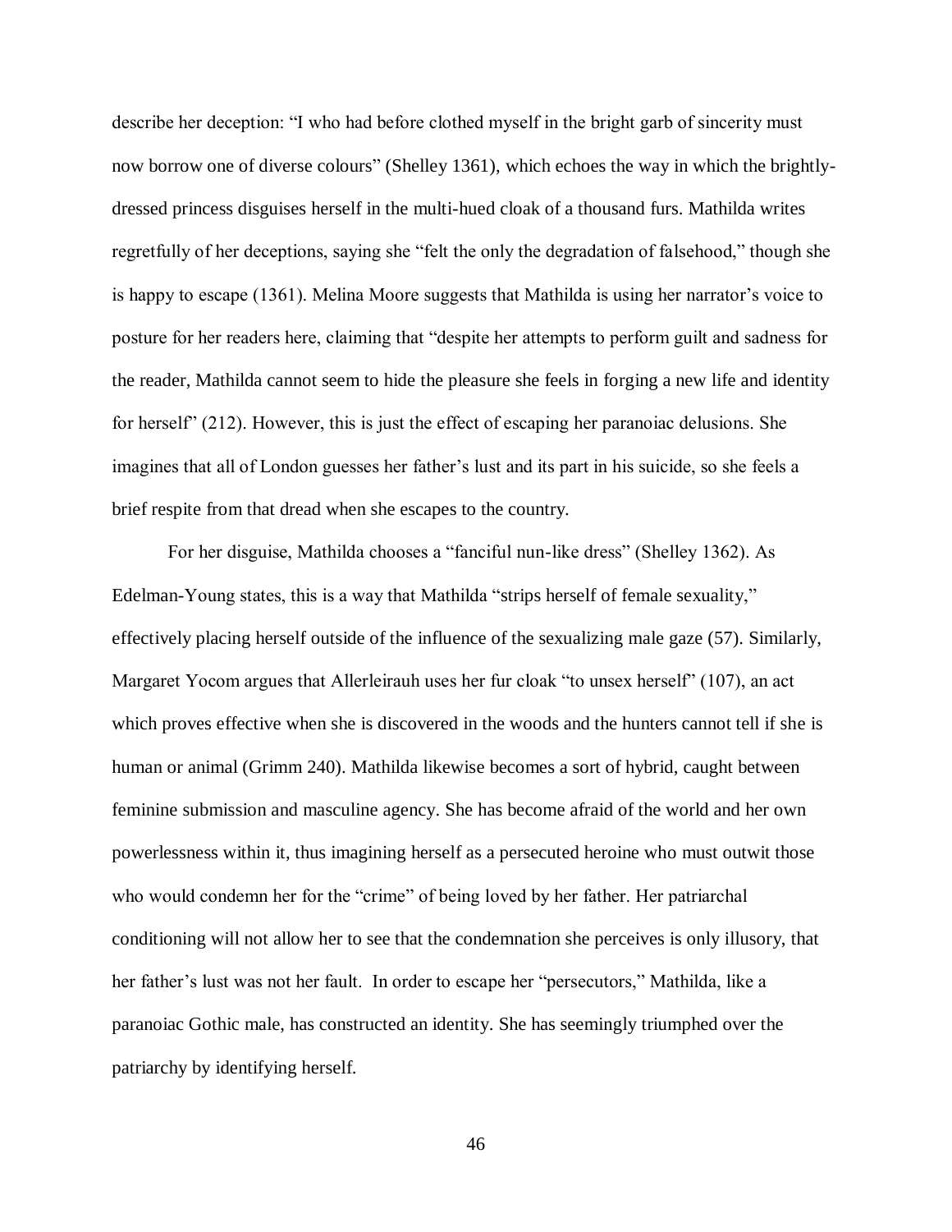describe her deception: "I who had before clothed myself in the bright garb of sincerity must now borrow one of diverse colours" (Shelley 1361), which echoes the way in which the brightly-dressed princess disguises herself in the multi-hued cloak of a thousand furs. Mathilda writes regretfully of her deceptions, saying she "felt the only the degradation of falsehood," though she is happy to escape (1361). Melina Moore suggests that Mathilda is using her narrator's voice to posture for her readers here, claiming that "despite her attempts to perform guilt and sadness for the reader, Mathilda cannot seem to hide the pleasure she feels in forging a new life and identity for herself" (212). However, this is just the effect of escaping her paranoiac delusions. She imagines that all of London guesses her father's lust and its part in his suicide, so she feels a brief respite from that dread when she escapes to the country.

For her disguise, Mathilda chooses a "fanciful nun-like dress" (Shelley 1362). As Edelman-Young states, this is a way that Mathilda "strips herself of female sexuality," effectively placing herself outside of the influence of the sexualizing male gaze (57). Similarly, Margaret Yocom argues that Allerleirauh uses her fur cloak "to unsex herself" (107), an act which proves effective when she is discovered in the woods and the hunters cannot tell if she is human or animal (Grimm 240). Mathilda likewise becomes a sort of hybrid, caught between feminine submission and masculine agency. She has become afraid of the world and her own powerlessness within it, thus imagining herself as a persecuted heroine who must outwit those who would condemn her for the "crime" of being loved by her father. Her patriarchal conditioning will not allow her to see that the condemnation she perceives is only illusory, that her father's lust was not her fault. In order to escape her "persecutors," Mathilda, like a paranoiac Gothic male, has constructed an identity. She has seemingly triumphed over the patriarchy by identifying herself.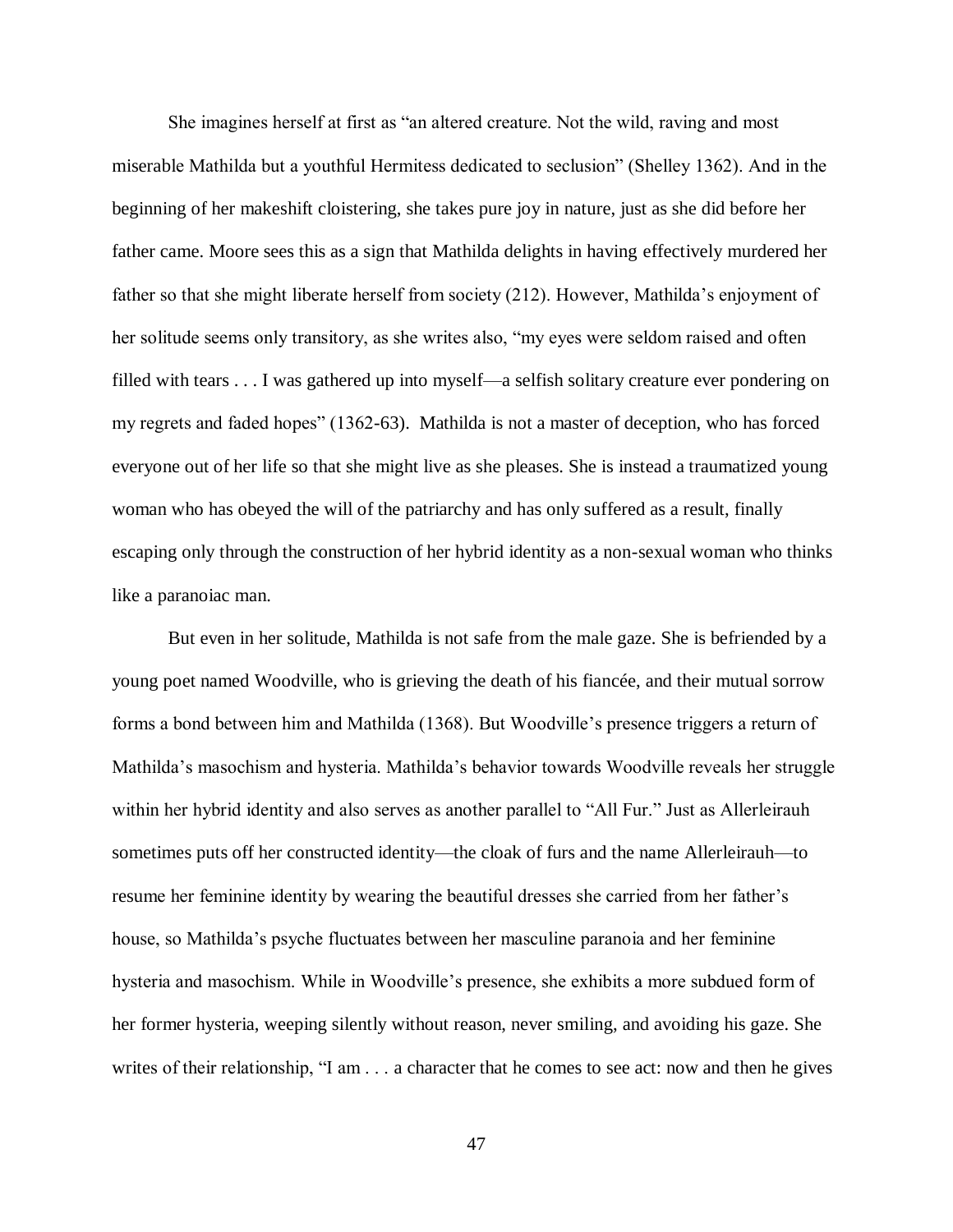She imagines herself at first as "an altered creature. Not the wild, raving and most miserable Mathilda but a youthful Hermitess dedicated to seclusion" (Shelley 1362). And in the beginning of her makeshift cloistering, she takes pure joy in nature, just as she did before her father came. Moore sees this as a sign that Mathilda delights in having effectively murdered her father so that she might liberate herself from society (212). However, Mathilda's enjoyment of her solitude seems only transitory, as she writes also, "my eyes were seldom raised and often filled with tears . . . I was gathered up into myself—a selfish solitary creature ever pondering on my regrets and faded hopes" (1362-63). Mathilda is not a master of deception, who has forced everyone out of her life so that she might live as she pleases. She is instead a traumatized young woman who has obeyed the will of the patriarchy and has only suffered as a result, finally escaping only through the construction of her hybrid identity as a non-sexual woman who thinks like a paranoiac man.

But even in her solitude, Mathilda is not safe from the male gaze. She is befriended by a young poet named Woodville, who is grieving the death of his fiancée, and their mutual sorrow forms a bond between him and Mathilda (1368). But Woodville's presence triggers a return of Mathilda's masochism and hysteria. Mathilda's behavior towards Woodville reveals her struggle within her hybrid identity and also serves as another parallel to "All Fur." Just as Allerleirauh sometimes puts off her constructed identity—the cloak of furs and the name Allerleirauh—to resume her feminine identity by wearing the beautiful dresses she carried from her father's house, so Mathilda's psyche fluctuates between her masculine paranoia and her feminine hysteria and masochism. While in Woodville's presence, she exhibits a more subdued form of her former hysteria, weeping silently without reason, never smiling, and avoiding his gaze. She writes of their relationship, "I am . . . a character that he comes to see act: now and then he gives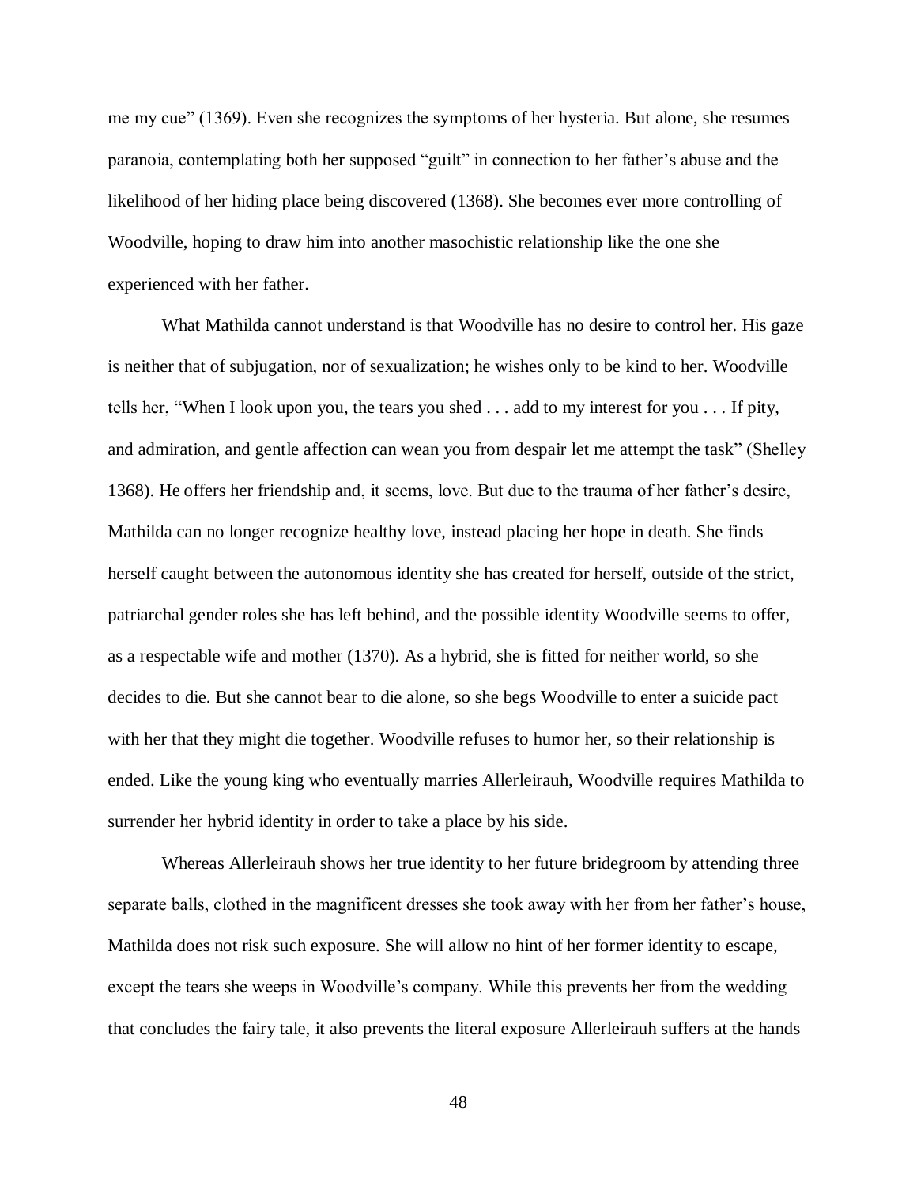me my cue" (1369). Even she recognizes the symptoms of her hysteria. But alone, she resumes paranoia, contemplating both her supposed "guilt" in connection to her father's abuse and the likelihood of her hiding place being discovered (1368). She becomes ever more controlling of Woodville, hoping to draw him into another masochistic relationship like the one she experienced with her father.

What Mathilda cannot understand is that Woodville has no desire to control her. His gaze is neither that of subjugation, nor of sexualization; he wishes only to be kind to her. Woodville tells her, "When I look upon you, the tears you shed . . . add to my interest for you . . . If pity, and admiration, and gentle affection can wean you from despair let me attempt the task" (Shelley 1368). He offers her friendship and, it seems, love. But due to the trauma of her father's desire, Mathilda can no longer recognize healthy love, instead placing her hope in death. She finds herself caught between the autonomous identity she has created for herself, outside of the strict, patriarchal gender roles she has left behind, and the possible identity Woodville seems to offer, as a respectable wife and mother (1370). As a hybrid, she is fitted for neither world, so she decides to die. But she cannot bear to die alone, so she begs Woodville to enter a suicide pact with her that they might die together. Woodville refuses to humor her, so their relationship is ended. Like the young king who eventually marries Allerleirauh, Woodville requires Mathilda to surrender her hybrid identity in order to take a place by his side.

Whereas Allerleirauh shows her true identity to her future bridegroom by attending three separate balls, clothed in the magnificent dresses she took away with her from her father's house, Mathilda does not risk such exposure. She will allow no hint of her former identity to escape, except the tears she weeps in Woodville's company. While this prevents her from the wedding that concludes the fairy tale, it also prevents the literal exposure Allerleirauh suffers at the hands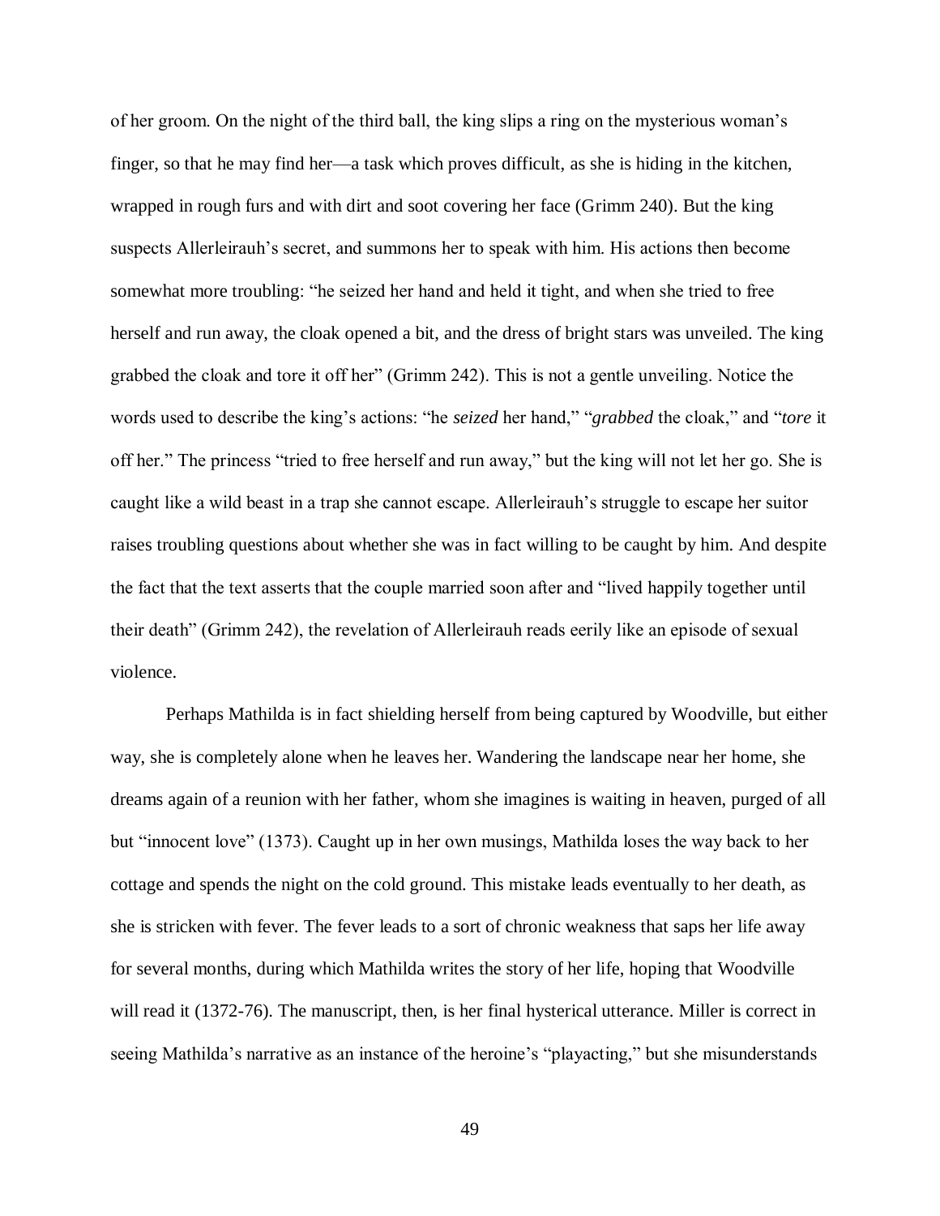of her groom. On the night of the third ball, the king slips a ring on the mysterious woman's finger, so that he may find her—a task which proves difficult, as she is hiding in the kitchen, wrapped in rough furs and with dirt and soot covering her face (Grimm 240). But the king suspects Allerleirauh's secret, and summons her to speak with him. His actions then become somewhat more troubling: "he seized her hand and held it tight, and when she tried to free herself and run away, the cloak opened a bit, and the dress of bright stars was unveiled. The king grabbed the cloak and tore it off her" (Grimm 242). This is not a gentle unveiling. Notice the words used to describe the king's actions: "he *seized* her hand," "*grabbed* the cloak," and "*tore* it off her." The princess "tried to free herself and run away," but the king will not let her go. She is caught like a wild beast in a trap she cannot escape. Allerleirauh's struggle to escape her suitor raises troubling questions about whether she was in fact willing to be caught by him. And despite the fact that the text asserts that the couple married soon after and "lived happily together until their death" (Grimm 242), the revelation of Allerleirauh reads eerily like an episode of sexual violence.

Perhaps Mathilda is in fact shielding herself from being captured by Woodville, but either way, she is completely alone when he leaves her. Wandering the landscape near her home, she dreams again of a reunion with her father, whom she imagines is waiting in heaven, purged of all but "innocent love" (1373). Caught up in her own musings, Mathilda loses the way back to her cottage and spends the night on the cold ground. This mistake leads eventually to her death, as she is stricken with fever. The fever leads to a sort of chronic weakness that saps her life away for several months, during which Mathilda writes the story of her life, hoping that Woodville will read it (1372-76). The manuscript, then, is her final hysterical utterance. Miller is correct in seeing Mathilda's narrative as an instance of the heroine's "playacting," but she misunderstands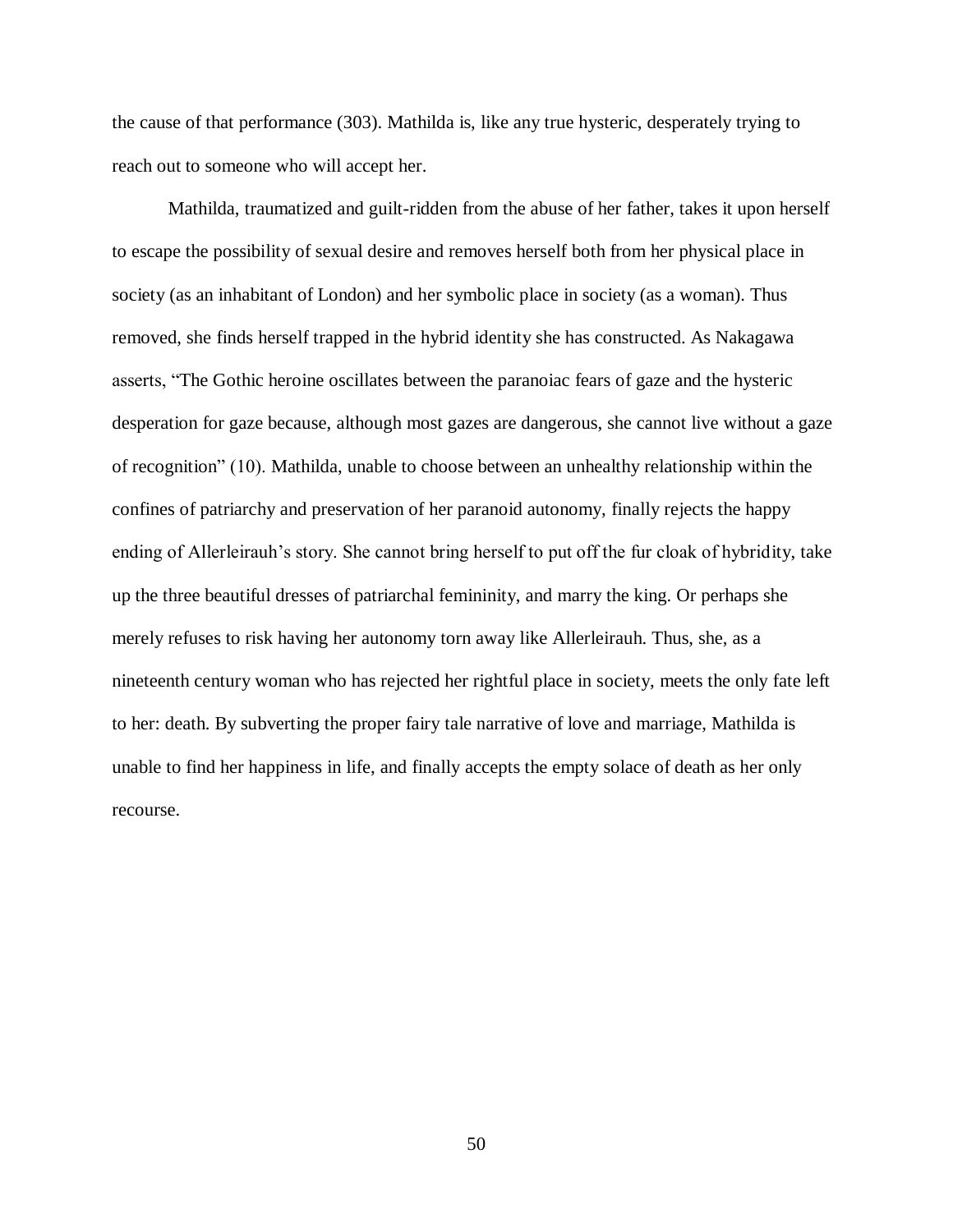the cause of that performance (303). Mathilda is, like any true hysteric, desperately trying to reach out to someone who will accept her.

Mathilda, traumatized and guilt-ridden from the abuse of her father, takes it upon herself to escape the possibility of sexual desire and removes herself both from her physical place in society (as an inhabitant of London) and her symbolic place in society (as a woman). Thus removed, she finds herself trapped in the hybrid identity she has constructed. As Nakagawa asserts, "The Gothic heroine oscillates between the paranoiac fears of gaze and the hysteric desperation for gaze because, although most gazes are dangerous, she cannot live without a gaze of recognition" (10). Mathilda, unable to choose between an unhealthy relationship within the confines of patriarchy and preservation of her paranoid autonomy, finally rejects the happy ending of Allerleirauh's story. She cannot bring herself to put off the fur cloak of hybridity, take up the three beautiful dresses of patriarchal femininity, and marry the king. Or perhaps she merely refuses to risk having her autonomy torn away like Allerleirauh. Thus, she, as a nineteenth century woman who has rejected her rightful place in society, meets the only fate left to her: death. By subverting the proper fairy tale narrative of love and marriage, Mathilda is unable to find her happiness in life, and finally accepts the empty solace of death as her only recourse.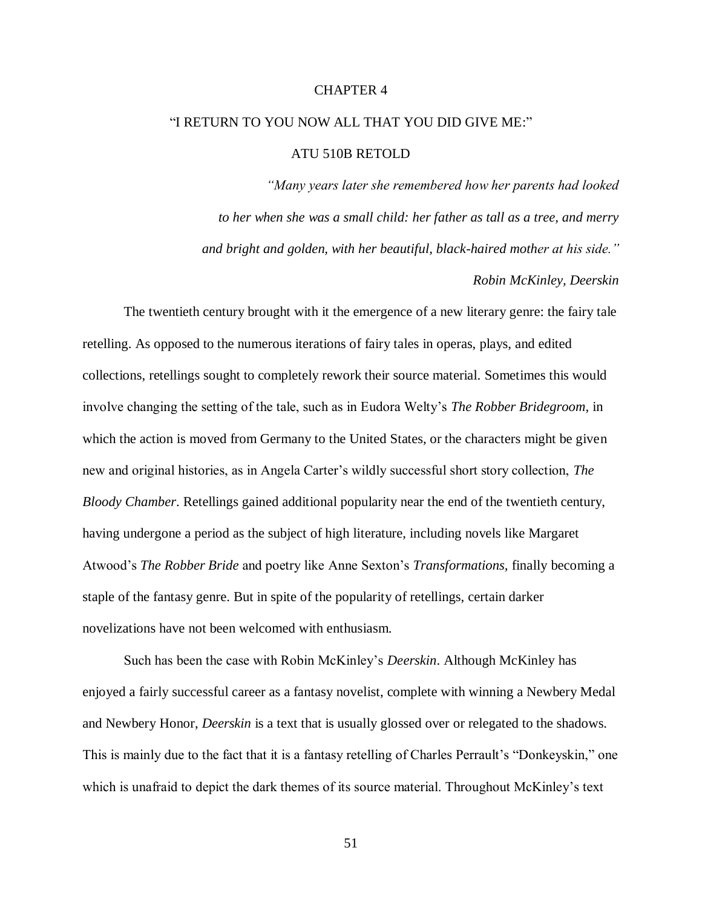# CHAPTER 4

## "I RETURN TO YOU NOW ALL THAT YOU DID GIVE ME:" ATU 510B RETOLD

*"Many years later she remembered how her parents had looked to her when she was a small child: her father as tall as a tree, and merry and bright and golden, with her beautiful, black-haired mother at his side."*

*Robin McKinley, Deerskin*

The twentieth century brought with it the emergence of a new literary genre: the fairy tale retelling. As opposed to the numerous iterations of fairy tales in operas, plays, and edited collections, retellings sought to completely rework their source material. Sometimes this would involve changing the setting of the tale, such as in Eudora Welty's *The Robber Bridegroom*, in which the action is moved from Germany to the United States, or the characters might be given new and original histories, as in Angela Carter's wildly successful short story collection, *The Bloody Chamber*. Retellings gained additional popularity near the end of the twentieth century, having undergone a period as the subject of high literature, including novels like Margaret Atwood's *The Robber Bride* and poetry like Anne Sexton's *Transformations,* finally becoming a staple of the fantasy genre. But in spite of the popularity of retellings, certain darker novelizations have not been welcomed with enthusiasm.

Such has been the case with Robin McKinley's *Deerskin*. Although McKinley has enjoyed a fairly successful career as a fantasy novelist, complete with winning a Newbery Medal and Newbery Honor, *Deerskin* is a text that is usually glossed over or relegated to the shadows. This is mainly due to the fact that it is a fantasy retelling of Charles Perrault's "Donkeyskin," one which is unafraid to depict the dark themes of its source material. Throughout McKinley's text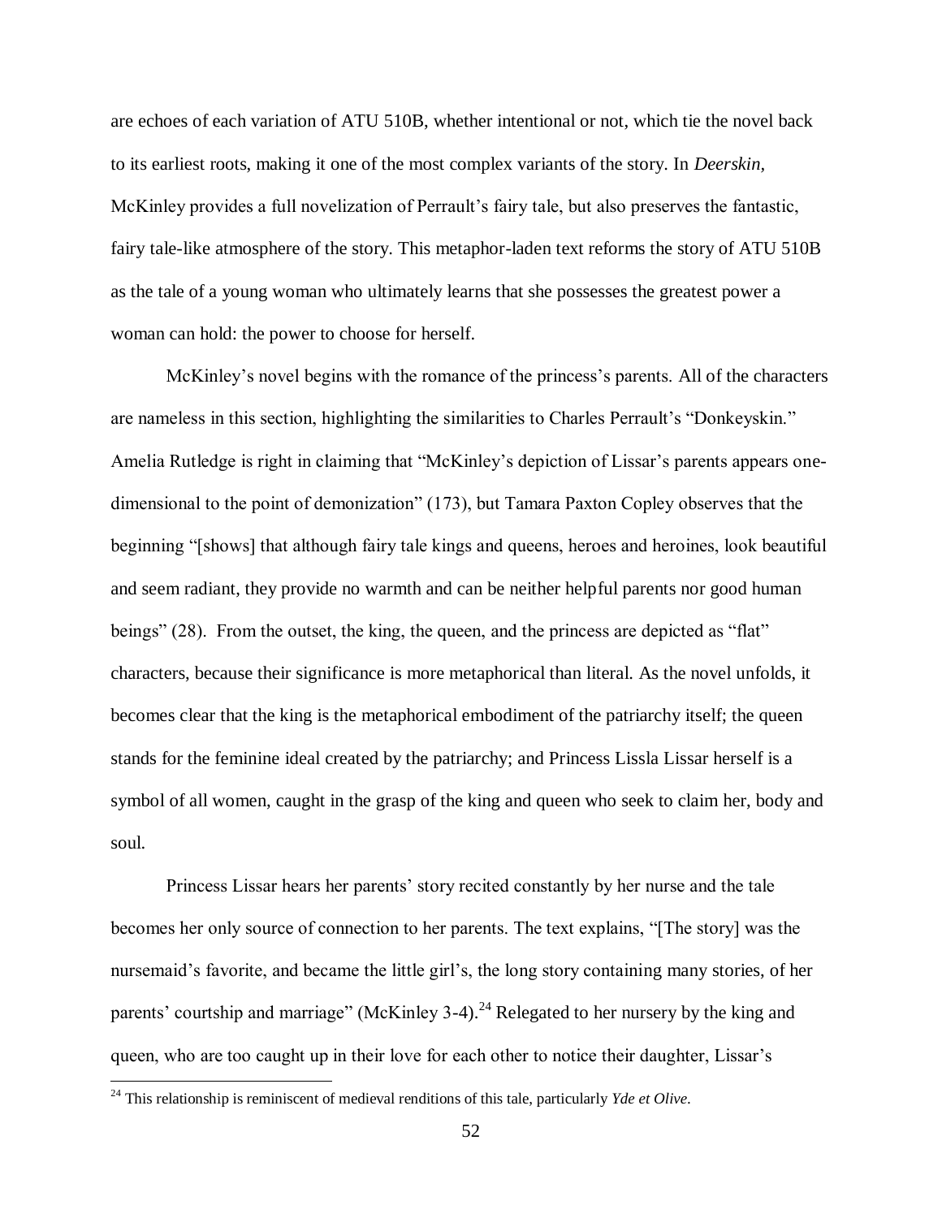are echoes of each variation of ATU 510B, whether intentional or not, which tie the novel back to its earliest roots, making it one of the most complex variants of the story. In *Deerskin,* McKinley provides a full novelization of Perrault's fairy tale, but also preserves the fantastic, fairy tale-like atmosphere of the story. This metaphor-laden text reforms the story of ATU 510B as the tale of a young woman who ultimately learns that she possesses the greatest power a woman can hold: the power to choose for herself.

McKinley's novel begins with the romance of the princess's parents. All of the characters are nameless in this section, highlighting the similarities to Charles Perrault's "Donkeyskin." Amelia Rutledge is right in claiming that "McKinley's depiction of Lissar's parents appears one-dimensional to the point of demonization" (173), but Tamara Paxton Copley observes that the beginning "[shows] that although fairy tale kings and queens, heroes and heroines, look beautiful and seem radiant, they provide no warmth and can be neither helpful parents nor good human beings" (28). From the outset, the king, the queen, and the princess are depicted as "flat" characters, because their significance is more metaphorical than literal. As the novel unfolds, it becomes clear that the king is the metaphorical embodiment of the patriarchy itself; the queen stands for the feminine ideal created by the patriarchy; and Princess Lissla Lissar herself is a symbol of all women, caught in the grasp of the king and queen who seek to claim her, body and soul.

Princess Lissar hears her parents' story recited constantly by her nurse and the tale becomes her only source of connection to her parents. The text explains, "[The story] was the nursemaid's favorite, and became the little girl's, the long story containing many stories, of her parents' courtship and marriage" (McKinley 3-4).[24] Relegated to her nursery by the king and queen, who are too caught up in their love for each other to notice their daughter, Lissar's

[24] This relationship is reminiscent of medieval renditions of this tale, particularly *Yde et Olive*.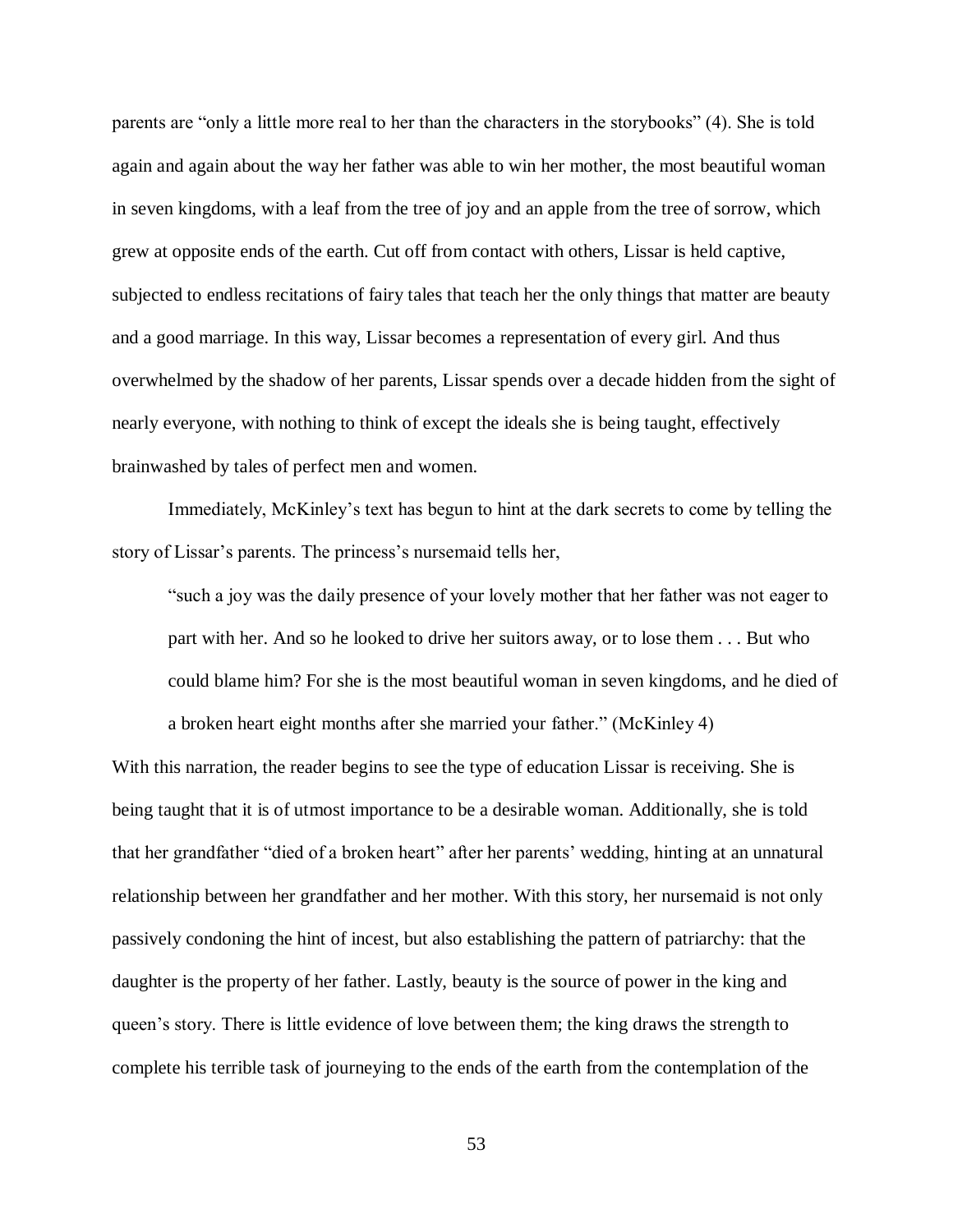parents are "only a little more real to her than the characters in the storybooks" (4). She is told again and again about the way her father was able to win her mother, the most beautiful woman in seven kingdoms, with a leaf from the tree of joy and an apple from the tree of sorrow, which grew at opposite ends of the earth. Cut off from contact with others, Lissar is held captive, subjected to endless recitations of fairy tales that teach her the only things that matter are beauty and a good marriage. In this way, Lissar becomes a representation of every girl. And thus overwhelmed by the shadow of her parents, Lissar spends over a decade hidden from the sight of nearly everyone, with nothing to think of except the ideals she is being taught, effectively brainwashed by tales of perfect men and women.

Immediately, McKinley's text has begun to hint at the dark secrets to come by telling the story of Lissar's parents. The princess's nursemaid tells her,

> "such a joy was the daily presence of your lovely mother that her father was not eager to part with her. And so he looked to drive her suitors away, or to lose them . . . But who could blame him? For she is the most beautiful woman in seven kingdoms, and he died of a broken heart eight months after she married your father." (McKinley 4)

With this narration, the reader begins to see the type of education Lissar is receiving. She is being taught that it is of utmost importance to be a desirable woman. Additionally, she is told that her grandfather "died of a broken heart" after her parents' wedding, hinting at an unnatural relationship between her grandfather and her mother. With this story, her nursemaid is not only passively condoning the hint of incest, but also establishing the pattern of patriarchy: that the daughter is the property of her father. Lastly, beauty is the source of power in the king and queen's story. There is little evidence of love between them; the king draws the strength to complete his terrible task of journeying to the ends of the earth from the contemplation of the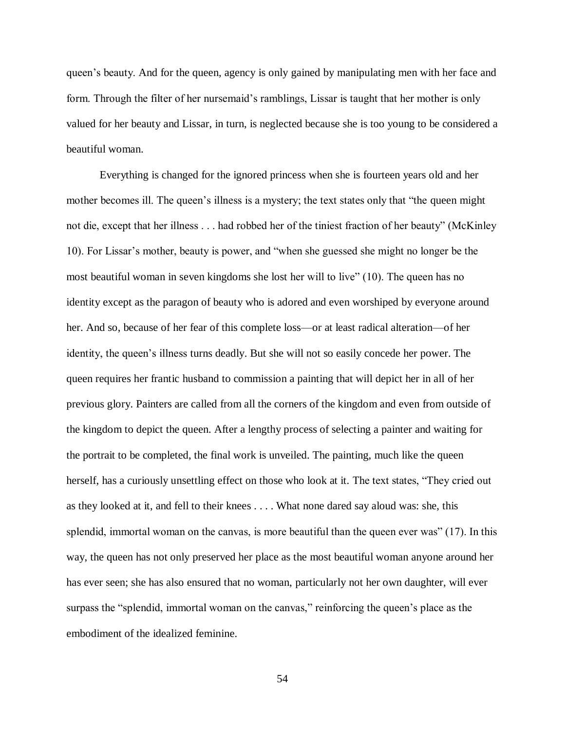queen's beauty. And for the queen, agency is only gained by manipulating men with her face and form. Through the filter of her nursemaid's ramblings, Lissar is taught that her mother is only valued for her beauty and Lissar, in turn, is neglected because she is too young to be considered a beautiful woman.

Everything is changed for the ignored princess when she is fourteen years old and her mother becomes ill. The queen's illness is a mystery; the text states only that "the queen might not die, except that her illness . . . had robbed her of the tiniest fraction of her beauty" (McKinley 10). For Lissar's mother, beauty is power, and "when she guessed she might no longer be the most beautiful woman in seven kingdoms she lost her will to live" (10). The queen has no identity except as the paragon of beauty who is adored and even worshiped by everyone around her. And so, because of her fear of this complete loss—or at least radical alteration—of her identity, the queen's illness turns deadly. But she will not so easily concede her power. The queen requires her frantic husband to commission a painting that will depict her in all of her previous glory. Painters are called from all the corners of the kingdom and even from outside of the kingdom to depict the queen. After a lengthy process of selecting a painter and waiting for the portrait to be completed, the final work is unveiled. The painting, much like the queen herself, has a curiously unsettling effect on those who look at it. The text states, "They cried out as they looked at it, and fell to their knees . . . . What none dared say aloud was: she, this splendid, immortal woman on the canvas, is more beautiful than the queen ever was" (17). In this way, the queen has not only preserved her place as the most beautiful woman anyone around her has ever seen; she has also ensured that no woman, particularly not her own daughter, will ever surpass the "splendid, immortal woman on the canvas," reinforcing the queen's place as the embodiment of the idealized feminine.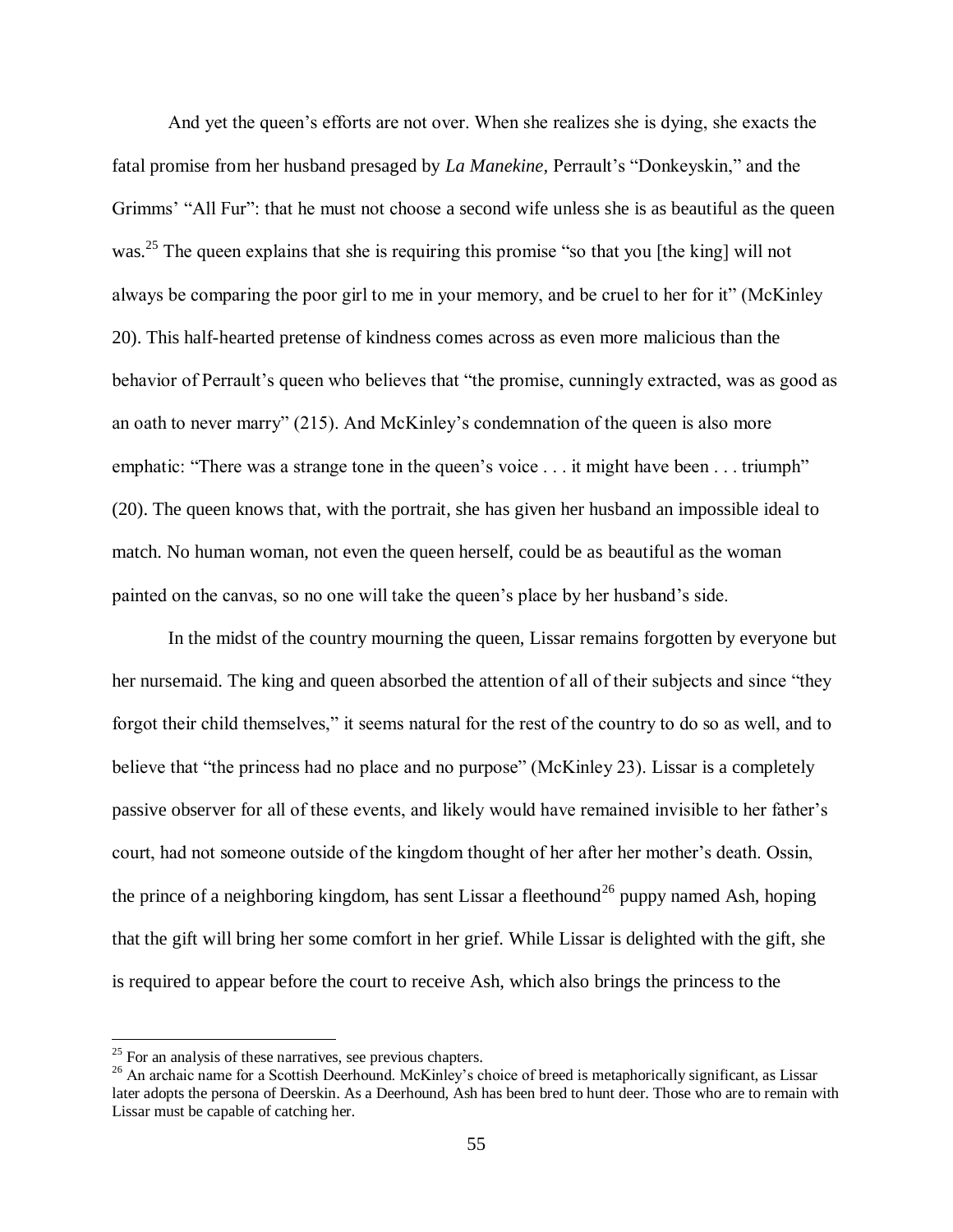And yet the queen's efforts are not over. When she realizes she is dying, she exacts the fatal promise from her husband presaged by *La Manekine,* Perrault's "Donkeyskin," and the Grimms' "All Fur": that he must not choose a second wife unless she is as beautiful as the queen was.[25] The queen explains that she is requiring this promise "so that you [the king] will not always be comparing the poor girl to me in your memory, and be cruel to her for it" (McKinley 20). This half-hearted pretense of kindness comes across as even more malicious than the behavior of Perrault's queen who believes that "the promise, cunningly extracted, was as good as an oath to never marry" (215). And McKinley's condemnation of the queen is also more emphatic: "There was a strange tone in the queen's voice . . . it might have been . . . triumph" (20). The queen knows that, with the portrait, she has given her husband an impossible ideal to match. No human woman, not even the queen herself, could be as beautiful as the woman painted on the canvas, so no one will take the queen's place by her husband's side.

In the midst of the country mourning the queen, Lissar remains forgotten by everyone but her nursemaid. The king and queen absorbed the attention of all of their subjects and since "they forgot their child themselves," it seems natural for the rest of the country to do so as well, and to believe that "the princess had no place and no purpose" (McKinley 23). Lissar is a completely passive observer for all of these events, and likely would have remained invisible to her father's court, had not someone outside of the kingdom thought of her after her mother's death. Ossin, the prince of a neighboring kingdom, has sent Lissar a fleethound[26] puppy named Ash, hoping that the gift will bring her some comfort in her grief. While Lissar is delighted with the gift, she is required to appear before the court to receive Ash, which also brings the princess to the

[25] For an analysis of these narratives, see previous chapters.

[26] An archaic name for a Scottish Deerhound. McKinley's choice of breed is metaphorically significant, as Lissar later adopts the persona of Deerskin. As a Deerhound, Ash has been bred to hunt deer. Those who are to remain with Lissar must be capable of catching her.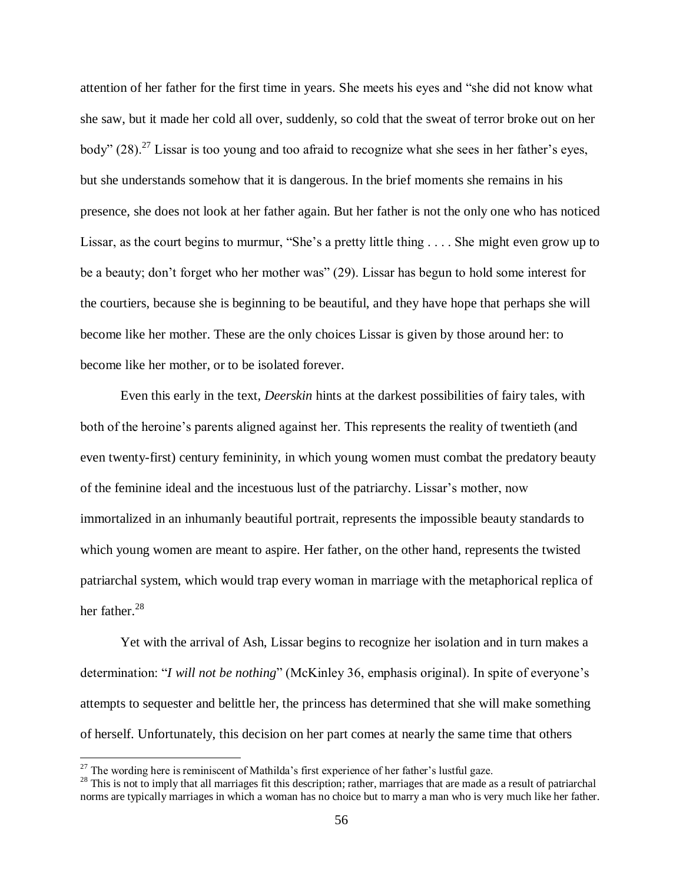attention of her father for the first time in years. She meets his eyes and "she did not know what she saw, but it made her cold all over, suddenly, so cold that the sweat of terror broke out on her body" (28).[27] Lissar is too young and too afraid to recognize what she sees in her father's eyes, but she understands somehow that it is dangerous. In the brief moments she remains in his presence, she does not look at her father again. But her father is not the only one who has noticed Lissar, as the court begins to murmur, "She's a pretty little thing . . . . She might even grow up to be a beauty; don't forget who her mother was" (29). Lissar has begun to hold some interest for the courtiers, because she is beginning to be beautiful, and they have hope that perhaps she will become like her mother. These are the only choices Lissar is given by those around her: to become like her mother, or to be isolated forever.

Even this early in the text, *Deerskin* hints at the darkest possibilities of fairy tales, with both of the heroine's parents aligned against her. This represents the reality of twentieth (and even twenty-first) century femininity, in which young women must combat the predatory beauty of the feminine ideal and the incestuous lust of the patriarchy. Lissar's mother, now immortalized in an inhumanly beautiful portrait, represents the impossible beauty standards to which young women are meant to aspire. Her father, on the other hand, represents the twisted patriarchal system, which would trap every woman in marriage with the metaphorical replica of her father.[28]

Yet with the arrival of Ash, Lissar begins to recognize her isolation and in turn makes a determination: "*I will not be nothing*" (McKinley 36, emphasis original). In spite of everyone's attempts to sequester and belittle her, the princess has determined that she will make something of herself. Unfortunately, this decision on her part comes at nearly the same time that others

---

[27] The wording here is reminiscent of Mathilda's first experience of her father's lustful gaze.

[28] This is not to imply that all marriages fit this description; rather, marriages that are made as a result of patriarchal norms are typically marriages in which a woman has no choice but to marry a man who is very much like her father.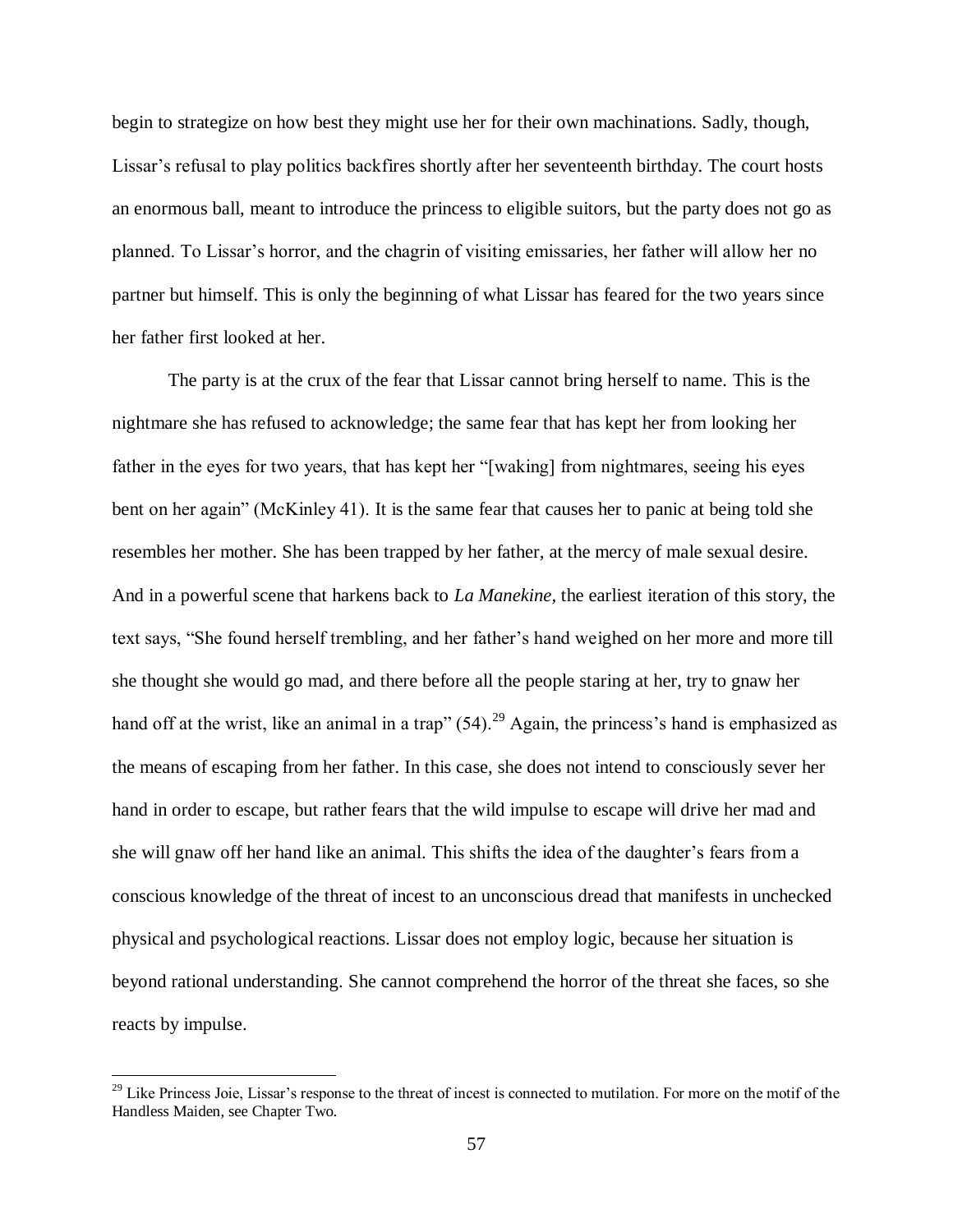begin to strategize on how best they might use her for their own machinations. Sadly, though, Lissar's refusal to play politics backfires shortly after her seventeenth birthday. The court hosts an enormous ball, meant to introduce the princess to eligible suitors, but the party does not go as planned. To Lissar's horror, and the chagrin of visiting emissaries, her father will allow her no partner but himself. This is only the beginning of what Lissar has feared for the two years since her father first looked at her.

The party is at the crux of the fear that Lissar cannot bring herself to name. This is the nightmare she has refused to acknowledge; the same fear that has kept her from looking her father in the eyes for two years, that has kept her "[waking] from nightmares, seeing his eyes bent on her again" (McKinley 41). It is the same fear that causes her to panic at being told she resembles her mother. She has been trapped by her father, at the mercy of male sexual desire. And in a powerful scene that harkens back to *La Manekine*, the earliest iteration of this story, the text says, "She found herself trembling, and her father's hand weighed on her more and more till she thought she would go mad, and there before all the people staring at her, try to gnaw her hand off at the wrist, like an animal in a trap" (54).[29] Again, the princess's hand is emphasized as the means of escaping from her father. In this case, she does not intend to consciously sever her hand in order to escape, but rather fears that the wild impulse to escape will drive her mad and she will gnaw off her hand like an animal. This shifts the idea of the daughter's fears from a conscious knowledge of the threat of incest to an unconscious dread that manifests in unchecked physical and psychological reactions. Lissar does not employ logic, because her situation is beyond rational understanding. She cannot comprehend the horror of the threat she faces, so she reacts by impulse.

---

[29] Like Princess Joie, Lissar's response to the threat of incest is connected to mutilation. For more on the motif of the Handless Maiden, see Chapter Two.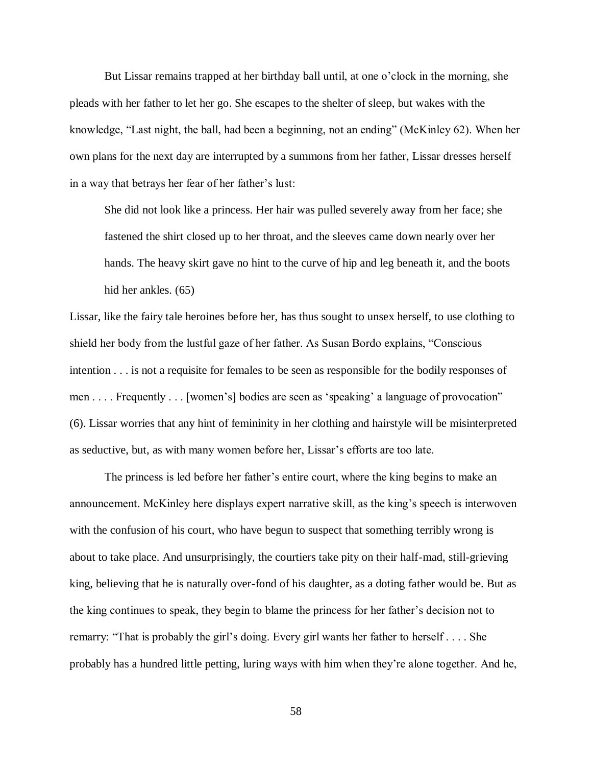But Lissar remains trapped at her birthday ball until, at one o'clock in the morning, she pleads with her father to let her go. She escapes to the shelter of sleep, but wakes with the knowledge, "Last night, the ball, had been a beginning, not an ending" (McKinley 62). When her own plans for the next day are interrupted by a summons from her father, Lissar dresses herself in a way that betrays her fear of her father's lust:

> She did not look like a princess. Her hair was pulled severely away from her face; she fastened the shirt closed up to her throat, and the sleeves came down nearly over her hands. The heavy skirt gave no hint to the curve of hip and leg beneath it, and the boots hid her ankles. (65)

Lissar, like the fairy tale heroines before her, has thus sought to unsex herself, to use clothing to shield her body from the lustful gaze of her father. As Susan Bordo explains, "Conscious intention . . . is not a requisite for females to be seen as responsible for the bodily responses of men . . . . Frequently . . . [women's] bodies are seen as 'speaking' a language of provocation" (6). Lissar worries that any hint of femininity in her clothing and hairstyle will be misinterpreted as seductive, but, as with many women before her, Lissar's efforts are too late.

The princess is led before her father's entire court, where the king begins to make an announcement. McKinley here displays expert narrative skill, as the king's speech is interwoven with the confusion of his court, who have begun to suspect that something terribly wrong is about to take place. And unsurprisingly, the courtiers take pity on their half-mad, still-grieving king, believing that he is naturally over-fond of his daughter, as a doting father would be. But as the king continues to speak, they begin to blame the princess for her father's decision not to remarry: "That is probably the girl's doing. Every girl wants her father to herself . . . . She probably has a hundred little petting, luring ways with him when they're alone together. And he,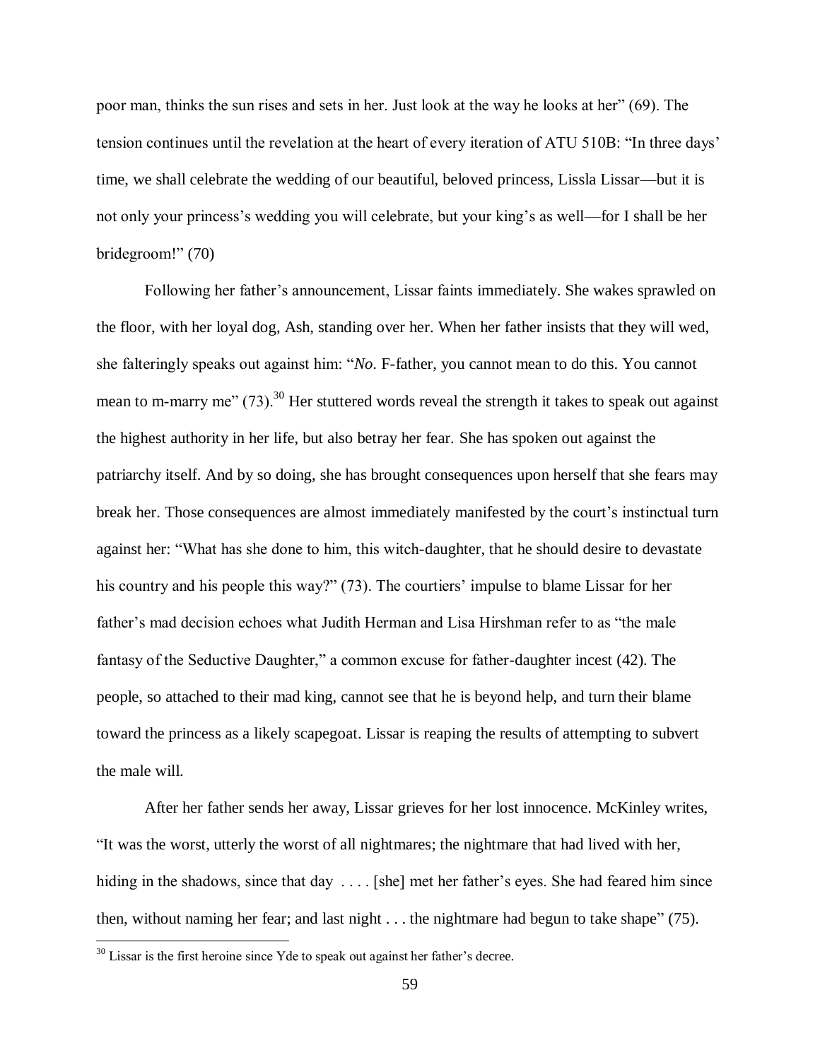poor man, thinks the sun rises and sets in her. Just look at the way he looks at her" (69). The tension continues until the revelation at the heart of every iteration of ATU 510B: "In three days' time, we shall celebrate the wedding of our beautiful, beloved princess, Lissla Lissar—but it is not only your princess's wedding you will celebrate, but your king's as well—for I shall be her bridegroom!" (70)

Following her father's announcement, Lissar faints immediately. She wakes sprawled on the floor, with her loyal dog, Ash, standing over her. When her father insists that they will wed, she falteringly speaks out against him: "*No*. F-father, you cannot mean to do this. You cannot mean to m-marry me" (73).[30] Her stuttered words reveal the strength it takes to speak out against the highest authority in her life, but also betray her fear. She has spoken out against the patriarchy itself. And by so doing, she has brought consequences upon herself that she fears may break her. Those consequences are almost immediately manifested by the court's instinctual turn against her: "What has she done to him, this witch-daughter, that he should desire to devastate his country and his people this way?" (73). The courtiers' impulse to blame Lissar for her father's mad decision echoes what Judith Herman and Lisa Hirshman refer to as "the male fantasy of the Seductive Daughter," a common excuse for father-daughter incest (42). The people, so attached to their mad king, cannot see that he is beyond help, and turn their blame toward the princess as a likely scapegoat. Lissar is reaping the results of attempting to subvert the male will.

After her father sends her away, Lissar grieves for her lost innocence. McKinley writes, "It was the worst, utterly the worst of all nightmares; the nightmare that had lived with her, hiding in the shadows, since that day . . . . [she] met her father's eyes. She had feared him since then, without naming her fear; and last night . . . the nightmare had begun to take shape" (75).

---

[30] Lissar is the first heroine since Yde to speak out against her father's decree.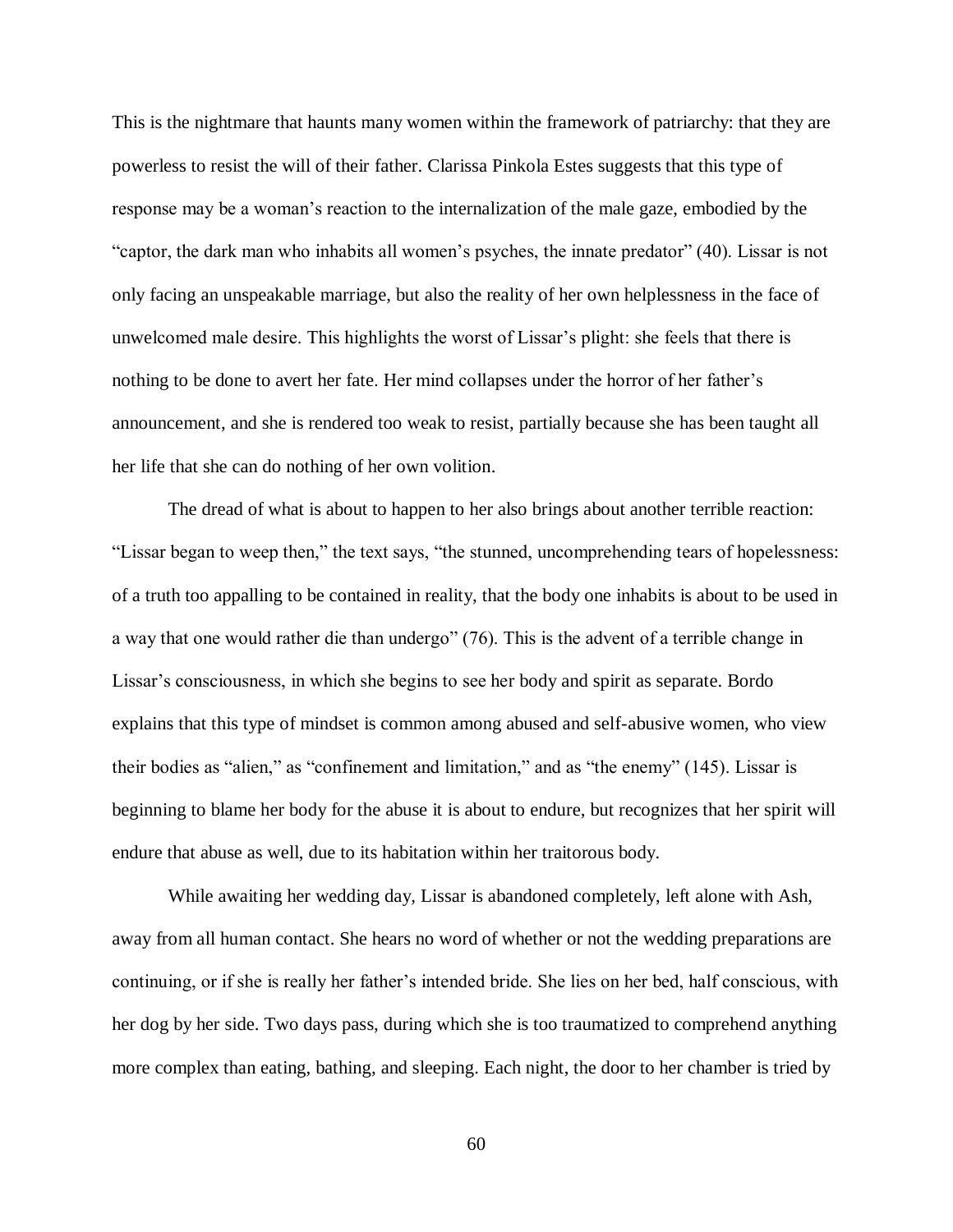This is the nightmare that haunts many women within the framework of patriarchy: that they are powerless to resist the will of their father. Clarissa Pinkola Estes suggests that this type of response may be a woman's reaction to the internalization of the male gaze, embodied by the "captor, the dark man who inhabits all women's psyches, the innate predator" (40). Lissar is not only facing an unspeakable marriage, but also the reality of her own helplessness in the face of unwelcomed male desire. This highlights the worst of Lissar's plight: she feels that there is nothing to be done to avert her fate. Her mind collapses under the horror of her father's announcement, and she is rendered too weak to resist, partially because she has been taught all her life that she can do nothing of her own volition.

The dread of what is about to happen to her also brings about another terrible reaction: "Lissar began to weep then," the text says, "the stunned, uncomprehending tears of hopelessness: of a truth too appalling to be contained in reality, that the body one inhabits is about to be used in a way that one would rather die than undergo" (76). This is the advent of a terrible change in Lissar's consciousness, in which she begins to see her body and spirit as separate. Bordo explains that this type of mindset is common among abused and self-abusive women, who view their bodies as "alien," as "confinement and limitation," and as "the enemy" (145). Lissar is beginning to blame her body for the abuse it is about to endure, but recognizes that her spirit will endure that abuse as well, due to its habitation within her traitorous body.

While awaiting her wedding day, Lissar is abandoned completely, left alone with Ash, away from all human contact. She hears no word of whether or not the wedding preparations are continuing, or if she is really her father's intended bride. She lies on her bed, half conscious, with her dog by her side. Two days pass, during which she is too traumatized to comprehend anything more complex than eating, bathing, and sleeping. Each night, the door to her chamber is tried by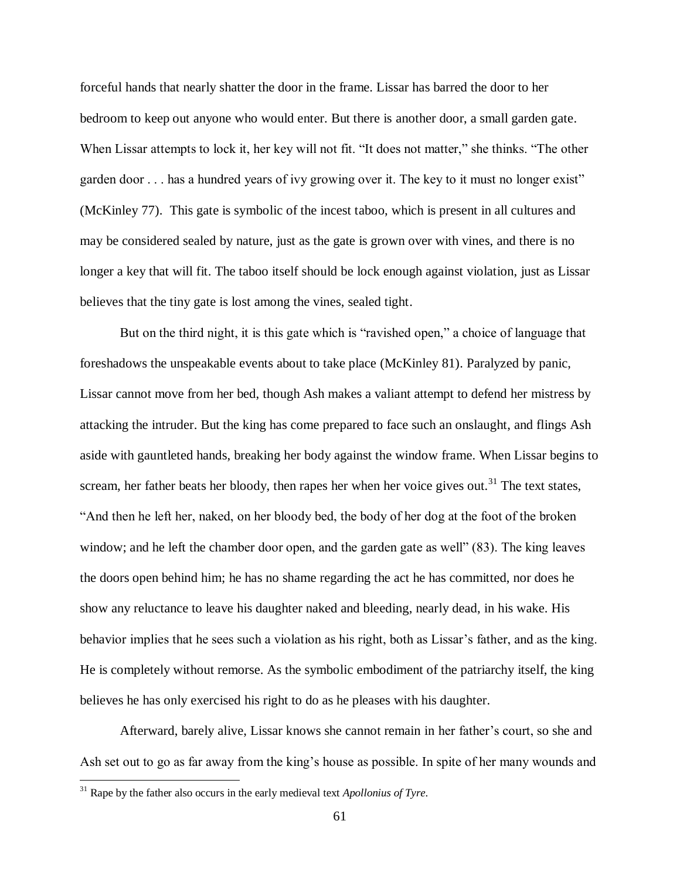forceful hands that nearly shatter the door in the frame. Lissar has barred the door to her bedroom to keep out anyone who would enter. But there is another door, a small garden gate. When Lissar attempts to lock it, her key will not fit. "It does not matter," she thinks. "The other garden door . . . has a hundred years of ivy growing over it. The key to it must no longer exist" (McKinley 77). This gate is symbolic of the incest taboo, which is present in all cultures and may be considered sealed by nature, just as the gate is grown over with vines, and there is no longer a key that will fit. The taboo itself should be lock enough against violation, just as Lissar believes that the tiny gate is lost among the vines, sealed tight.

But on the third night, it is this gate which is "ravished open," a choice of language that foreshadows the unspeakable events about to take place (McKinley 81). Paralyzed by panic, Lissar cannot move from her bed, though Ash makes a valiant attempt to defend her mistress by attacking the intruder. But the king has come prepared to face such an onslaught, and flings Ash aside with gauntleted hands, breaking her body against the window frame. When Lissar begins to scream, her father beats her bloody, then rapes her when her voice gives out.[31] The text states, "And then he left her, naked, on her bloody bed, the body of her dog at the foot of the broken window; and he left the chamber door open, and the garden gate as well" (83). The king leaves the doors open behind him; he has no shame regarding the act he has committed, nor does he show any reluctance to leave his daughter naked and bleeding, nearly dead, in his wake. His behavior implies that he sees such a violation as his right, both as Lissar's father, and as the king. He is completely without remorse. As the symbolic embodiment of the patriarchy itself, the king believes he has only exercised his right to do as he pleases with his daughter.

Afterward, barely alive, Lissar knows she cannot remain in her father's court, so she and Ash set out to go as far away from the king's house as possible. In spite of her many wounds and

---

[31] Rape by the father also occurs in the early medieval text *Apollonius of Tyre*.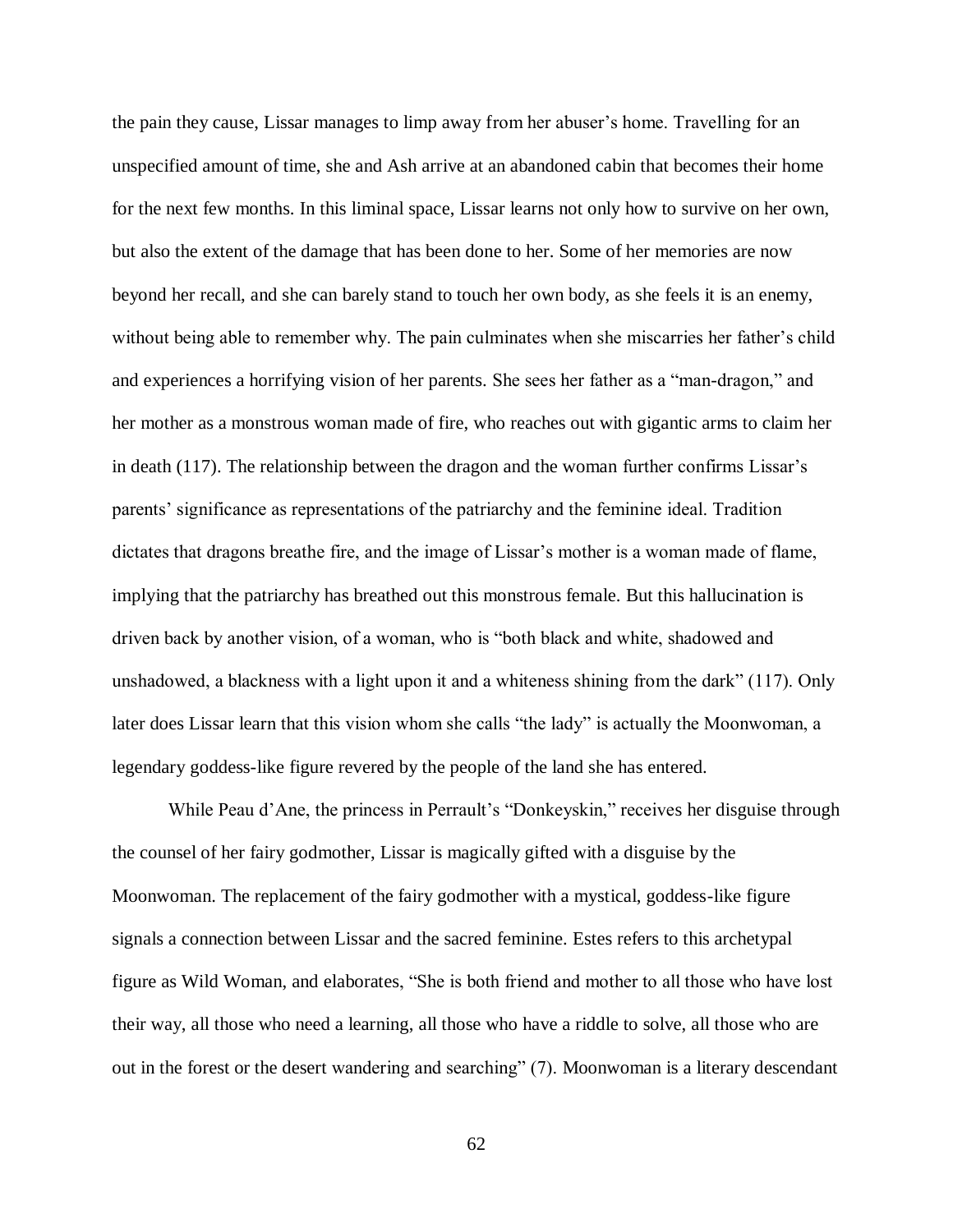the pain they cause, Lissar manages to limp away from her abuser's home. Travelling for an unspecified amount of time, she and Ash arrive at an abandoned cabin that becomes their home for the next few months. In this liminal space, Lissar learns not only how to survive on her own, but also the extent of the damage that has been done to her. Some of her memories are now beyond her recall, and she can barely stand to touch her own body, as she feels it is an enemy, without being able to remember why. The pain culminates when she miscarries her father's child and experiences a horrifying vision of her parents. She sees her father as a "man-dragon," and her mother as a monstrous woman made of fire, who reaches out with gigantic arms to claim her in death (117). The relationship between the dragon and the woman further confirms Lissar's parents' significance as representations of the patriarchy and the feminine ideal. Tradition dictates that dragons breathe fire, and the image of Lissar's mother is a woman made of flame, implying that the patriarchy has breathed out this monstrous female. But this hallucination is driven back by another vision, of a woman, who is "both black and white, shadowed and unshadowed, a blackness with a light upon it and a whiteness shining from the dark" (117). Only later does Lissar learn that this vision whom she calls "the lady" is actually the Moonwoman, a legendary goddess-like figure revered by the people of the land she has entered.

While Peau d'Ane, the princess in Perrault's "Donkeyskin," receives her disguise through the counsel of her fairy godmother, Lissar is magically gifted with a disguise by the Moonwoman. The replacement of the fairy godmother with a mystical, goddess-like figure signals a connection between Lissar and the sacred feminine. Estes refers to this archetypal figure as Wild Woman, and elaborates, "She is both friend and mother to all those who have lost their way, all those who need a learning, all those who have a riddle to solve, all those who are out in the forest or the desert wandering and searching" (7). Moonwoman is a literary descendant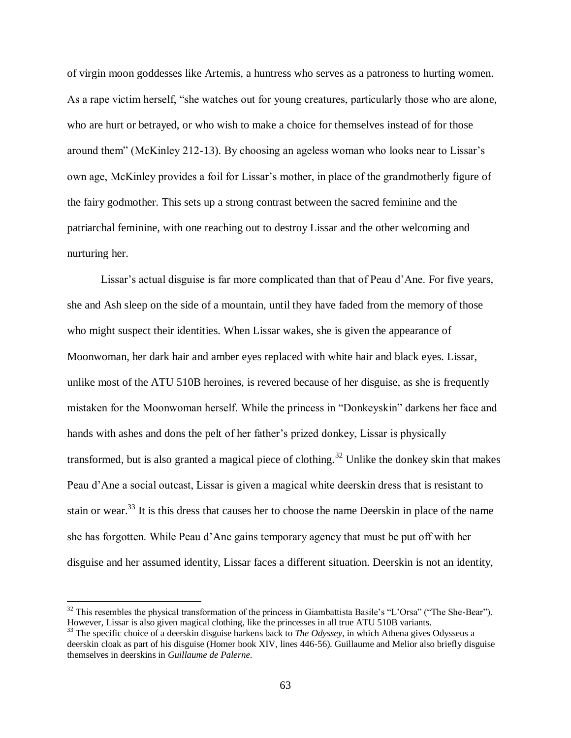of virgin moon goddesses like Artemis, a huntress who serves as a patroness to hurting women. As a rape victim herself, "she watches out for young creatures, particularly those who are alone, who are hurt or betrayed, or who wish to make a choice for themselves instead of for those around them" (McKinley 212-13). By choosing an ageless woman who looks near to Lissar's own age, McKinley provides a foil for Lissar's mother, in place of the grandmotherly figure of the fairy godmother. This sets up a strong contrast between the sacred feminine and the patriarchal feminine, with one reaching out to destroy Lissar and the other welcoming and nurturing her.

Lissar's actual disguise is far more complicated than that of Peau d'Ane. For five years, she and Ash sleep on the side of a mountain, until they have faded from the memory of those who might suspect their identities. When Lissar wakes, she is given the appearance of Moonwoman, her dark hair and amber eyes replaced with white hair and black eyes. Lissar, unlike most of the ATU 510B heroines, is revered because of her disguise, as she is frequently mistaken for the Moonwoman herself. While the princess in "Donkeyskin" darkens her face and hands with ashes and dons the pelt of her father's prized donkey, Lissar is physically transformed, but is also granted a magical piece of clothing.[32] Unlike the donkey skin that makes Peau d'Ane a social outcast, Lissar is given a magical white deerskin dress that is resistant to stain or wear.[33] It is this dress that causes her to choose the name Deerskin in place of the name she has forgotten. While Peau d'Ane gains temporary agency that must be put off with her disguise and her assumed identity, Lissar faces a different situation. Deerskin is not an identity,

---

[32] This resembles the physical transformation of the princess in Giambattista Basile's "L'Orsa" ("The She-Bear"). However, Lissar is also given magical clothing, like the princesses in all true ATU 510B variants.

[33] The specific choice of a deerskin disguise harkens back to *The Odyssey*, in which Athena gives Odysseus a deerskin cloak as part of his disguise (Homer book XIV, lines 446-56). Guillaume and Melior also briefly disguise themselves in deerskins in *Guillaume de Palerne*.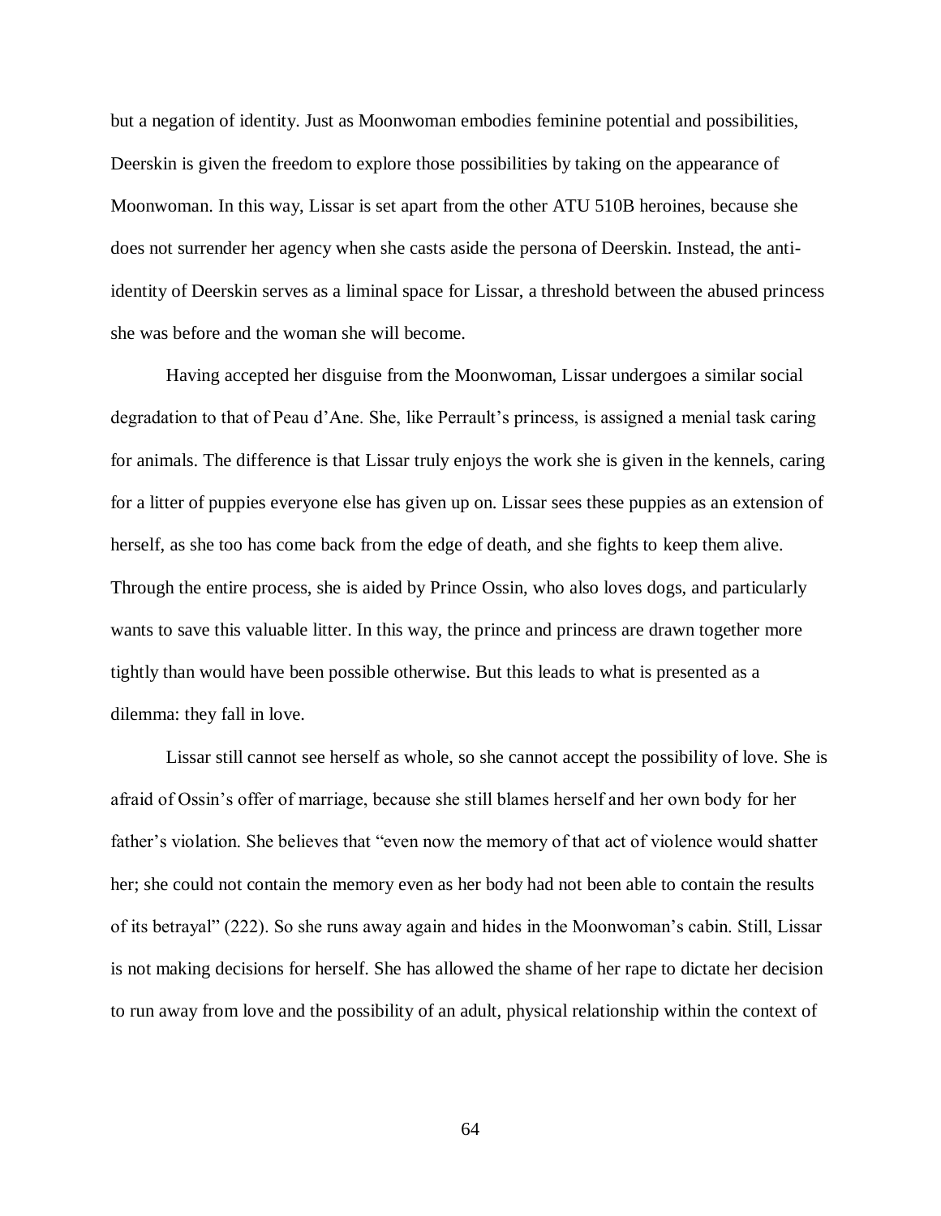but a negation of identity. Just as Moonwoman embodies feminine potential and possibilities, Deerskin is given the freedom to explore those possibilities by taking on the appearance of Moonwoman. In this way, Lissar is set apart from the other ATU 510B heroines, because she does not surrender her agency when she casts aside the persona of Deerskin. Instead, the anti-identity of Deerskin serves as a liminal space for Lissar, a threshold between the abused princess she was before and the woman she will become.

Having accepted her disguise from the Moonwoman, Lissar undergoes a similar social degradation to that of Peau d'Ane. She, like Perrault's princess, is assigned a menial task caring for animals. The difference is that Lissar truly enjoys the work she is given in the kennels, caring for a litter of puppies everyone else has given up on. Lissar sees these puppies as an extension of herself, as she too has come back from the edge of death, and she fights to keep them alive. Through the entire process, she is aided by Prince Ossin, who also loves dogs, and particularly wants to save this valuable litter. In this way, the prince and princess are drawn together more tightly than would have been possible otherwise. But this leads to what is presented as a dilemma: they fall in love.

Lissar still cannot see herself as whole, so she cannot accept the possibility of love. She is afraid of Ossin's offer of marriage, because she still blames herself and her own body for her father's violation. She believes that "even now the memory of that act of violence would shatter her; she could not contain the memory even as her body had not been able to contain the results of its betrayal" (222). So she runs away again and hides in the Moonwoman's cabin. Still, Lissar is not making decisions for herself. She has allowed the shame of her rape to dictate her decision to run away from love and the possibility of an adult, physical relationship within the context of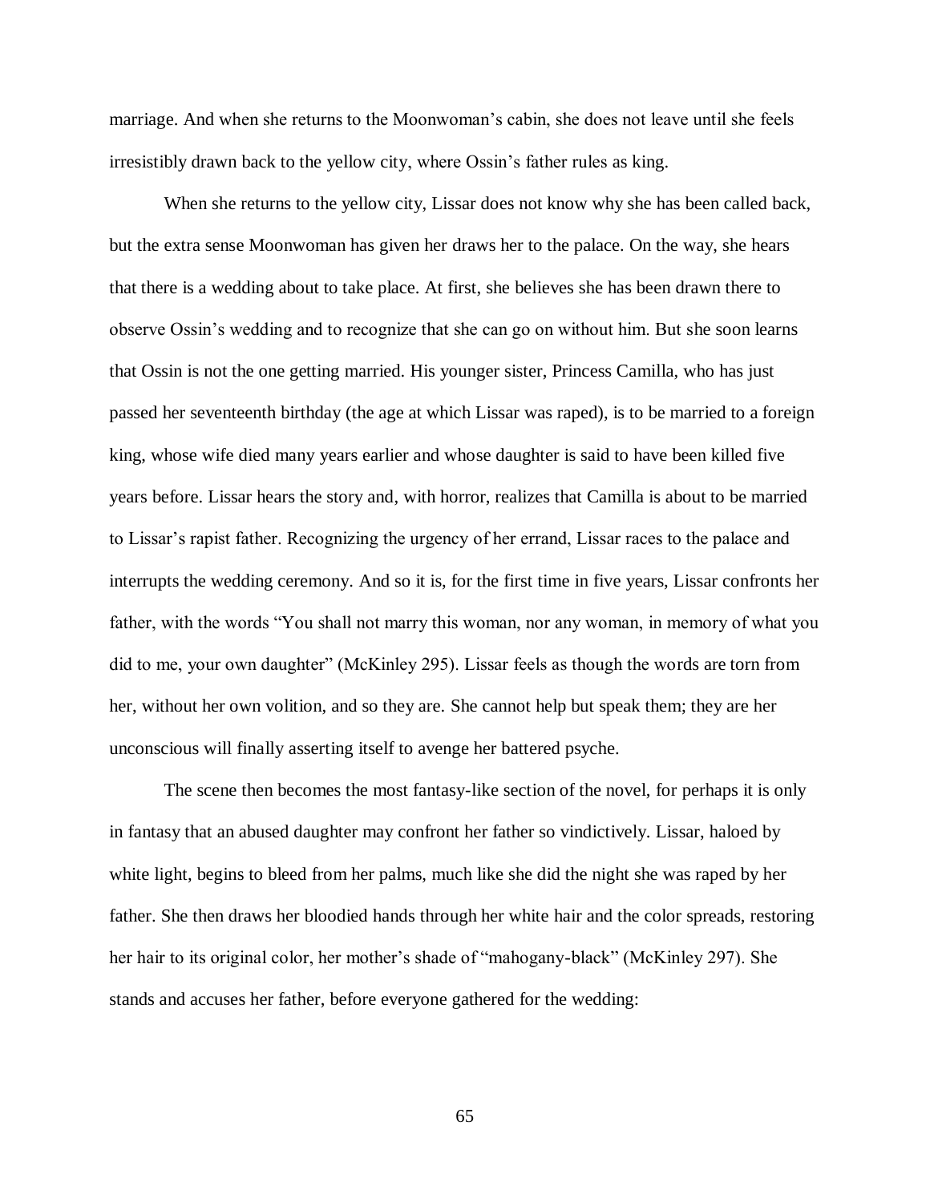marriage. And when she returns to the Moonwoman's cabin, she does not leave until she feels irresistibly drawn back to the yellow city, where Ossin's father rules as king.

When she returns to the yellow city, Lissar does not know why she has been called back, but the extra sense Moonwoman has given her draws her to the palace. On the way, she hears that there is a wedding about to take place. At first, she believes she has been drawn there to observe Ossin's wedding and to recognize that she can go on without him. But she soon learns that Ossin is not the one getting married. His younger sister, Princess Camilla, who has just passed her seventeenth birthday (the age at which Lissar was raped), is to be married to a foreign king, whose wife died many years earlier and whose daughter is said to have been killed five years before. Lissar hears the story and, with horror, realizes that Camilla is about to be married to Lissar's rapist father. Recognizing the urgency of her errand, Lissar races to the palace and interrupts the wedding ceremony. And so it is, for the first time in five years, Lissar confronts her father, with the words "You shall not marry this woman, nor any woman, in memory of what you did to me, your own daughter" (McKinley 295). Lissar feels as though the words are torn from her, without her own volition, and so they are. She cannot help but speak them; they are her unconscious will finally asserting itself to avenge her battered psyche.

The scene then becomes the most fantasy-like section of the novel, for perhaps it is only in fantasy that an abused daughter may confront her father so vindictively. Lissar, haloed by white light, begins to bleed from her palms, much like she did the night she was raped by her father. She then draws her bloodied hands through her white hair and the color spreads, restoring her hair to its original color, her mother's shade of "mahogany-black" (McKinley 297). She stands and accuses her father, before everyone gathered for the wedding: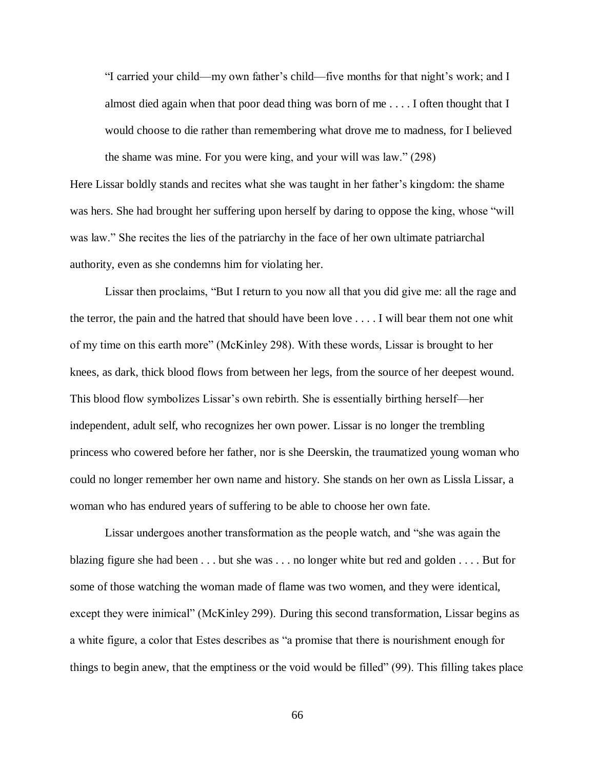> "I carried your child—my own father's child—five months for that night's work; and I almost died again when that poor dead thing was born of me . . . . I often thought that I would choose to die rather than remembering what drove me to madness, for I believed the shame was mine. For you were king, and your will was law." (298)

Here Lissar boldly stands and recites what she was taught in her father's kingdom: the shame was hers. She had brought her suffering upon herself by daring to oppose the king, whose "will was law." She recites the lies of the patriarchy in the face of her own ultimate patriarchal authority, even as she condemns him for violating her.

Lissar then proclaims, "But I return to you now all that you did give me: all the rage and the terror, the pain and the hatred that should have been love . . . . I will bear them not one whit of my time on this earth more" (McKinley 298). With these words, Lissar is brought to her knees, as dark, thick blood flows from between her legs, from the source of her deepest wound. This blood flow symbolizes Lissar's own rebirth. She is essentially birthing herself—her independent, adult self, who recognizes her own power. Lissar is no longer the trembling princess who cowered before her father, nor is she Deerskin, the traumatized young woman who could no longer remember her own name and history. She stands on her own as Lissla Lissar, a woman who has endured years of suffering to be able to choose her own fate.

Lissar undergoes another transformation as the people watch, and "she was again the blazing figure she had been . . . but she was . . . no longer white but red and golden . . . . But for some of those watching the woman made of flame was two women, and they were identical, except they were inimical" (McKinley 299). During this second transformation, Lissar begins as a white figure, a color that Estes describes as "a promise that there is nourishment enough for things to begin anew, that the emptiness or the void would be filled" (99). This filling takes place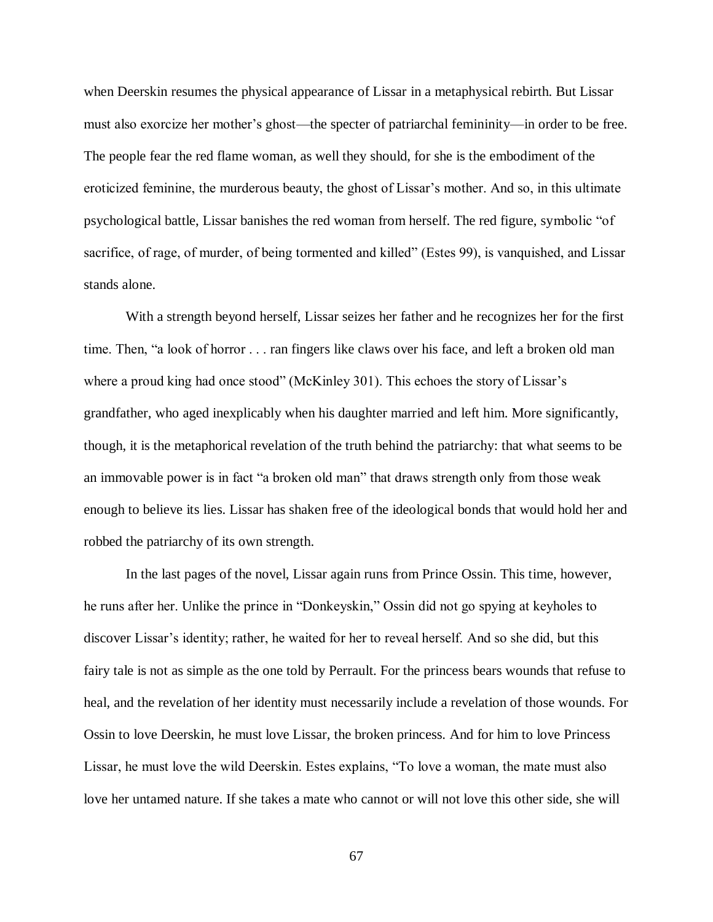when Deerskin resumes the physical appearance of Lissar in a metaphysical rebirth. But Lissar must also exorcize her mother's ghost—the specter of patriarchal femininity—in order to be free. The people fear the red flame woman, as well they should, for she is the embodiment of the eroticized feminine, the murderous beauty, the ghost of Lissar's mother. And so, in this ultimate psychological battle, Lissar banishes the red woman from herself. The red figure, symbolic "of sacrifice, of rage, of murder, of being tormented and killed" (Estes 99), is vanquished, and Lissar stands alone.

With a strength beyond herself, Lissar seizes her father and he recognizes her for the first time. Then, "a look of horror . . . ran fingers like claws over his face, and left a broken old man where a proud king had once stood" (McKinley 301). This echoes the story of Lissar's grandfather, who aged inexplicably when his daughter married and left him. More significantly, though, it is the metaphorical revelation of the truth behind the patriarchy: that what seems to be an immovable power is in fact "a broken old man" that draws strength only from those weak enough to believe its lies. Lissar has shaken free of the ideological bonds that would hold her and robbed the patriarchy of its own strength.

In the last pages of the novel, Lissar again runs from Prince Ossin. This time, however, he runs after her. Unlike the prince in "Donkeyskin," Ossin did not go spying at keyholes to discover Lissar's identity; rather, he waited for her to reveal herself. And so she did, but this fairy tale is not as simple as the one told by Perrault. For the princess bears wounds that refuse to heal, and the revelation of her identity must necessarily include a revelation of those wounds. For Ossin to love Deerskin, he must love Lissar, the broken princess. And for him to love Princess Lissar, he must love the wild Deerskin. Estes explains, "To love a woman, the mate must also love her untamed nature. If she takes a mate who cannot or will not love this other side, she will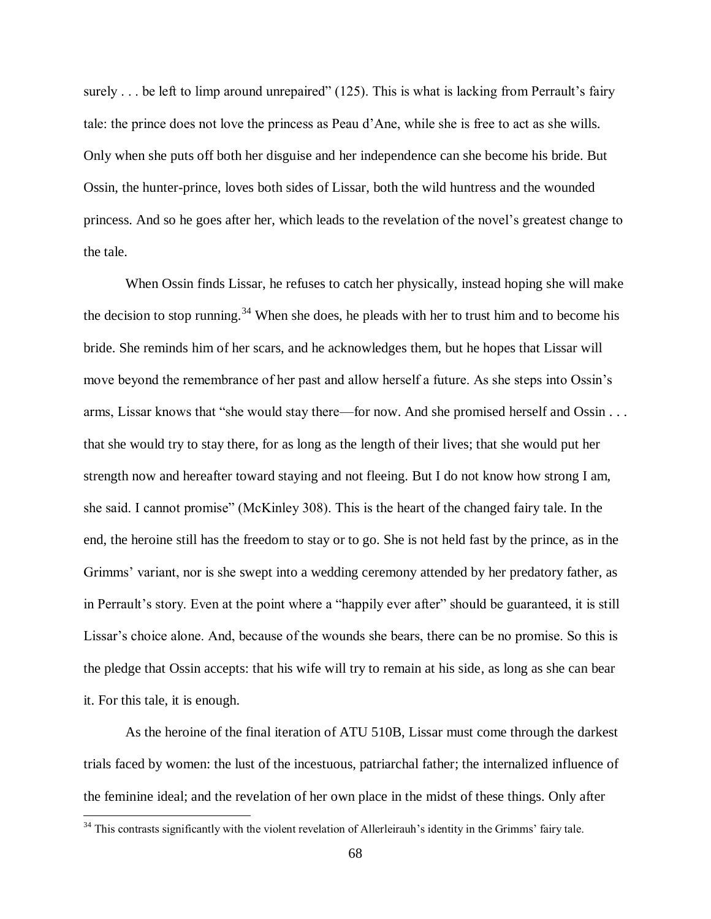surely . . . be left to limp around unrepaired" (125). This is what is lacking from Perrault's fairy tale: the prince does not love the princess as Peau d'Ane, while she is free to act as she wills. Only when she puts off both her disguise and her independence can she become his bride. But Ossin, the hunter-prince, loves both sides of Lissar, both the wild huntress and the wounded princess. And so he goes after her, which leads to the revelation of the novel's greatest change to the tale.

When Ossin finds Lissar, he refuses to catch her physically, instead hoping she will make the decision to stop running.[34] When she does, he pleads with her to trust him and to become his bride. She reminds him of her scars, and he acknowledges them, but he hopes that Lissar will move beyond the remembrance of her past and allow herself a future. As she steps into Ossin's arms, Lissar knows that "she would stay there—for now. And she promised herself and Ossin . . . that she would try to stay there, for as long as the length of their lives; that she would put her strength now and hereafter toward staying and not fleeing. But I do not know how strong I am, she said. I cannot promise" (McKinley 308). This is the heart of the changed fairy tale. In the end, the heroine still has the freedom to stay or to go. She is not held fast by the prince, as in the Grimms' variant, nor is she swept into a wedding ceremony attended by her predatory father, as in Perrault's story. Even at the point where a "happily ever after" should be guaranteed, it is still Lissar's choice alone. And, because of the wounds she bears, there can be no promise. So this is the pledge that Ossin accepts: that his wife will try to remain at his side, as long as she can bear it. For this tale, it is enough.

As the heroine of the final iteration of ATU 510B, Lissar must come through the darkest trials faced by women: the lust of the incestuous, patriarchal father; the internalized influence of the feminine ideal; and the revelation of her own place in the midst of these things. Only after

[34] This contrasts significantly with the violent revelation of Allerleirauh's identity in the Grimms' fairy tale.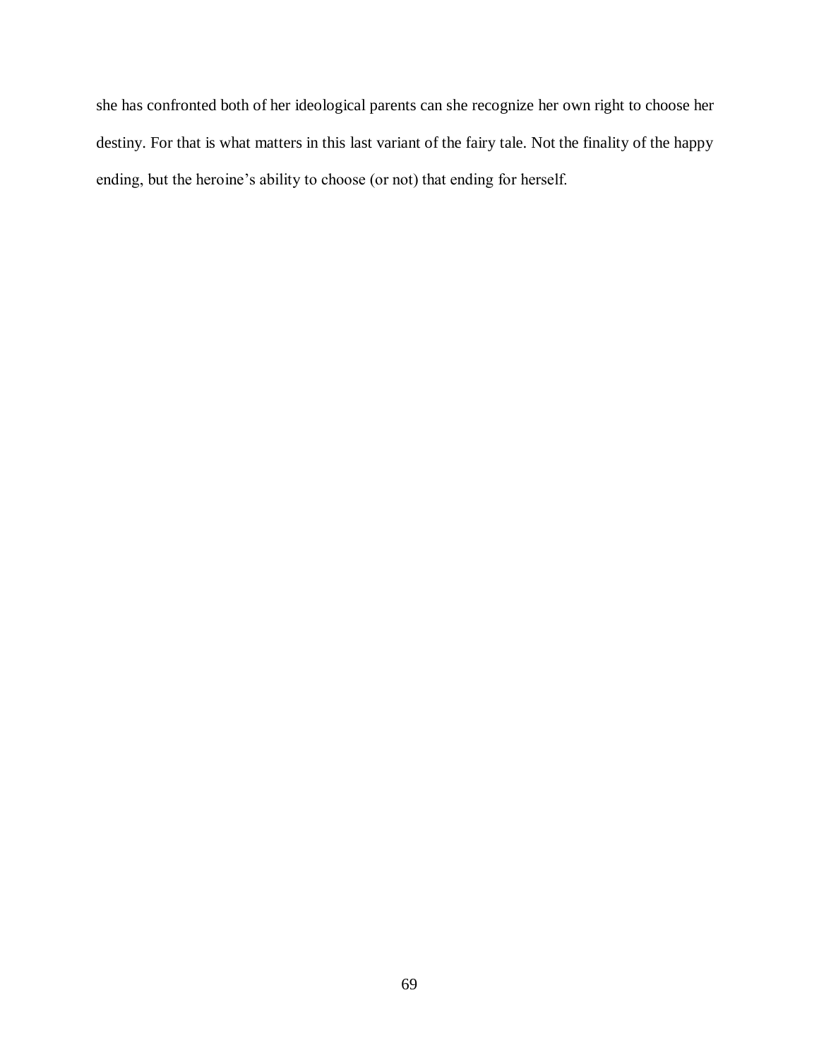she has confronted both of her ideological parents can she recognize her own right to choose her destiny. For that is what matters in this last variant of the fairy tale. Not the finality of the happy ending, but the heroine's ability to choose (or not) that ending for herself.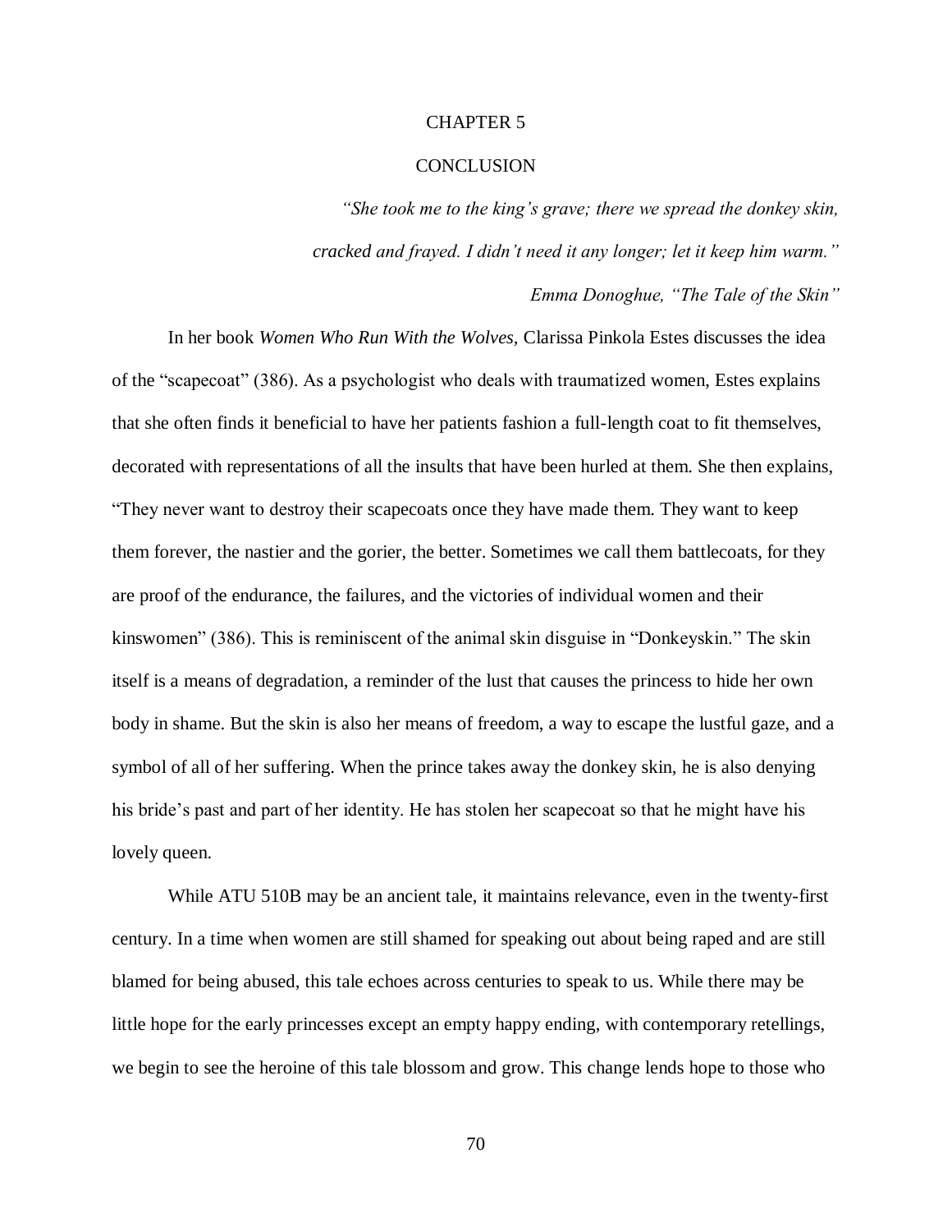# CHAPTER 5

# CONCLUSION

*"She took me to the king's grave; there we spread the donkey skin, cracked and frayed. I didn't need it any longer; let it keep him warm."*

*Emma Donoghue, "The Tale of the Skin"*

In her book *Women Who Run With the Wolves*, Clarissa Pinkola Estes discusses the idea of the "scapecoat" (386). As a psychologist who deals with traumatized women, Estes explains that she often finds it beneficial to have her patients fashion a full-length coat to fit themselves, decorated with representations of all the insults that have been hurled at them. She then explains, "They never want to destroy their scapecoats once they have made them. They want to keep them forever, the nastier and the gorier, the better. Sometimes we call them battlecoats, for they are proof of the endurance, the failures, and the victories of individual women and their kinswomen" (386). This is reminiscent of the animal skin disguise in "Donkeyskin." The skin itself is a means of degradation, a reminder of the lust that causes the princess to hide her own body in shame. But the skin is also her means of freedom, a way to escape the lustful gaze, and a symbol of all of her suffering. When the prince takes away the donkey skin, he is also denying his bride's past and part of her identity. He has stolen her scapecoat so that he might have his lovely queen.

While ATU 510B may be an ancient tale, it maintains relevance, even in the twenty-first century. In a time when women are still shamed for speaking out about being raped and are still blamed for being abused, this tale echoes across centuries to speak to us. While there may be little hope for the early princesses except an empty happy ending, with contemporary retellings, we begin to see the heroine of this tale blossom and grow. This change lends hope to those who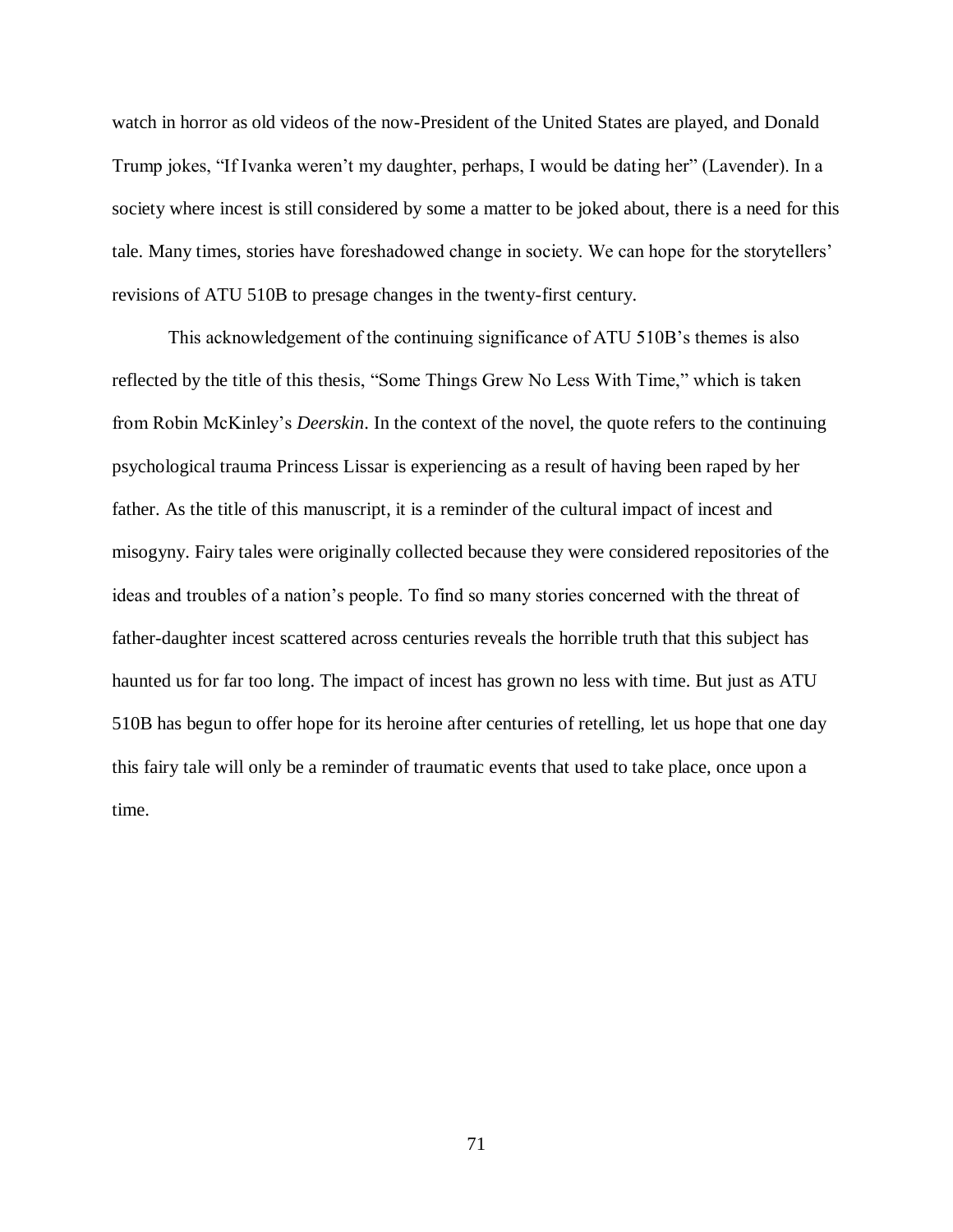watch in horror as old videos of the now-President of the United States are played, and Donald Trump jokes, "If Ivanka weren't my daughter, perhaps, I would be dating her" (Lavender). In a society where incest is still considered by some a matter to be joked about, there is a need for this tale. Many times, stories have foreshadowed change in society. We can hope for the storytellers' revisions of ATU 510B to presage changes in the twenty-first century.

This acknowledgement of the continuing significance of ATU 510B's themes is also reflected by the title of this thesis, "Some Things Grew No Less With Time," which is taken from Robin McKinley's *Deerskin*. In the context of the novel, the quote refers to the continuing psychological trauma Princess Lissar is experiencing as a result of having been raped by her father. As the title of this manuscript, it is a reminder of the cultural impact of incest and misogyny. Fairy tales were originally collected because they were considered repositories of the ideas and troubles of a nation's people. To find so many stories concerned with the threat of father-daughter incest scattered across centuries reveals the horrible truth that this subject has haunted us for far too long. The impact of incest has grown no less with time. But just as ATU 510B has begun to offer hope for its heroine after centuries of retelling, let us hope that one day this fairy tale will only be a reminder of traumatic events that used to take place, once upon a time.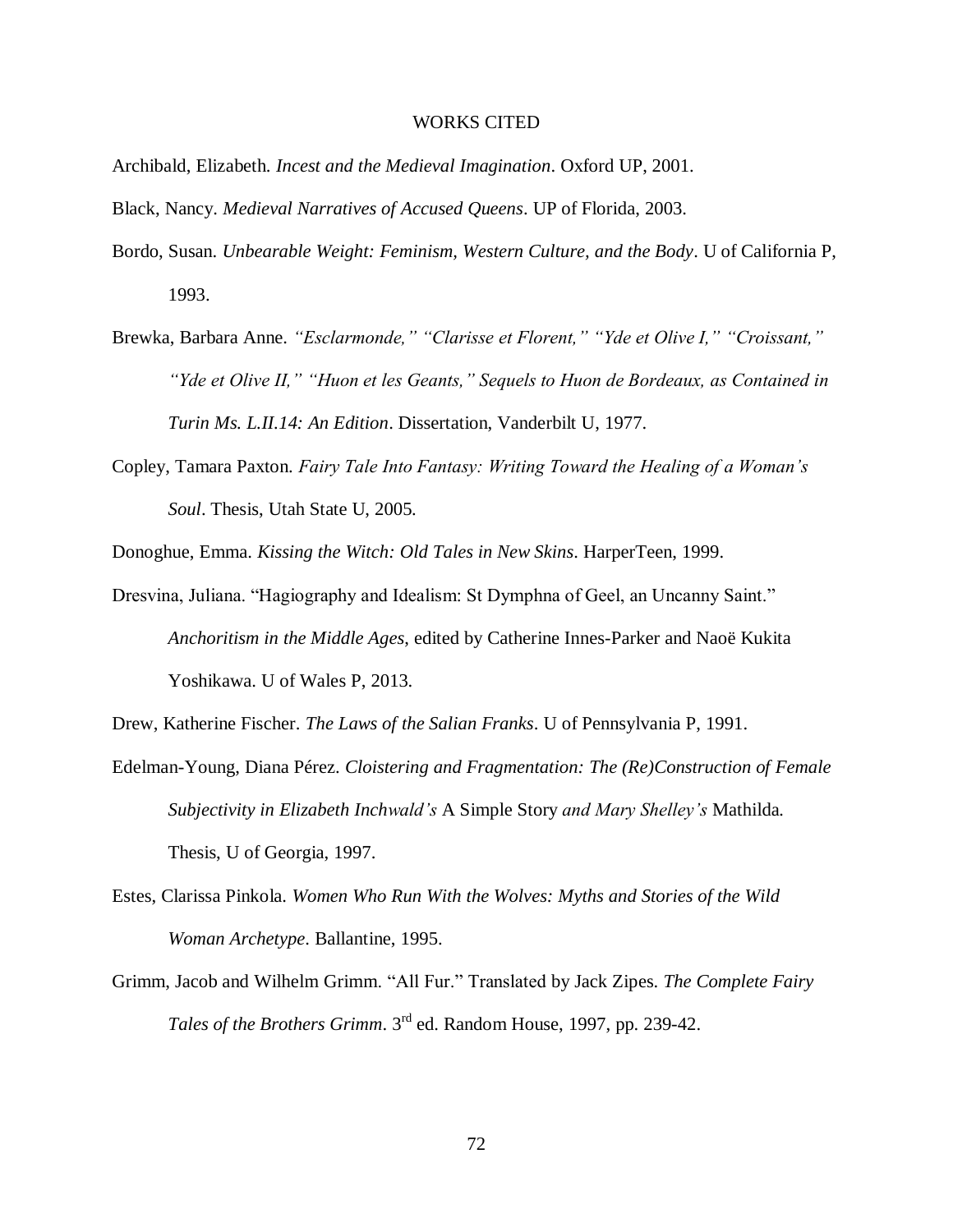# WORKS CITED

Archibald, Elizabeth. *Incest and the Medieval Imagination*. Oxford UP, 2001.

Black, Nancy. *Medieval Narratives of Accused Queens*. UP of Florida, 2003.

Bordo, Susan. *Unbearable Weight: Feminism, Western Culture, and the Body*. U of California P, 1993.

Brewka, Barbara Anne. *"Esclarmonde," "Clarisse et Florent," "Yde et Olive I," "Croissant," "Yde et Olive II," "Huon et les Geants," Sequels to Huon de Bordeaux, as Contained in Turin Ms. L.II.14: An Edition*. Dissertation, Vanderbilt U, 1977.

Copley, Tamara Paxton. *Fairy Tale Into Fantasy: Writing Toward the Healing of a Woman's Soul*. Thesis, Utah State U, 2005.

Donoghue, Emma. *Kissing the Witch: Old Tales in New Skins*. HarperTeen, 1999.

Dresvina, Juliana. "Hagiography and Idealism: St Dymphna of Geel, an Uncanny Saint." *Anchoritism in the Middle Ages*, edited by Catherine Innes-Parker and Naoë Kukita Yoshikawa. U of Wales P, 2013.

Drew, Katherine Fischer. *The Laws of the Salian Franks*. U of Pennsylvania P, 1991.

Edelman-Young, Diana Pérez. *Cloistering and Fragmentation: The (Re)Construction of Female Subjectivity in Elizabeth Inchwald's* A Simple Story *and Mary Shelley's* Mathilda. Thesis, U of Georgia, 1997.

Estes, Clarissa Pinkola. *Women Who Run With the Wolves: Myths and Stories of the Wild Woman Archetype*. Ballantine, 1995.

Grimm, Jacob and Wilhelm Grimm. "All Fur." Translated by Jack Zipes. *The Complete Fairy Tales of the Brothers Grimm*. 3rd ed. Random House, 1997, pp. 239-42.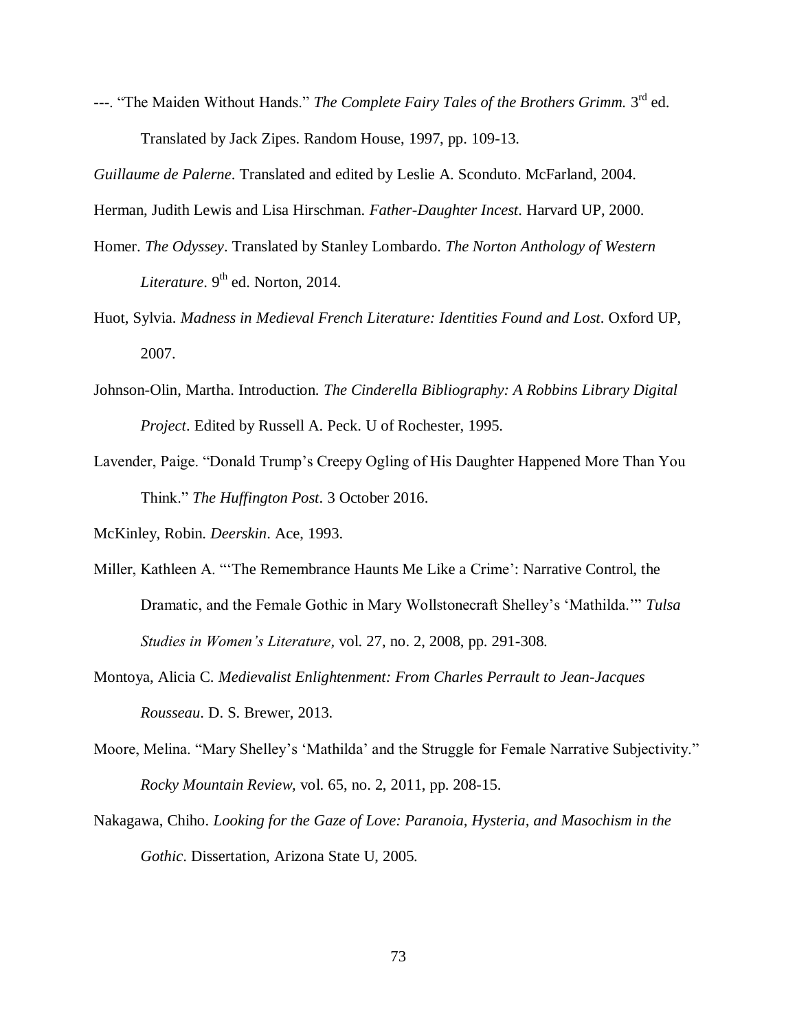---. "The Maiden Without Hands." *The Complete Fairy Tales of the Brothers Grimm.* 3rd ed. Translated by Jack Zipes. Random House, 1997, pp. 109-13.

*Guillaume de Palerne*. Translated and edited by Leslie A. Sconduto. McFarland, 2004.

Herman, Judith Lewis and Lisa Hirschman. *Father-Daughter Incest*. Harvard UP, 2000.

Homer. *The Odyssey*. Translated by Stanley Lombardo. *The Norton Anthology of Western Literature*. 9th ed. Norton, 2014.

Huot, Sylvia. *Madness in Medieval French Literature: Identities Found and Lost*. Oxford UP, 2007.

Johnson-Olin, Martha. Introduction. *The Cinderella Bibliography: A Robbins Library Digital Project*. Edited by Russell A. Peck. U of Rochester, 1995.

Lavender, Paige. "Donald Trump's Creepy Ogling of His Daughter Happened More Than You Think." *The Huffington Post*. 3 October 2016.

McKinley, Robin. *Deerskin*. Ace, 1993.

Miller, Kathleen A. "'The Remembrance Haunts Me Like a Crime': Narrative Control, the Dramatic, and the Female Gothic in Mary Wollstonecraft Shelley's 'Mathilda.'" *Tulsa Studies in Women's Literature,* vol. 27, no. 2, 2008, pp. 291-308.

Montoya, Alicia C. *Medievalist Enlightenment: From Charles Perrault to Jean-Jacques Rousseau*. D. S. Brewer, 2013.

Moore, Melina. "Mary Shelley's 'Mathilda' and the Struggle for Female Narrative Subjectivity." *Rocky Mountain Review,* vol. 65, no. 2, 2011, pp. 208-15.

Nakagawa, Chiho. *Looking for the Gaze of Love: Paranoia, Hysteria, and Masochism in the Gothic*. Dissertation, Arizona State U, 2005.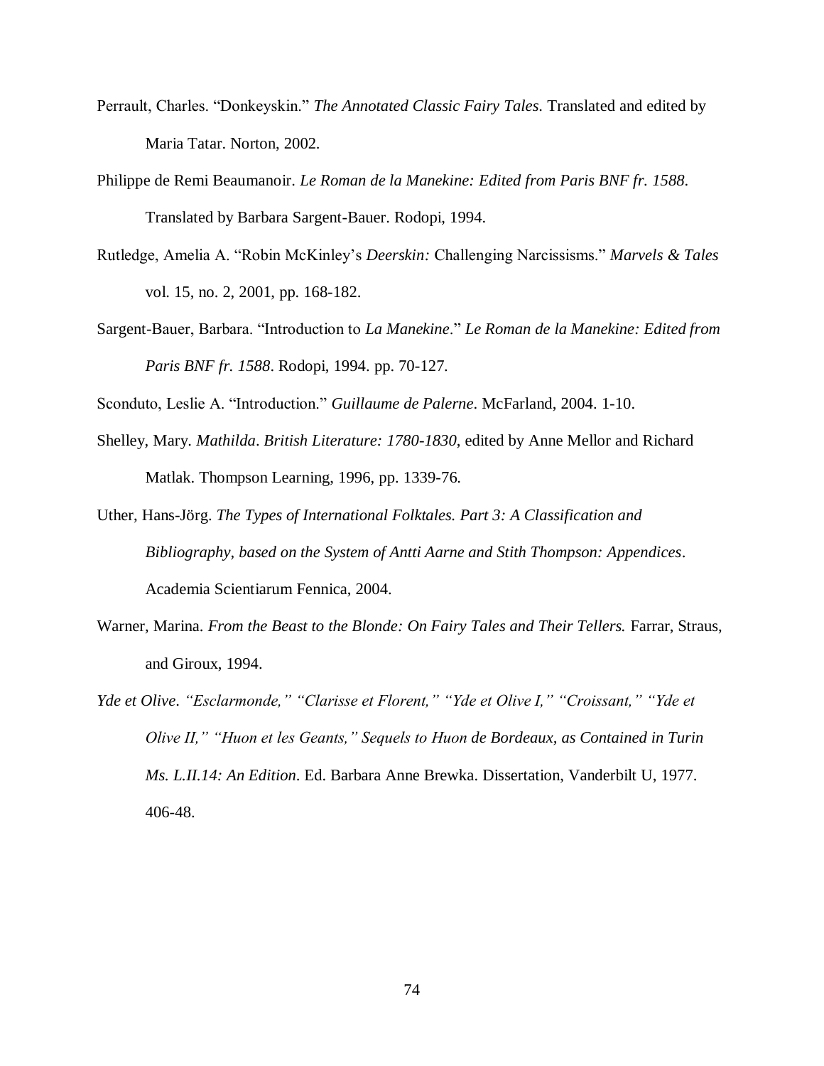Perrault, Charles. "Donkeyskin." *The Annotated Classic Fairy Tales.* Translated and edited by Maria Tatar. Norton, 2002.

Philippe de Remi Beaumanoir. *Le Roman de la Manekine: Edited from Paris BNF fr. 1588*. Translated by Barbara Sargent-Bauer. Rodopi, 1994.

Rutledge, Amelia A. "Robin McKinley's *Deerskin:* Challenging Narcissisms." *Marvels & Tales* vol. 15, no. 2, 2001, pp. 168-182.

Sargent-Bauer, Barbara. "Introduction to *La Manekine*." *Le Roman de la Manekine: Edited from Paris BNF fr. 1588*. Rodopi, 1994. pp. 70-127.

Sconduto, Leslie A. "Introduction." *Guillaume de Palerne*. McFarland, 2004. 1-10.

Shelley, Mary. *Mathilda*. *British Literature: 1780-1830*, edited by Anne Mellor and Richard Matlak. Thompson Learning, 1996, pp. 1339-76.

Uther, Hans-Jörg. *The Types of International Folktales. Part 3: A Classification and Bibliography, based on the System of Antti Aarne and Stith Thompson: Appendices*. Academia Scientiarum Fennica, 2004.

Warner, Marina. *From the Beast to the Blonde: On Fairy Tales and Their Tellers.* Farrar, Straus, and Giroux, 1994.

*Yde et Olive*. *"Esclarmonde," "Clarisse et Florent," "Yde et Olive I," "Croissant," "Yde et Olive II," "Huon et les Geants," Sequels to Huon de Bordeaux, as Contained in Turin Ms. L.II.14: An Edition*. Ed. Barbara Anne Brewka. Dissertation, Vanderbilt U, 1977. 406-48.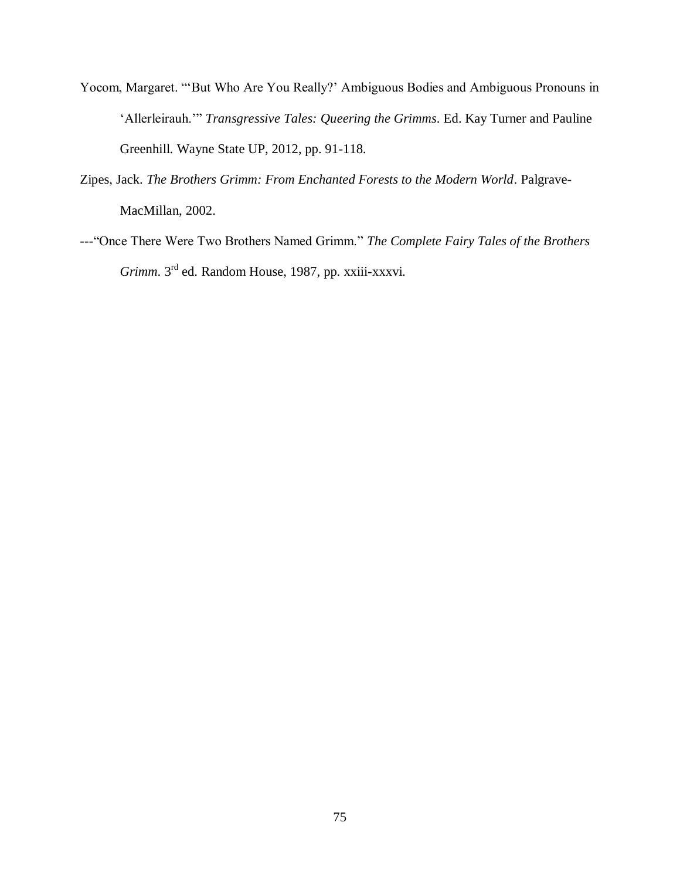Yocom, Margaret. "'But Who Are You Really?' Ambiguous Bodies and Ambiguous Pronouns in 'Allerleirauh.'" *Transgressive Tales: Queering the Grimms*. Ed. Kay Turner and Pauline Greenhill. Wayne State UP, 2012, pp. 91-118.

Zipes, Jack. *The Brothers Grimm: From Enchanted Forests to the Modern World*. Palgrave-MacMillan, 2002.

---"Once There Were Two Brothers Named Grimm." *The Complete Fairy Tales of the Brothers Grimm*. 3rd ed. Random House, 1987, pp. xxiii-xxxvi.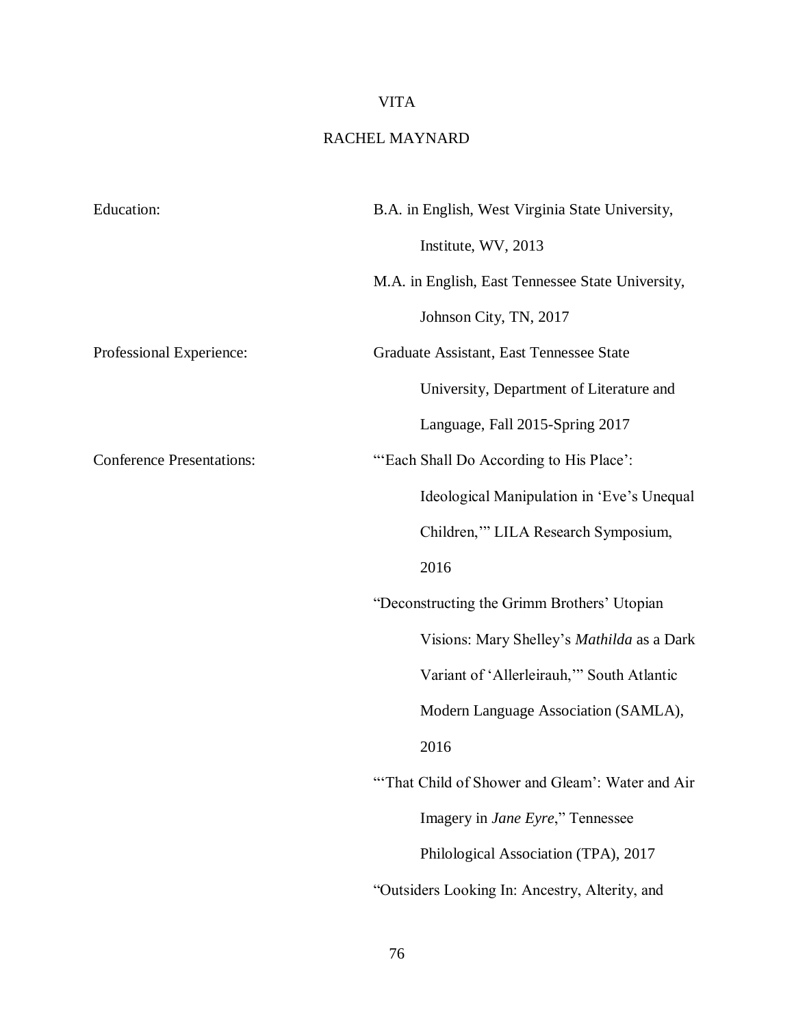# VITA

## RACHEL MAYNARD

| | |
|---|---|
| Education: | B.A. in English, West Virginia State University, Institute, WV, 2013 |
| | M.A. in English, East Tennessee State University, Johnson City, TN, 2017 |
| Professional Experience: | Graduate Assistant, East Tennessee State University, Department of Literature and Language, Fall 2015-Spring 2017 |
| Conference Presentations: | "'Each Shall Do According to His Place': Ideological Manipulation in 'Eve's Unequal Children,'" LILA Research Symposium, 2016 |
| | "Deconstructing the Grimm Brothers' Utopian Visions: Mary Shelley's *Mathilda* as a Dark Variant of 'Allerleirauh,'" South Atlantic Modern Language Association (SAMLA), 2016 |
| | "'That Child of Shower and Gleam': Water and Air Imagery in *Jane Eyre*," Tennessee Philological Association (TPA), 2017 |
| | "Outsiders Looking In: Ancestry, Alterity, and |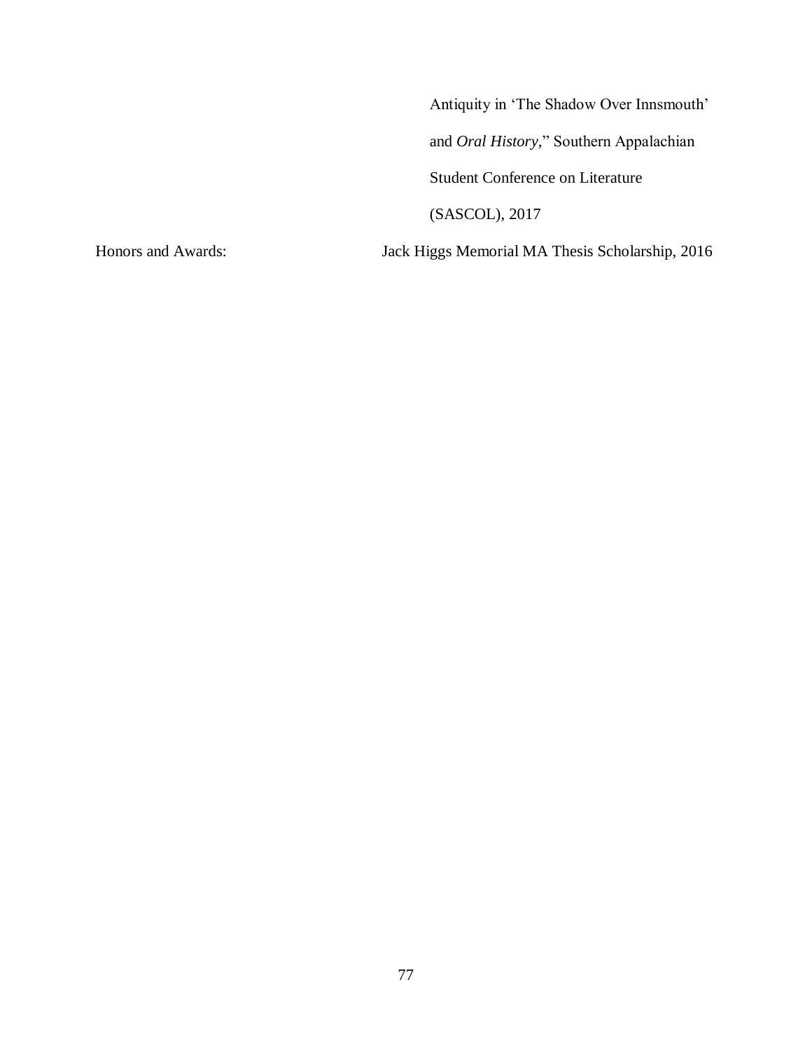Antiquity in 'The Shadow Over Innsmouth' and *Oral History*," Southern Appalachian Student Conference on Literature (SASCOL), 2017

Honors and Awards: Jack Higgs Memorial MA Thesis Scholarship, 2016